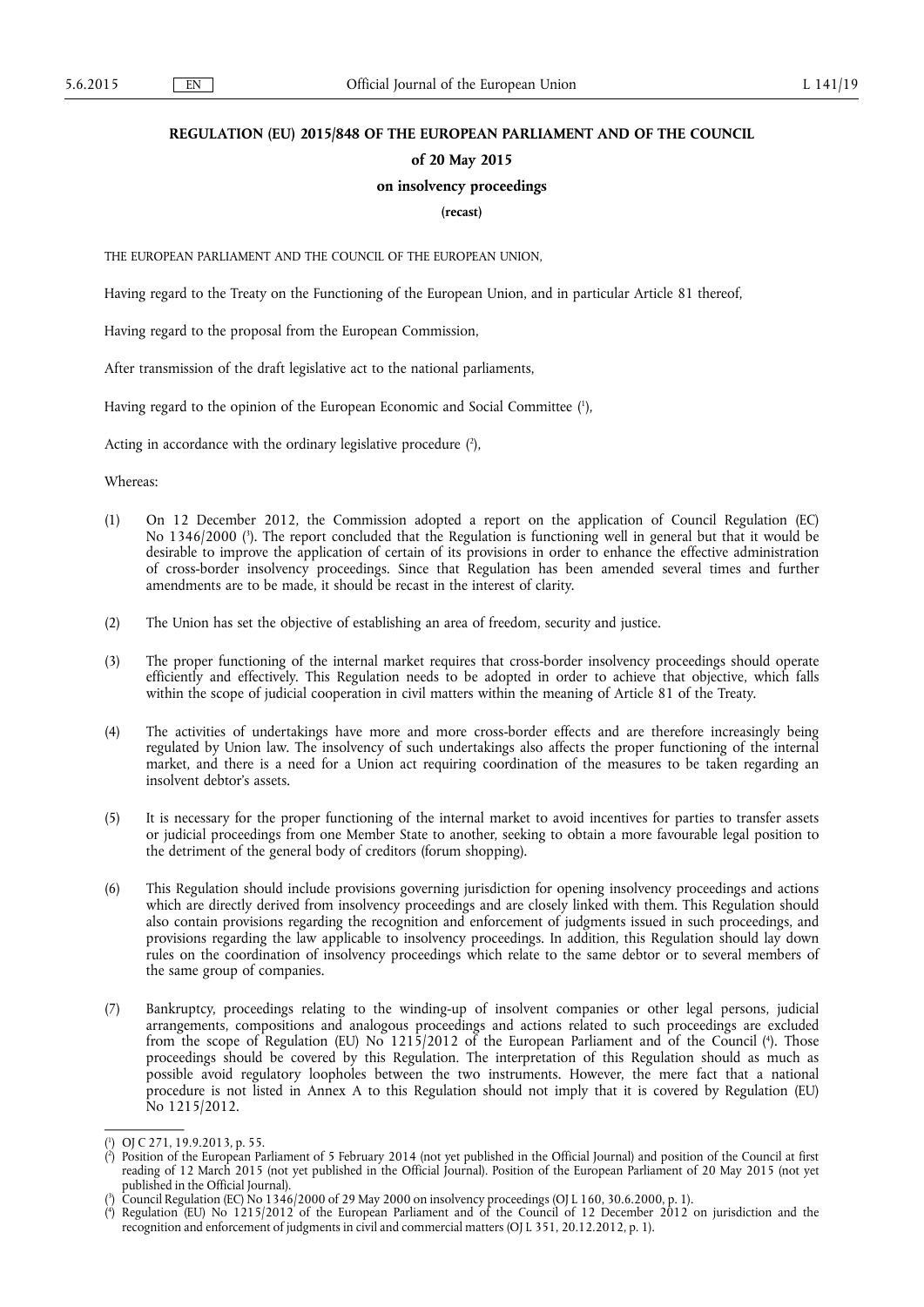# REGULATION (EU) 2015/848 OF THE EUROPEAN PARLIAMENT AND OF THE COUNCIL

## of 20 May 2015

## on insolvency proceedings

**(recast)**

THE EUROPEAN PARLIAMENT AND THE COUNCIL OF THE EUROPEAN UNION,

Having regard to the Treaty on the Functioning of the European Union, and in particular Article 81 thereof,

Having regard to the proposal from the European Commission,

After transmission of the draft legislative act to the national parliaments,

Having regard to the opinion of the European Economic and Social Committee ([1]),

Acting in accordance with the ordinary legislative procedure ([2]),

Whereas:

(1) On 12 December 2012, the Commission adopted a report on the application of Council Regulation (EC) No 1346/2000 ([3]). The report concluded that the Regulation is functioning well in general but that it would be desirable to improve the application of certain of its provisions in order to enhance the effective administration of cross-border insolvency proceedings. Since that Regulation has been amended several times and further amendments are to be made, it should be recast in the interest of clarity.

(2) The Union has set the objective of establishing an area of freedom, security and justice.

(3) The proper functioning of the internal market requires that cross-border insolvency proceedings should operate efficiently and effectively. This Regulation needs to be adopted in order to achieve that objective, which falls within the scope of judicial cooperation in civil matters within the meaning of Article 81 of the Treaty.

(4) The activities of undertakings have more and more cross-border effects and are therefore increasingly being regulated by Union law. The insolvency of such undertakings also affects the proper functioning of the internal market, and there is a need for a Union act requiring coordination of the measures to be taken regarding an insolvent debtor's assets.

(5) It is necessary for the proper functioning of the internal market to avoid incentives for parties to transfer assets or judicial proceedings from one Member State to another, seeking to obtain a more favourable legal position to the detriment of the general body of creditors (forum shopping).

(6) This Regulation should include provisions governing jurisdiction for opening insolvency proceedings and actions which are directly derived from insolvency proceedings and are closely linked with them. This Regulation should also contain provisions regarding the recognition and enforcement of judgments issued in such proceedings, and provisions regarding the law applicable to insolvency proceedings. In addition, this Regulation should lay down rules on the coordination of insolvency proceedings which relate to the same debtor or to several members of the same group of companies.

(7) Bankruptcy, proceedings relating to the winding-up of insolvent companies or other legal persons, judicial arrangements, compositions and analogous proceedings and actions related to such proceedings are excluded from the scope of Regulation (EU) No 1215/2012 of the European Parliament and of the Council ([4]). Those proceedings should be covered by this Regulation. The interpretation of this Regulation should as much as possible avoid regulatory loopholes between the two instruments. However, the mere fact that a national procedure is not listed in Annex A to this Regulation should not imply that it is covered by Regulation (EU) No 1215/2012.

---

([1]) OJ C 271, 19.9.2013, p. 55.

([2]) Position of the European Parliament of 5 February 2014 (not yet published in the Official Journal) and position of the Council at first reading of 12 March 2015 (not yet published in the Official Journal). Position of the European Parliament of 20 May 2015 (not yet published in the Official Journal).

([3]) Council Regulation (EC) No 1346/2000 of 29 May 2000 on insolvency proceedings (OJ L 160, 30.6.2000, p. 1).

([4]) Regulation (EU) No 1215/2012 of the European Parliament and of the Council of 12 December 2012 on jurisdiction and the recognition and enforcement of judgments in civil and commercial matters (OJ L 351, 20.12.2012, p. 1).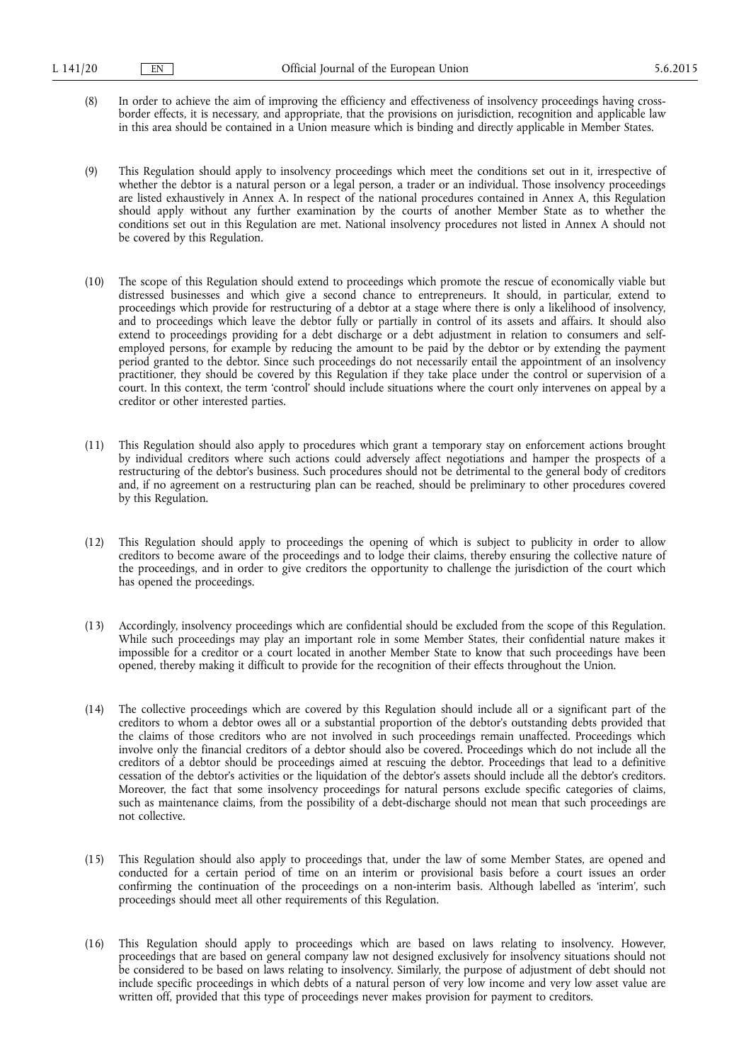(8) In order to achieve the aim of improving the efficiency and effectiveness of insolvency proceedings having cross-border effects, it is necessary, and appropriate, that the provisions on jurisdiction, recognition and applicable law in this area should be contained in a Union measure which is binding and directly applicable in Member States.

(9) This Regulation should apply to insolvency proceedings which meet the conditions set out in it, irrespective of whether the debtor is a natural person or a legal person, a trader or an individual. Those insolvency proceedings are listed exhaustively in Annex A. In respect of the national procedures contained in Annex A, this Regulation should apply without any further examination by the courts of another Member State as to whether the conditions set out in this Regulation are met. National insolvency procedures not listed in Annex A should not be covered by this Regulation.

(10) The scope of this Regulation should extend to proceedings which promote the rescue of economically viable but distressed businesses and which give a second chance to entrepreneurs. It should, in particular, extend to proceedings which provide for restructuring of a debtor at a stage where there is only a likelihood of insolvency, and to proceedings which leave the debtor fully or partially in control of its assets and affairs. It should also extend to proceedings providing for a debt discharge or a debt adjustment in relation to consumers and self-employed persons, for example by reducing the amount to be paid by the debtor or by extending the payment period granted to the debtor. Since such proceedings do not necessarily entail the appointment of an insolvency practitioner, they should be covered by this Regulation if they take place under the control or supervision of a court. In this context, the term 'control' should include situations where the court only intervenes on appeal by a creditor or other interested parties.

(11) This Regulation should also apply to procedures which grant a temporary stay on enforcement actions brought by individual creditors where such actions could adversely affect negotiations and hamper the prospects of a restructuring of the debtor's business. Such procedures should not be detrimental to the general body of creditors and, if no agreement on a restructuring plan can be reached, should be preliminary to other procedures covered by this Regulation.

(12) This Regulation should apply to proceedings the opening of which is subject to publicity in order to allow creditors to become aware of the proceedings and to lodge their claims, thereby ensuring the collective nature of the proceedings, and in order to give creditors the opportunity to challenge the jurisdiction of the court which has opened the proceedings.

(13) Accordingly, insolvency proceedings which are confidential should be excluded from the scope of this Regulation. While such proceedings may play an important role in some Member States, their confidential nature makes it impossible for a creditor or a court located in another Member State to know that such proceedings have been opened, thereby making it difficult to provide for the recognition of their effects throughout the Union.

(14) The collective proceedings which are covered by this Regulation should include all or a significant part of the creditors to whom a debtor owes all or a substantial proportion of the debtor's outstanding debts provided that the claims of those creditors who are not involved in such proceedings remain unaffected. Proceedings which involve only the financial creditors of a debtor should also be covered. Proceedings which do not include all the creditors of a debtor should be proceedings aimed at rescuing the debtor. Proceedings that lead to a definitive cessation of the debtor's activities or the liquidation of the debtor's assets should include all the debtor's creditors. Moreover, the fact that some insolvency proceedings for natural persons exclude specific categories of claims, such as maintenance claims, from the possibility of a debt-discharge should not mean that such proceedings are not collective.

(15) This Regulation should also apply to proceedings that, under the law of some Member States, are opened and conducted for a certain period of time on an interim or provisional basis before a court issues an order confirming the continuation of the proceedings on a non-interim basis. Although labelled as 'interim', such proceedings should meet all other requirements of this Regulation.

(16) This Regulation should apply to proceedings which are based on laws relating to insolvency. However, proceedings that are based on general company law not designed exclusively for insolvency situations should not be considered to be based on laws relating to insolvency. Similarly, the purpose of adjustment of debt should not include specific proceedings in which debts of a natural person of very low income and very low asset value are written off, provided that this type of proceedings never makes provision for payment to creditors.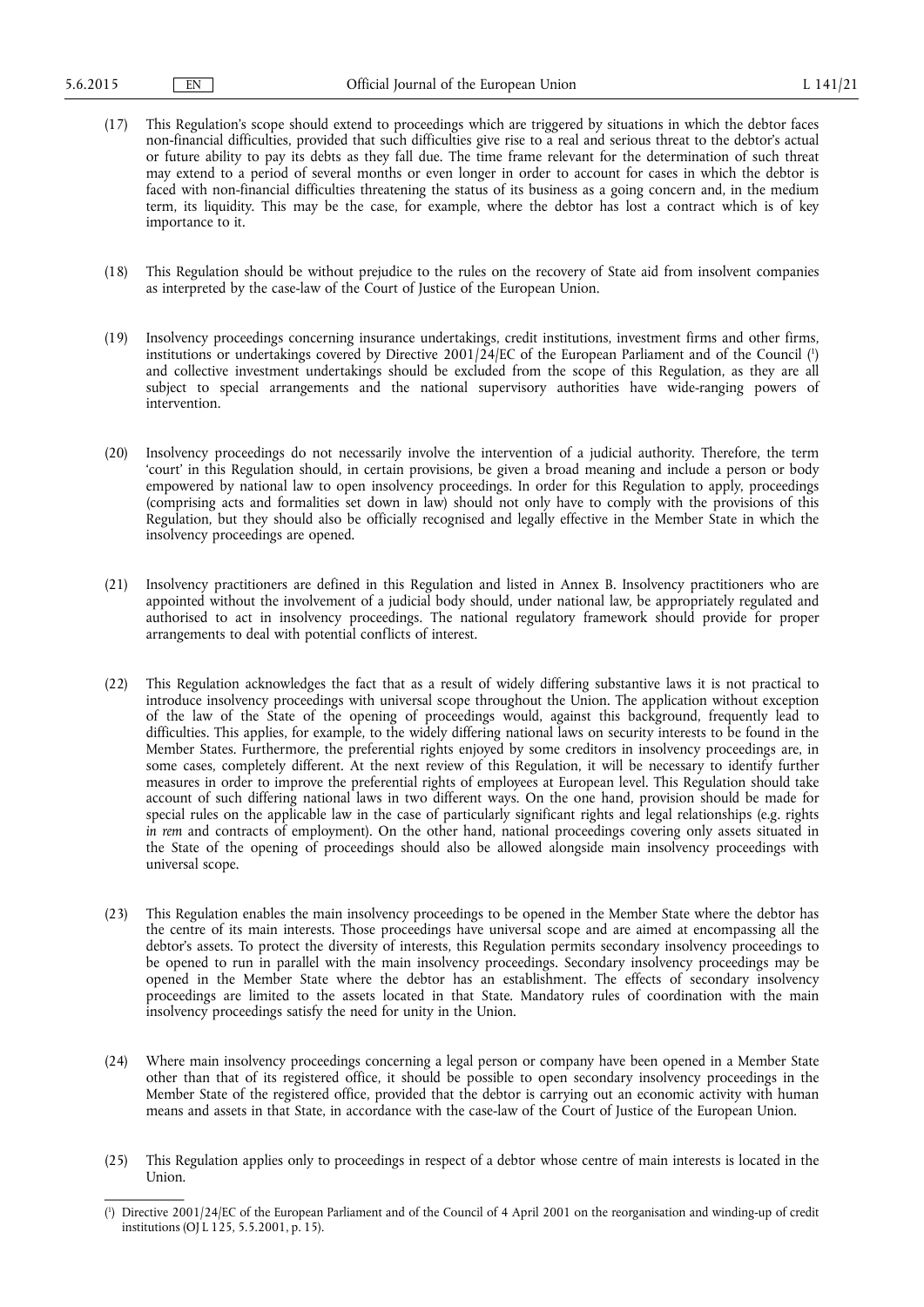(17) This Regulation's scope should extend to proceedings which are triggered by situations in which the debtor faces non-financial difficulties, provided that such difficulties give rise to a real and serious threat to the debtor's actual or future ability to pay its debts as they fall due. The time frame relevant for the determination of such threat may extend to a period of several months or even longer in order to account for cases in which the debtor is faced with non-financial difficulties threatening the status of its business as a going concern and, in the medium term, its liquidity. This may be the case, for example, where the debtor has lost a contract which is of key importance to it.

(18) This Regulation should be without prejudice to the rules on the recovery of State aid from insolvent companies as interpreted by the case-law of the Court of Justice of the European Union.

(19) Insolvency proceedings concerning insurance undertakings, credit institutions, investment firms and other firms, institutions or undertakings covered by Directive 2001/24/EC of the European Parliament and of the Council ([1]) and collective investment undertakings should be excluded from the scope of this Regulation, as they are all subject to special arrangements and the national supervisory authorities have wide-ranging powers of intervention.

(20) Insolvency proceedings do not necessarily involve the intervention of a judicial authority. Therefore, the term 'court' in this Regulation should, in certain provisions, be given a broad meaning and include a person or body empowered by national law to open insolvency proceedings. In order for this Regulation to apply, proceedings (comprising acts and formalities set down in law) should not only have to comply with the provisions of this Regulation, but they should also be officially recognised and legally effective in the Member State in which the insolvency proceedings are opened.

(21) Insolvency practitioners are defined in this Regulation and listed in Annex B. Insolvency practitioners who are appointed without the involvement of a judicial body should, under national law, be appropriately regulated and authorised to act in insolvency proceedings. The national regulatory framework should provide for proper arrangements to deal with potential conflicts of interest.

(22) This Regulation acknowledges the fact that as a result of widely differing substantive laws it is not practical to introduce insolvency proceedings with universal scope throughout the Union. The application without exception of the law of the State of the opening of proceedings would, against this background, frequently lead to difficulties. This applies, for example, to the widely differing national laws on security interests to be found in the Member States. Furthermore, the preferential rights enjoyed by some creditors in insolvency proceedings are, in some cases, completely different. At the next review of this Regulation, it will be necessary to identify further measures in order to improve the preferential rights of employees at European level. This Regulation should take account of such differing national laws in two different ways. On the one hand, provision should be made for special rules on the applicable law in the case of particularly significant rights and legal relationships (e.g. rights *in rem* and contracts of employment). On the other hand, national proceedings covering only assets situated in the State of the opening of proceedings should also be allowed alongside main insolvency proceedings with universal scope.

(23) This Regulation enables the main insolvency proceedings to be opened in the Member State where the debtor has the centre of its main interests. Those proceedings have universal scope and are aimed at encompassing all the debtor's assets. To protect the diversity of interests, this Regulation permits secondary insolvency proceedings to be opened to run in parallel with the main insolvency proceedings. Secondary insolvency proceedings may be opened in the Member State where the debtor has an establishment. The effects of secondary insolvency proceedings are limited to the assets located in that State. Mandatory rules of coordination with the main insolvency proceedings satisfy the need for unity in the Union.

(24) Where main insolvency proceedings concerning a legal person or company have been opened in a Member State other than that of its registered office, it should be possible to open secondary insolvency proceedings in the Member State of the registered office, provided that the debtor is carrying out an economic activity with human means and assets in that State, in accordance with the case-law of the Court of Justice of the European Union.

(25) This Regulation applies only to proceedings in respect of a debtor whose centre of main interests is located in the Union.

---

([1]) Directive 2001/24/EC of the European Parliament and of the Council of 4 April 2001 on the reorganisation and winding-up of credit institutions (OJ L 125, 5.5.2001, p. 15).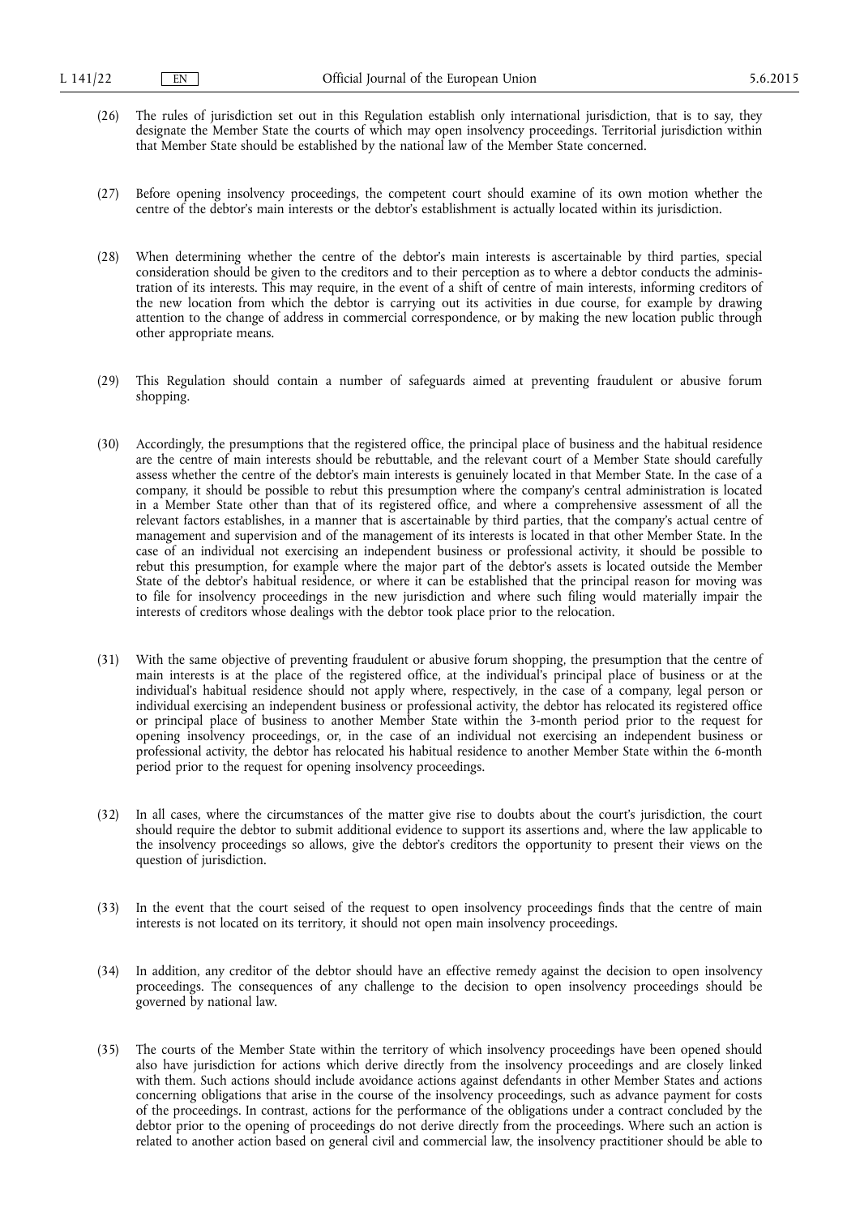(26) The rules of jurisdiction set out in this Regulation establish only international jurisdiction, that is to say, they designate the Member State the courts of which may open insolvency proceedings. Territorial jurisdiction within that Member State should be established by the national law of the Member State concerned.

(27) Before opening insolvency proceedings, the competent court should examine of its own motion whether the centre of the debtor's main interests or the debtor's establishment is actually located within its jurisdiction.

(28) When determining whether the centre of the debtor's main interests is ascertainable by third parties, special consideration should be given to the creditors and to their perception as to where a debtor conducts the administration of its interests. This may require, in the event of a shift of centre of main interests, informing creditors of the new location from which the debtor is carrying out its activities in due course, for example by drawing attention to the change of address in commercial correspondence, or by making the new location public through other appropriate means.

(29) This Regulation should contain a number of safeguards aimed at preventing fraudulent or abusive forum shopping.

(30) Accordingly, the presumptions that the registered office, the principal place of business and the habitual residence are the centre of main interests should be rebuttable, and the relevant court of a Member State should carefully assess whether the centre of the debtor's main interests is genuinely located in that Member State. In the case of a company, it should be possible to rebut this presumption where the company's central administration is located in a Member State other than that of its registered office, and where a comprehensive assessment of all the relevant factors establishes, in a manner that is ascertainable by third parties, that the company's actual centre of management and supervision and of the management of its interests is located in that other Member State. In the case of an individual not exercising an independent business or professional activity, it should be possible to rebut this presumption, for example where the major part of the debtor's assets is located outside the Member State of the debtor's habitual residence, or where it can be established that the principal reason for moving was to file for insolvency proceedings in the new jurisdiction and where such filing would materially impair the interests of creditors whose dealings with the debtor took place prior to the relocation.

(31) With the same objective of preventing fraudulent or abusive forum shopping, the presumption that the centre of main interests is at the place of the registered office, at the individual's principal place of business or at the individual's habitual residence should not apply where, respectively, in the case of a company, legal person or individual exercising an independent business or professional activity, the debtor has relocated its registered office or principal place of business to another Member State within the 3-month period prior to the request for opening insolvency proceedings, or, in the case of an individual not exercising an independent business or professional activity, the debtor has relocated his habitual residence to another Member State within the 6-month period prior to the request for opening insolvency proceedings.

(32) In all cases, where the circumstances of the matter give rise to doubts about the court's jurisdiction, the court should require the debtor to submit additional evidence to support its assertions and, where the law applicable to the insolvency proceedings so allows, give the debtor's creditors the opportunity to present their views on the question of jurisdiction.

(33) In the event that the court seised of the request to open insolvency proceedings finds that the centre of main interests is not located on its territory, it should not open main insolvency proceedings.

(34) In addition, any creditor of the debtor should have an effective remedy against the decision to open insolvency proceedings. The consequences of any challenge to the decision to open insolvency proceedings should be governed by national law.

(35) The courts of the Member State within the territory of which insolvency proceedings have been opened should also have jurisdiction for actions which derive directly from the insolvency proceedings and are closely linked with them. Such actions should include avoidance actions against defendants in other Member States and actions concerning obligations that arise in the course of the insolvency proceedings, such as advance payment for costs of the proceedings. In contrast, actions for the performance of the obligations under a contract concluded by the debtor prior to the opening of proceedings do not derive directly from the proceedings. Where such an action is related to another action based on general civil and commercial law, the insolvency practitioner should be able to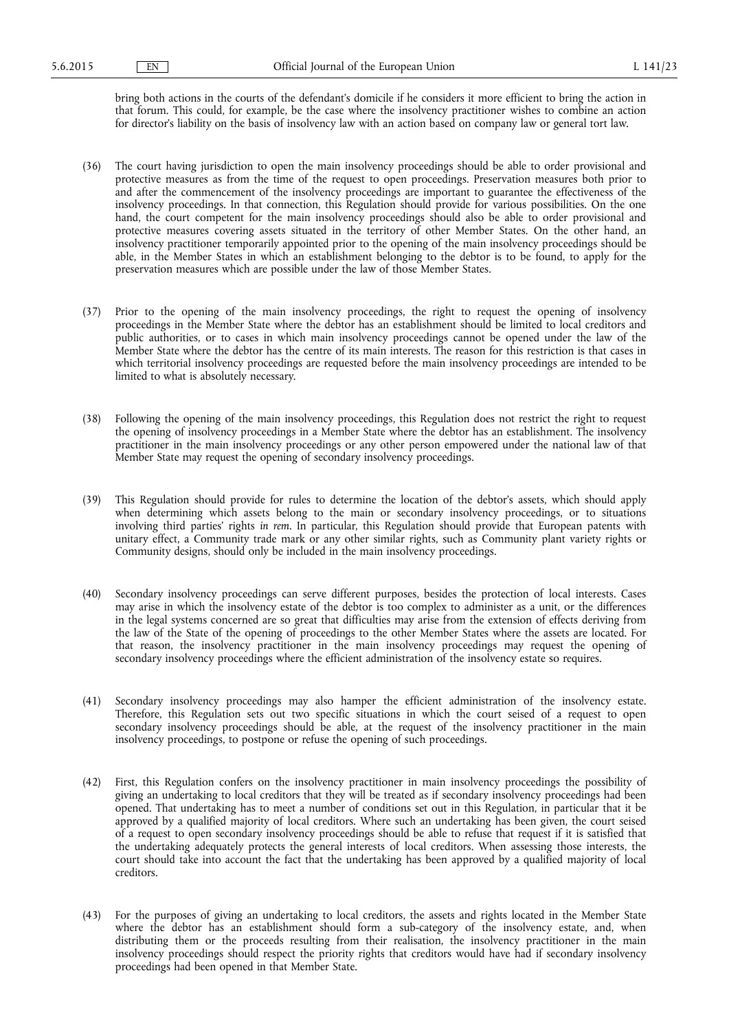bring both actions in the courts of the defendant's domicile if he considers it more efficient to bring the action in that forum. This could, for example, be the case where the insolvency practitioner wishes to combine an action for director's liability on the basis of insolvency law with an action based on company law or general tort law.

(36) The court having jurisdiction to open the main insolvency proceedings should be able to order provisional and protective measures as from the time of the request to open proceedings. Preservation measures both prior to and after the commencement of the insolvency proceedings are important to guarantee the effectiveness of the insolvency proceedings. In that connection, this Regulation should provide for various possibilities. On the one hand, the court competent for the main insolvency proceedings should also be able to order provisional and protective measures covering assets situated in the territory of other Member States. On the other hand, an insolvency practitioner temporarily appointed prior to the opening of the main insolvency proceedings should be able, in the Member States in which an establishment belonging to the debtor is to be found, to apply for the preservation measures which are possible under the law of those Member States.

(37) Prior to the opening of the main insolvency proceedings, the right to request the opening of insolvency proceedings in the Member State where the debtor has an establishment should be limited to local creditors and public authorities, or to cases in which main insolvency proceedings cannot be opened under the law of the Member State where the debtor has the centre of its main interests. The reason for this restriction is that cases in which territorial insolvency proceedings are requested before the main insolvency proceedings are intended to be limited to what is absolutely necessary.

(38) Following the opening of the main insolvency proceedings, this Regulation does not restrict the right to request the opening of insolvency proceedings in a Member State where the debtor has an establishment. The insolvency practitioner in the main insolvency proceedings or any other person empowered under the national law of that Member State may request the opening of secondary insolvency proceedings.

(39) This Regulation should provide for rules to determine the location of the debtor's assets, which should apply when determining which assets belong to the main or secondary insolvency proceedings, or to situations involving third parties' rights *in rem*. In particular, this Regulation should provide that European patents with unitary effect, a Community trade mark or any other similar rights, such as Community plant variety rights or Community designs, should only be included in the main insolvency proceedings.

(40) Secondary insolvency proceedings can serve different purposes, besides the protection of local interests. Cases may arise in which the insolvency estate of the debtor is too complex to administer as a unit, or the differences in the legal systems concerned are so great that difficulties may arise from the extension of effects deriving from the law of the State of the opening of proceedings to the other Member States where the assets are located. For that reason, the insolvency practitioner in the main insolvency proceedings may request the opening of secondary insolvency proceedings where the efficient administration of the insolvency estate so requires.

(41) Secondary insolvency proceedings may also hamper the efficient administration of the insolvency estate. Therefore, this Regulation sets out two specific situations in which the court seised of a request to open secondary insolvency proceedings should be able, at the request of the insolvency practitioner in the main insolvency proceedings, to postpone or refuse the opening of such proceedings.

(42) First, this Regulation confers on the insolvency practitioner in main insolvency proceedings the possibility of giving an undertaking to local creditors that they will be treated as if secondary insolvency proceedings had been opened. That undertaking has to meet a number of conditions set out in this Regulation, in particular that it be approved by a qualified majority of local creditors. Where such an undertaking has been given, the court seised of a request to open secondary insolvency proceedings should be able to refuse that request if it is satisfied that the undertaking adequately protects the general interests of local creditors. When assessing those interests, the court should take into account the fact that the undertaking has been approved by a qualified majority of local creditors.

(43) For the purposes of giving an undertaking to local creditors, the assets and rights located in the Member State where the debtor has an establishment should form a sub-category of the insolvency estate, and, when distributing them or the proceeds resulting from their realisation, the insolvency practitioner in the main insolvency proceedings should respect the priority rights that creditors would have had if secondary insolvency proceedings had been opened in that Member State.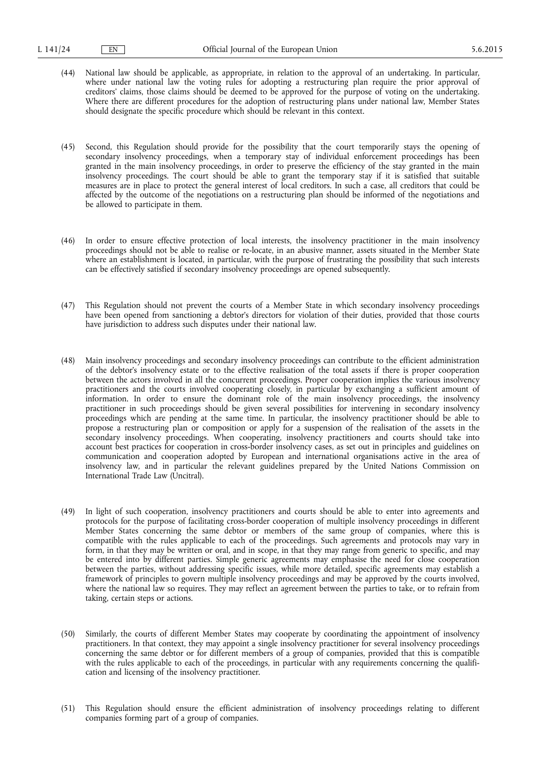(44) National law should be applicable, as appropriate, in relation to the approval of an undertaking. In particular, where under national law the voting rules for adopting a restructuring plan require the prior approval of creditors' claims, those claims should be deemed to be approved for the purpose of voting on the undertaking. Where there are different procedures for the adoption of restructuring plans under national law, Member States should designate the specific procedure which should be relevant in this context.

(45) Second, this Regulation should provide for the possibility that the court temporarily stays the opening of secondary insolvency proceedings, when a temporary stay of individual enforcement proceedings has been granted in the main insolvency proceedings, in order to preserve the efficiency of the stay granted in the main insolvency proceedings. The court should be able to grant the temporary stay if it is satisfied that suitable measures are in place to protect the general interest of local creditors. In such a case, all creditors that could be affected by the outcome of the negotiations on a restructuring plan should be informed of the negotiations and be allowed to participate in them.

(46) In order to ensure effective protection of local interests, the insolvency practitioner in the main insolvency proceedings should not be able to realise or re-locate, in an abusive manner, assets situated in the Member State where an establishment is located, in particular, with the purpose of frustrating the possibility that such interests can be effectively satisfied if secondary insolvency proceedings are opened subsequently.

(47) This Regulation should not prevent the courts of a Member State in which secondary insolvency proceedings have been opened from sanctioning a debtor's directors for violation of their duties, provided that those courts have jurisdiction to address such disputes under their national law.

(48) Main insolvency proceedings and secondary insolvency proceedings can contribute to the efficient administration of the debtor's insolvency estate or to the effective realisation of the total assets if there is proper cooperation between the actors involved in all the concurrent proceedings. Proper cooperation implies the various insolvency practitioners and the courts involved cooperating closely, in particular by exchanging a sufficient amount of information. In order to ensure the dominant role of the main insolvency proceedings, the insolvency practitioner in such proceedings should be given several possibilities for intervening in secondary insolvency proceedings which are pending at the same time. In particular, the insolvency practitioner should be able to propose a restructuring plan or composition or apply for a suspension of the realisation of the assets in the secondary insolvency proceedings. When cooperating, insolvency practitioners and courts should take into account best practices for cooperation in cross-border insolvency cases, as set out in principles and guidelines on communication and cooperation adopted by European and international organisations active in the area of insolvency law, and in particular the relevant guidelines prepared by the United Nations Commission on International Trade Law (Uncitral).

(49) In light of such cooperation, insolvency practitioners and courts should be able to enter into agreements and protocols for the purpose of facilitating cross-border cooperation of multiple insolvency proceedings in different Member States concerning the same debtor or members of the same group of companies, where this is compatible with the rules applicable to each of the proceedings. Such agreements and protocols may vary in form, in that they may be written or oral, and in scope, in that they may range from generic to specific, and may be entered into by different parties. Simple generic agreements may emphasise the need for close cooperation between the parties, without addressing specific issues, while more detailed, specific agreements may establish a framework of principles to govern multiple insolvency proceedings and may be approved by the courts involved, where the national law so requires. They may reflect an agreement between the parties to take, or to refrain from taking, certain steps or actions.

(50) Similarly, the courts of different Member States may cooperate by coordinating the appointment of insolvency practitioners. In that context, they may appoint a single insolvency practitioner for several insolvency proceedings concerning the same debtor or for different members of a group of companies, provided that this is compatible with the rules applicable to each of the proceedings, in particular with any requirements concerning the qualification and licensing of the insolvency practitioner.

(51) This Regulation should ensure the efficient administration of insolvency proceedings relating to different companies forming part of a group of companies.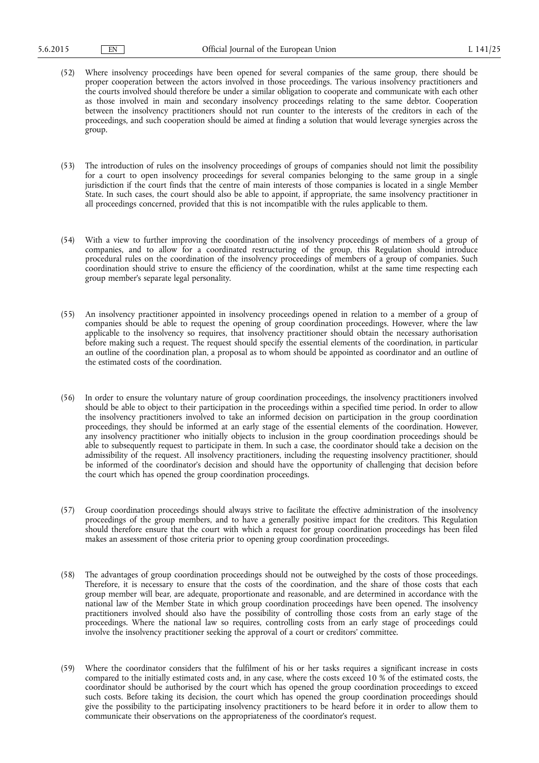(52) Where insolvency proceedings have been opened for several companies of the same group, there should be proper cooperation between the actors involved in those proceedings. The various insolvency practitioners and the courts involved should therefore be under a similar obligation to cooperate and communicate with each other as those involved in main and secondary insolvency proceedings relating to the same debtor. Cooperation between the insolvency practitioners should not run counter to the interests of the creditors in each of the proceedings, and such cooperation should be aimed at finding a solution that would leverage synergies across the group.

(53) The introduction of rules on the insolvency proceedings of groups of companies should not limit the possibility for a court to open insolvency proceedings for several companies belonging to the same group in a single jurisdiction if the court finds that the centre of main interests of those companies is located in a single Member State. In such cases, the court should also be able to appoint, if appropriate, the same insolvency practitioner in all proceedings concerned, provided that this is not incompatible with the rules applicable to them.

(54) With a view to further improving the coordination of the insolvency proceedings of members of a group of companies, and to allow for a coordinated restructuring of the group, this Regulation should introduce procedural rules on the coordination of the insolvency proceedings of members of a group of companies. Such coordination should strive to ensure the efficiency of the coordination, whilst at the same time respecting each group member's separate legal personality.

(55) An insolvency practitioner appointed in insolvency proceedings opened in relation to a member of a group of companies should be able to request the opening of group coordination proceedings. However, where the law applicable to the insolvency so requires, that insolvency practitioner should obtain the necessary authorisation before making such a request. The request should specify the essential elements of the coordination, in particular an outline of the coordination plan, a proposal as to whom should be appointed as coordinator and an outline of the estimated costs of the coordination.

(56) In order to ensure the voluntary nature of group coordination proceedings, the insolvency practitioners involved should be able to object to their participation in the proceedings within a specified time period. In order to allow the insolvency practitioners involved to take an informed decision on participation in the group coordination proceedings, they should be informed at an early stage of the essential elements of the coordination. However, any insolvency practitioner who initially objects to inclusion in the group coordination proceedings should be able to subsequently request to participate in them. In such a case, the coordinator should take a decision on the admissibility of the request. All insolvency practitioners, including the requesting insolvency practitioner, should be informed of the coordinator's decision and should have the opportunity of challenging that decision before the court which has opened the group coordination proceedings.

(57) Group coordination proceedings should always strive to facilitate the effective administration of the insolvency proceedings of the group members, and to have a generally positive impact for the creditors. This Regulation should therefore ensure that the court with which a request for group coordination proceedings has been filed makes an assessment of those criteria prior to opening group coordination proceedings.

(58) The advantages of group coordination proceedings should not be outweighed by the costs of those proceedings. Therefore, it is necessary to ensure that the costs of the coordination, and the share of those costs that each group member will bear, are adequate, proportionate and reasonable, and are determined in accordance with the national law of the Member State in which group coordination proceedings have been opened. The insolvency practitioners involved should also have the possibility of controlling those costs from an early stage of the proceedings. Where the national law so requires, controlling costs from an early stage of proceedings could involve the insolvency practitioner seeking the approval of a court or creditors' committee.

(59) Where the coordinator considers that the fulfilment of his or her tasks requires a significant increase in costs compared to the initially estimated costs and, in any case, where the costs exceed 10 % of the estimated costs, the coordinator should be authorised by the court which has opened the group coordination proceedings to exceed such costs. Before taking its decision, the court which has opened the group coordination proceedings should give the possibility to the participating insolvency practitioners to be heard before it in order to allow them to communicate their observations on the appropriateness of the coordinator's request.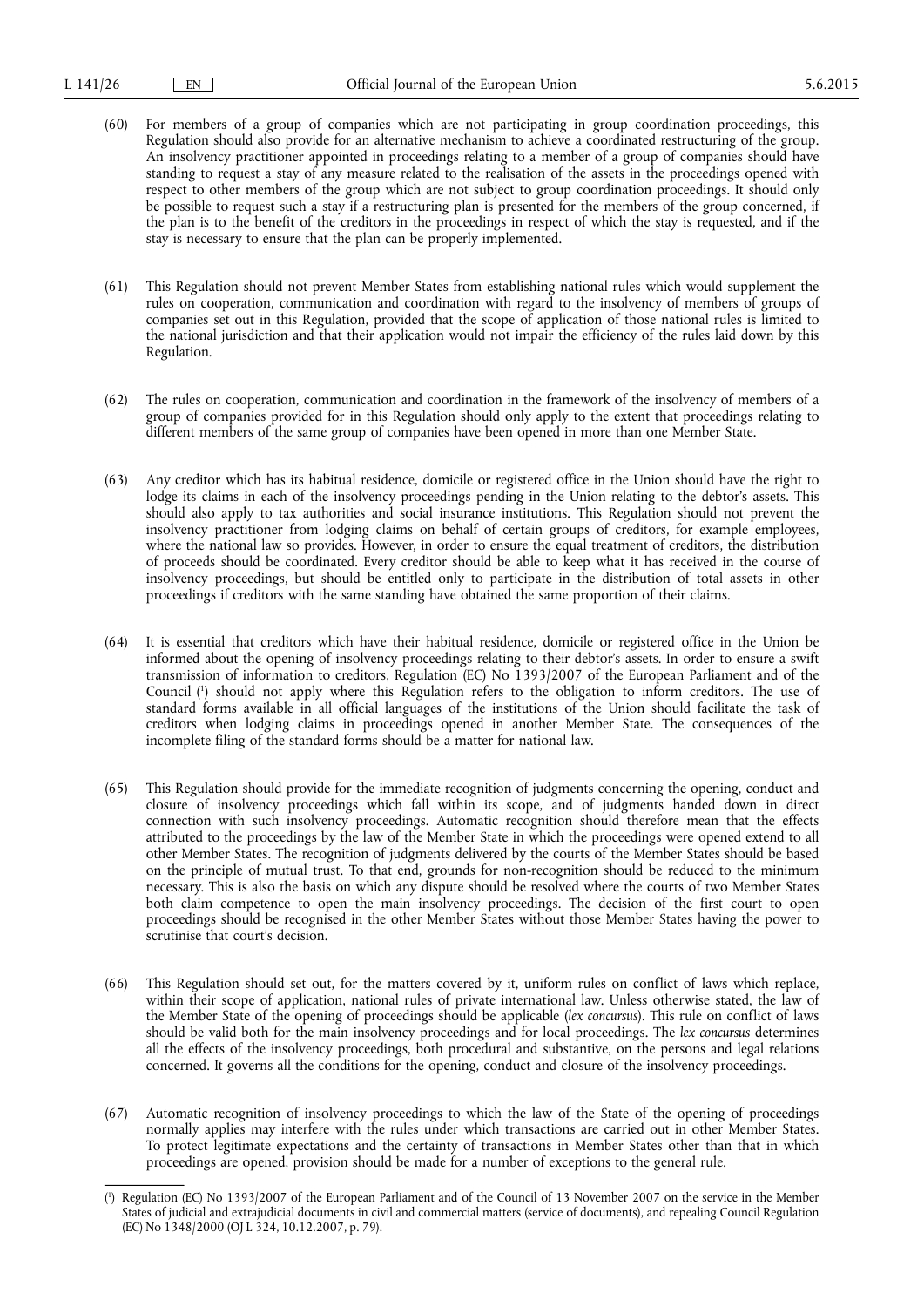(60) For members of a group of companies which are not participating in group coordination proceedings, this Regulation should also provide for an alternative mechanism to achieve a coordinated restructuring of the group. An insolvency practitioner appointed in proceedings relating to a member of a group of companies should have standing to request a stay of any measure related to the realisation of the assets in the proceedings opened with respect to other members of the group which are not subject to group coordination proceedings. It should only be possible to request such a stay if a restructuring plan is presented for the members of the group concerned, if the plan is to the benefit of the creditors in the proceedings in respect of which the stay is requested, and if the stay is necessary to ensure that the plan can be properly implemented.

(61) This Regulation should not prevent Member States from establishing national rules which would supplement the rules on cooperation, communication and coordination with regard to the insolvency of members of groups of companies set out in this Regulation, provided that the scope of application of those national rules is limited to the national jurisdiction and that their application would not impair the efficiency of the rules laid down by this Regulation.

(62) The rules on cooperation, communication and coordination in the framework of the insolvency of members of a group of companies provided for in this Regulation should only apply to the extent that proceedings relating to different members of the same group of companies have been opened in more than one Member State.

(63) Any creditor which has its habitual residence, domicile or registered office in the Union should have the right to lodge its claims in each of the insolvency proceedings pending in the Union relating to the debtor's assets. This should also apply to tax authorities and social insurance institutions. This Regulation should not prevent the insolvency practitioner from lodging claims on behalf of certain groups of creditors, for example employees, where the national law so provides. However, in order to ensure the equal treatment of creditors, the distribution of proceeds should be coordinated. Every creditor should be able to keep what it has received in the course of insolvency proceedings, but should be entitled only to participate in the distribution of total assets in other proceedings if creditors with the same standing have obtained the same proportion of their claims.

(64) It is essential that creditors which have their habitual residence, domicile or registered office in the Union be informed about the opening of insolvency proceedings relating to their debtor's assets. In order to ensure a swift transmission of information to creditors, Regulation (EC) No 1393/2007 of the European Parliament and of the Council [1] should not apply where this Regulation refers to the obligation to inform creditors. The use of standard forms available in all official languages of the institutions of the Union should facilitate the task of creditors when lodging claims in proceedings opened in another Member State. The consequences of the incomplete filing of the standard forms should be a matter for national law.

(65) This Regulation should provide for the immediate recognition of judgments concerning the opening, conduct and closure of insolvency proceedings which fall within its scope, and of judgments handed down in direct connection with such insolvency proceedings. Automatic recognition should therefore mean that the effects attributed to the proceedings by the law of the Member State in which the proceedings were opened extend to all other Member States. The recognition of judgments delivered by the courts of the Member States should be based on the principle of mutual trust. To that end, grounds for non-recognition should be reduced to the minimum necessary. This is also the basis on which any dispute should be resolved where the courts of two Member States both claim competence to open the main insolvency proceedings. The decision of the first court to open proceedings should be recognised in the other Member States without those Member States having the power to scrutinise that court's decision.

(66) This Regulation should set out, for the matters covered by it, uniform rules on conflict of laws which replace, within their scope of application, national rules of private international law. Unless otherwise stated, the law of the Member State of the opening of proceedings should be applicable (*lex concursus*). This rule on conflict of laws should be valid both for the main insolvency proceedings and for local proceedings. The *lex concursus* determines all the effects of the insolvency proceedings, both procedural and substantive, on the persons and legal relations concerned. It governs all the conditions for the opening, conduct and closure of the insolvency proceedings.

(67) Automatic recognition of insolvency proceedings to which the law of the State of the opening of proceedings normally applies may interfere with the rules under which transactions are carried out in other Member States. To protect legitimate expectations and the certainty of transactions in Member States other than that in which proceedings are opened, provision should be made for a number of exceptions to the general rule.

---

[1] Regulation (EC) No 1393/2007 of the European Parliament and of the Council of 13 November 2007 on the service in the Member States of judicial and extrajudicial documents in civil and commercial matters (service of documents), and repealing Council Regulation (EC) No 1348/2000 (OJ L 324, 10.12.2007, p. 79).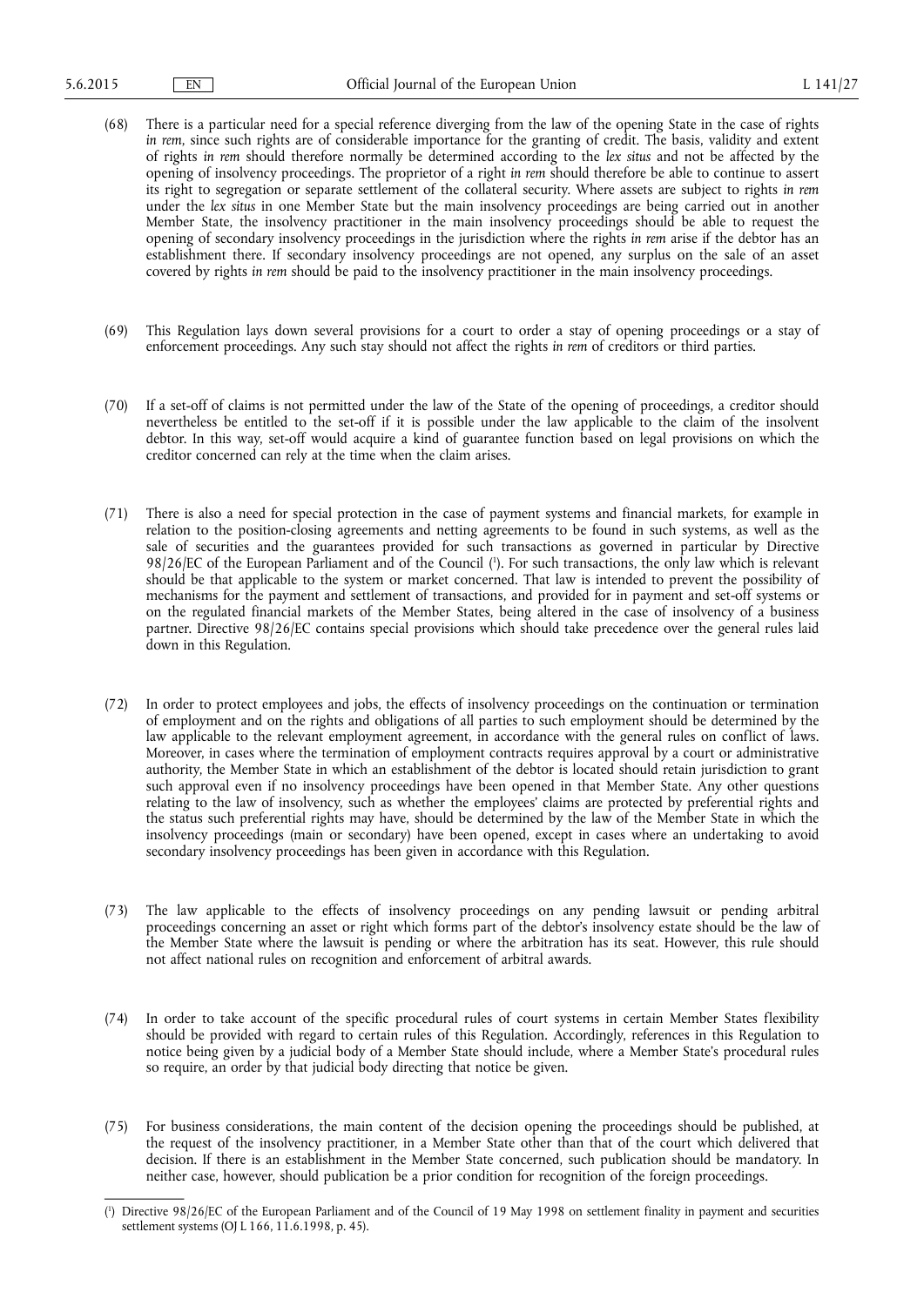(68) There is a particular need for a special reference diverging from the law of the opening State in the case of rights *in rem*, since such rights are of considerable importance for the granting of credit. The basis, validity and extent of rights *in rem* should therefore normally be determined according to the *lex situs* and not be affected by the opening of insolvency proceedings. The proprietor of a right *in rem* should therefore be able to continue to assert its right to segregation or separate settlement of the collateral security. Where assets are subject to rights *in rem* under the *lex situs* in one Member State but the main insolvency proceedings are being carried out in another Member State, the insolvency practitioner in the main insolvency proceedings should be able to request the opening of secondary insolvency proceedings in the jurisdiction where the rights *in rem* arise if the debtor has an establishment there. If secondary insolvency proceedings are not opened, any surplus on the sale of an asset covered by rights *in rem* should be paid to the insolvency practitioner in the main insolvency proceedings.

(69) This Regulation lays down several provisions for a court to order a stay of opening proceedings or a stay of enforcement proceedings. Any such stay should not affect the rights *in rem* of creditors or third parties.

(70) If a set-off of claims is not permitted under the law of the State of the opening of proceedings, a creditor should nevertheless be entitled to the set-off if it is possible under the law applicable to the claim of the insolvent debtor. In this way, set-off would acquire a kind of guarantee function based on legal provisions on which the creditor concerned can rely at the time when the claim arises.

(71) There is also a need for special protection in the case of payment systems and financial markets, for example in relation to the position-closing agreements and netting agreements to be found in such systems, as well as the sale of securities and the guarantees provided for such transactions as governed in particular by Directive 98/26/EC of the European Parliament and of the Council [1]. For such transactions, the only law which is relevant should be that applicable to the system or market concerned. That law is intended to prevent the possibility of mechanisms for the payment and settlement of transactions, and provided for in payment and set-off systems or on the regulated financial markets of the Member States, being altered in the case of insolvency of a business partner. Directive 98/26/EC contains special provisions which should take precedence over the general rules laid down in this Regulation.

(72) In order to protect employees and jobs, the effects of insolvency proceedings on the continuation or termination of employment and on the rights and obligations of all parties to such employment should be determined by the law applicable to the relevant employment agreement, in accordance with the general rules on conflict of laws. Moreover, in cases where the termination of employment contracts requires approval by a court or administrative authority, the Member State in which an establishment of the debtor is located should retain jurisdiction to grant such approval even if no insolvency proceedings have been opened in that Member State. Any other questions relating to the law of insolvency, such as whether the employees' claims are protected by preferential rights and the status such preferential rights may have, should be determined by the law of the Member State in which the insolvency proceedings (main or secondary) have been opened, except in cases where an undertaking to avoid secondary insolvency proceedings has been given in accordance with this Regulation.

(73) The law applicable to the effects of insolvency proceedings on any pending lawsuit or pending arbitral proceedings concerning an asset or right which forms part of the debtor's insolvency estate should be the law of the Member State where the lawsuit is pending or where the arbitration has its seat. However, this rule should not affect national rules on recognition and enforcement of arbitral awards.

(74) In order to take account of the specific procedural rules of court systems in certain Member States flexibility should be provided with regard to certain rules of this Regulation. Accordingly, references in this Regulation to notice being given by a judicial body of a Member State should include, where a Member State's procedural rules so require, an order by that judicial body directing that notice be given.

(75) For business considerations, the main content of the decision opening the proceedings should be published, at the request of the insolvency practitioner, in a Member State other than that of the court which delivered that decision. If there is an establishment in the Member State concerned, such publication should be mandatory. In neither case, however, should publication be a prior condition for recognition of the foreign proceedings.

---

[1] Directive 98/26/EC of the European Parliament and of the Council of 19 May 1998 on settlement finality in payment and securities settlement systems (OJ L 166, 11.6.1998, p. 45).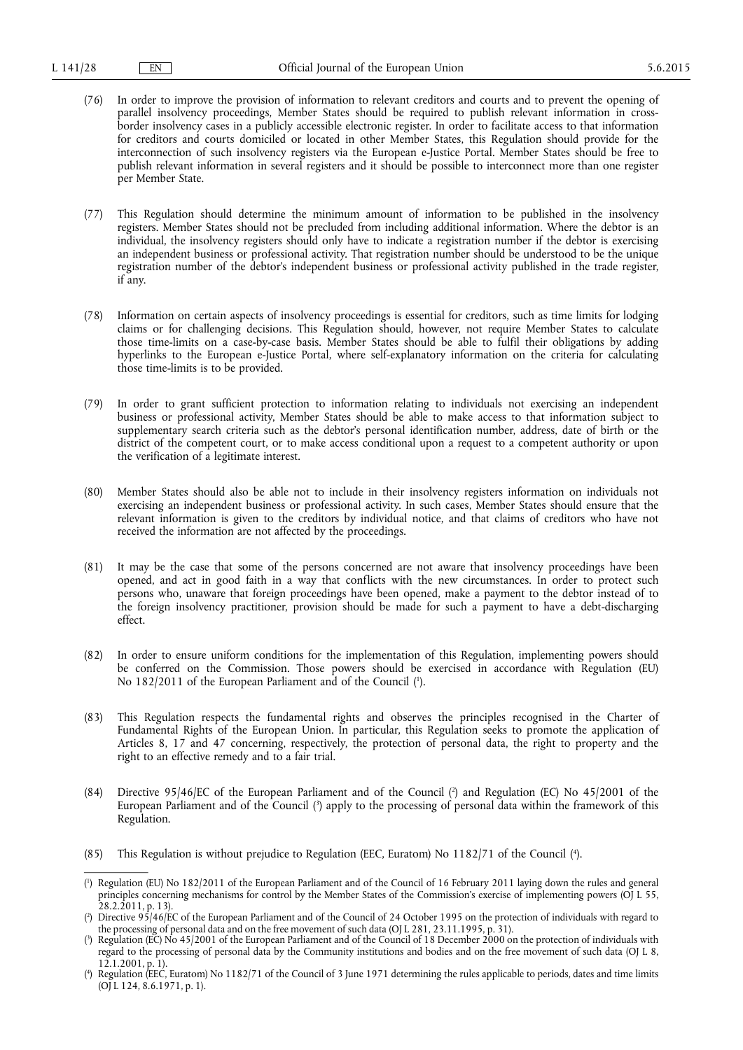(76) In order to improve the provision of information to relevant creditors and courts and to prevent the opening of parallel insolvency proceedings, Member States should be required to publish relevant information in cross-border insolvency cases in a publicly accessible electronic register. In order to facilitate access to that information for creditors and courts domiciled or located in other Member States, this Regulation should provide for the interconnection of such insolvency registers via the European e-Justice Portal. Member States should be free to publish relevant information in several registers and it should be possible to interconnect more than one register per Member State.

(77) This Regulation should determine the minimum amount of information to be published in the insolvency registers. Member States should not be precluded from including additional information. Where the debtor is an individual, the insolvency registers should only have to indicate a registration number if the debtor is exercising an independent business or professional activity. That registration number should be understood to be the unique registration number of the debtor's independent business or professional activity published in the trade register, if any.

(78) Information on certain aspects of insolvency proceedings is essential for creditors, such as time limits for lodging claims or for challenging decisions. This Regulation should, however, not require Member States to calculate those time-limits on a case-by-case basis. Member States should be able to fulfil their obligations by adding hyperlinks to the European e-Justice Portal, where self-explanatory information on the criteria for calculating those time-limits is to be provided.

(79) In order to grant sufficient protection to information relating to individuals not exercising an independent business or professional activity, Member States should be able to make access to that information subject to supplementary search criteria such as the debtor's personal identification number, address, date of birth or the district of the competent court, or to make access conditional upon a request to a competent authority or upon the verification of a legitimate interest.

(80) Member States should also be able not to include in their insolvency registers information on individuals not exercising an independent business or professional activity. In such cases, Member States should ensure that the relevant information is given to the creditors by individual notice, and that claims of creditors who have not received the information are not affected by the proceedings.

(81) It may be the case that some of the persons concerned are not aware that insolvency proceedings have been opened, and act in good faith in a way that conflicts with the new circumstances. In order to protect such persons who, unaware that foreign proceedings have been opened, make a payment to the debtor instead of to the foreign insolvency practitioner, provision should be made for such a payment to have a debt-discharging effect.

(82) In order to ensure uniform conditions for the implementation of this Regulation, implementing powers should be conferred on the Commission. Those powers should be exercised in accordance with Regulation (EU) No 182/2011 of the European Parliament and of the Council ([1]).

(83) This Regulation respects the fundamental rights and observes the principles recognised in the Charter of Fundamental Rights of the European Union. In particular, this Regulation seeks to promote the application of Articles 8, 17 and 47 concerning, respectively, the protection of personal data, the right to property and the right to an effective remedy and to a fair trial.

(84) Directive 95/46/EC of the European Parliament and of the Council ([2]) and Regulation (EC) No 45/2001 of the European Parliament and of the Council ([3]) apply to the processing of personal data within the framework of this Regulation.

(85) This Regulation is without prejudice to Regulation (EEC, Euratom) No 1182/71 of the Council ([4]).

---

([1]) Regulation (EU) No 182/2011 of the European Parliament and of the Council of 16 February 2011 laying down the rules and general principles concerning mechanisms for control by the Member States of the Commission's exercise of implementing powers (OJ L 55, 28.2.2011, p. 13).

([2]) Directive 95/46/EC of the European Parliament and of the Council of 24 October 1995 on the protection of individuals with regard to the processing of personal data and on the free movement of such data (OJ L 281, 23.11.1995, p. 31).

([3]) Regulation (EC) No 45/2001 of the European Parliament and of the Council of 18 December 2000 on the protection of individuals with regard to the processing of personal data by the Community institutions and bodies and on the free movement of such data (OJ L 8, 12.1.2001, p. 1).

([4]) Regulation (EEC, Euratom) No 1182/71 of the Council of 3 June 1971 determining the rules applicable to periods, dates and time limits (OJ L 124, 8.6.1971, p. 1).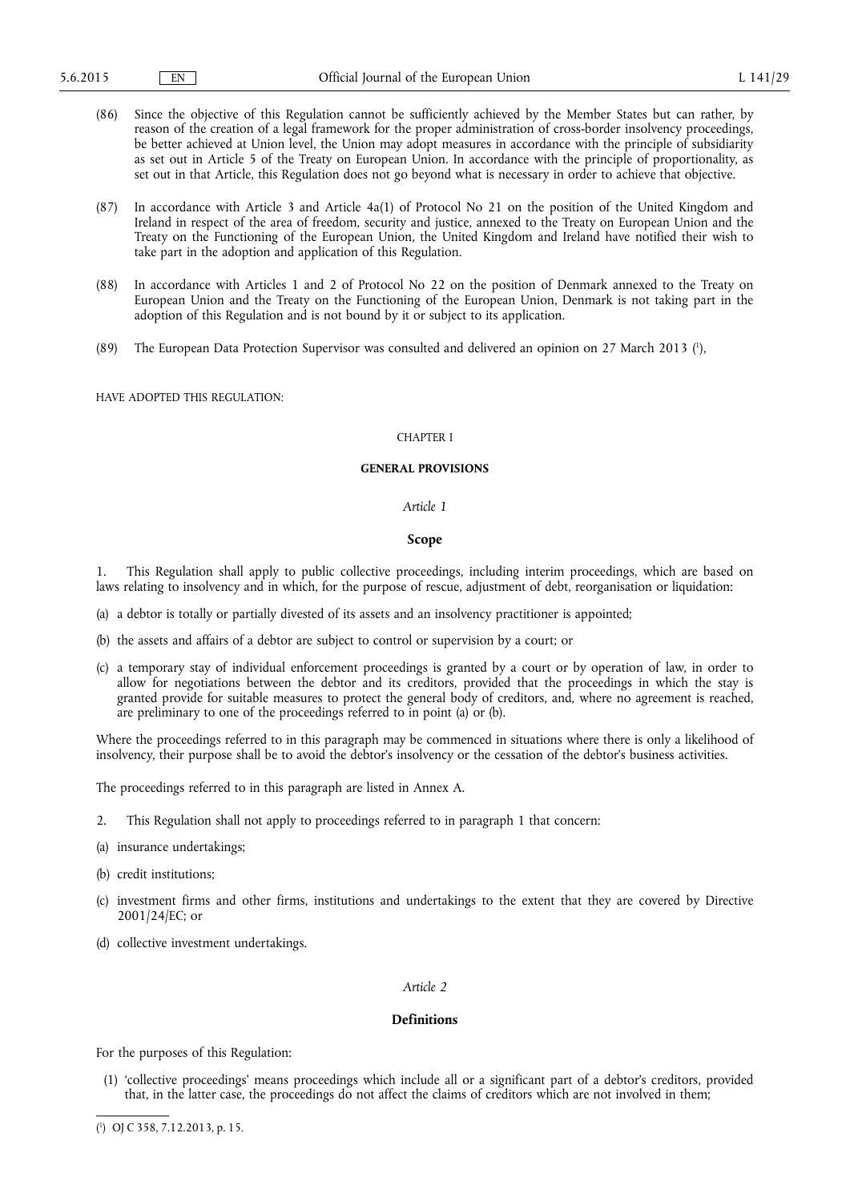(86) Since the objective of this Regulation cannot be sufficiently achieved by the Member States but can rather, by reason of the creation of a legal framework for the proper administration of cross-border insolvency proceedings, be better achieved at Union level, the Union may adopt measures in accordance with the principle of subsidiarity as set out in Article 5 of the Treaty on European Union. In accordance with the principle of proportionality, as set out in that Article, this Regulation does not go beyond what is necessary in order to achieve that objective.

(87) In accordance with Article 3 and Article 4a(1) of Protocol No 21 on the position of the United Kingdom and Ireland in respect of the area of freedom, security and justice, annexed to the Treaty on European Union and the Treaty on the Functioning of the European Union, the United Kingdom and Ireland have notified their wish to take part in the adoption and application of this Regulation.

(88) In accordance with Articles 1 and 2 of Protocol No 22 on the position of Denmark annexed to the Treaty on European Union and the Treaty on the Functioning of the European Union, Denmark is not taking part in the adoption of this Regulation and is not bound by it or subject to its application.

(89) The European Data Protection Supervisor was consulted and delivered an opinion on 27 March 2013 [1],

HAVE ADOPTED THIS REGULATION:

CHAPTER I

**GENERAL PROVISIONS**

*Article 1*

**Scope**

1. This Regulation shall apply to public collective proceedings, including interim proceedings, which are based on laws relating to insolvency and in which, for the purpose of rescue, adjustment of debt, reorganisation or liquidation:

(a) a debtor is totally or partially divested of its assets and an insolvency practitioner is appointed;

(b) the assets and affairs of a debtor are subject to control or supervision by a court; or

(c) a temporary stay of individual enforcement proceedings is granted by a court or by operation of law, in order to allow for negotiations between the debtor and its creditors, provided that the proceedings in which the stay is granted provide for suitable measures to protect the general body of creditors, and, where no agreement is reached, are preliminary to one of the proceedings referred to in point (a) or (b).

Where the proceedings referred to in this paragraph may be commenced in situations where there is only a likelihood of insolvency, their purpose shall be to avoid the debtor's insolvency or the cessation of the debtor's business activities.

The proceedings referred to in this paragraph are listed in Annex A.

2. This Regulation shall not apply to proceedings referred to in paragraph 1 that concern:

(a) insurance undertakings;

(b) credit institutions;

(c) investment firms and other firms, institutions and undertakings to the extent that they are covered by Directive 2001/24/EC; or

(d) collective investment undertakings.

*Article 2*

**Definitions**

For the purposes of this Regulation:

(1) 'collective proceedings' means proceedings which include all or a significant part of a debtor's creditors, provided that, in the latter case, the proceedings do not affect the claims of creditors which are not involved in them;

---

[1] OJ C 358, 7.12.2013, p. 15.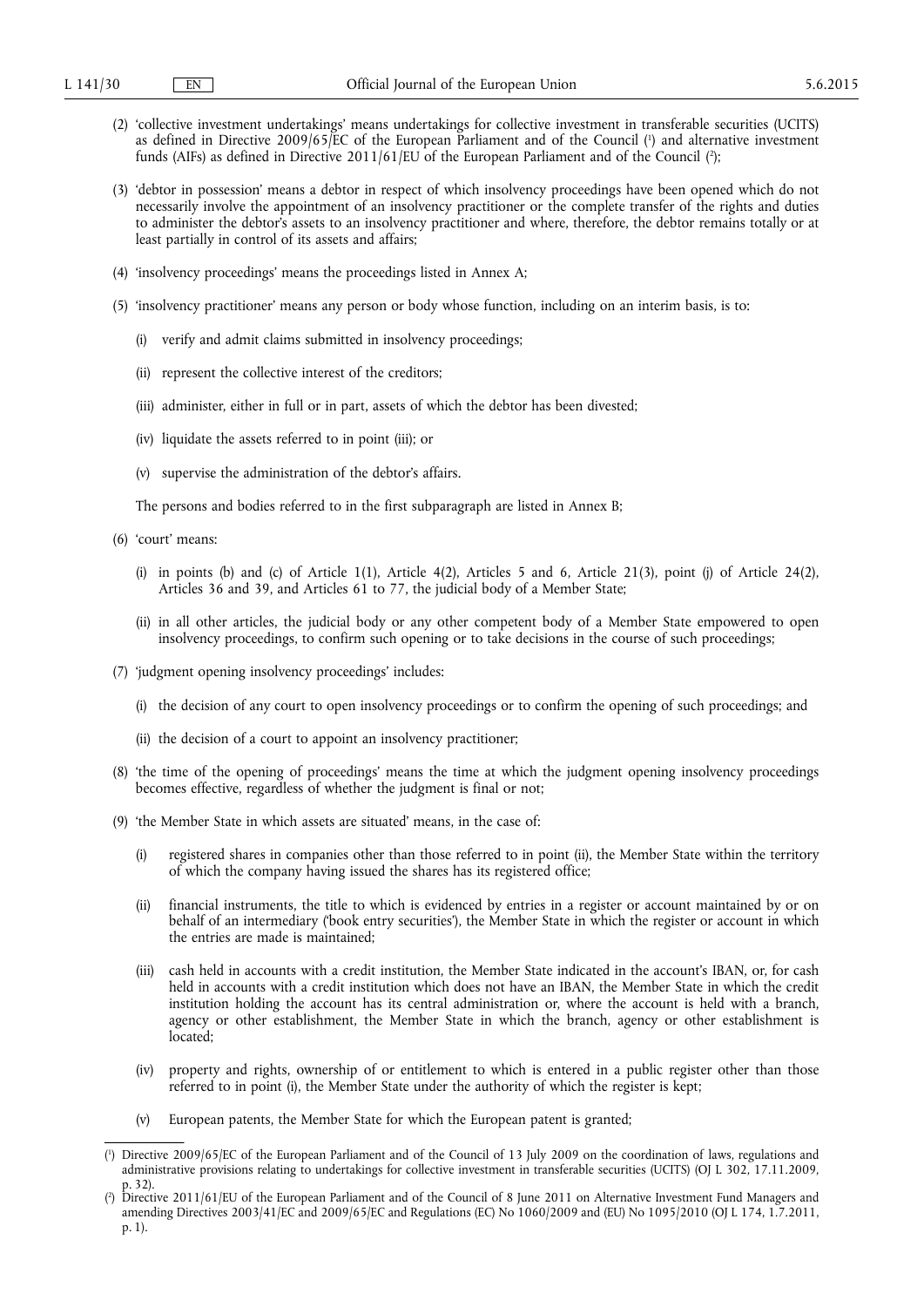(2) 'collective investment undertakings' means undertakings for collective investment in transferable securities (UCITS) as defined in Directive 2009/65/EC of the European Parliament and of the Council [1] and alternative investment funds (AIFs) as defined in Directive 2011/61/EU of the European Parliament and of the Council [2];

(3) 'debtor in possession' means a debtor in respect of which insolvency proceedings have been opened which do not necessarily involve the appointment of an insolvency practitioner or the complete transfer of the rights and duties to administer the debtor's assets to an insolvency practitioner and where, therefore, the debtor remains totally or at least partially in control of its assets and affairs;

(4) 'insolvency proceedings' means the proceedings listed in Annex A;

(5) 'insolvency practitioner' means any person or body whose function, including on an interim basis, is to:

(i) verify and admit claims submitted in insolvency proceedings;

(ii) represent the collective interest of the creditors;

(iii) administer, either in full or in part, assets of which the debtor has been divested;

(iv) liquidate the assets referred to in point (iii); or

(v) supervise the administration of the debtor's affairs.

The persons and bodies referred to in the first subparagraph are listed in Annex B;

(6) 'court' means:

(i) in points (b) and (c) of Article 1(1), Article 4(2), Articles 5 and 6, Article 21(3), point (j) of Article 24(2), Articles 36 and 39, and Articles 61 to 77, the judicial body of a Member State;

(ii) in all other articles, the judicial body or any other competent body of a Member State empowered to open insolvency proceedings, to confirm such opening or to take decisions in the course of such proceedings;

(7) 'judgment opening insolvency proceedings' includes:

(i) the decision of any court to open insolvency proceedings or to confirm the opening of such proceedings; and

(ii) the decision of a court to appoint an insolvency practitioner;

(8) 'the time of the opening of proceedings' means the time at which the judgment opening insolvency proceedings becomes effective, regardless of whether the judgment is final or not;

(9) 'the Member State in which assets are situated' means, in the case of:

(i) registered shares in companies other than those referred to in point (ii), the Member State within the territory of which the company having issued the shares has its registered office;

(ii) financial instruments, the title to which is evidenced by entries in a register or account maintained by or on behalf of an intermediary ('book entry securities'), the Member State in which the register or account in which the entries are made is maintained;

(iii) cash held in accounts with a credit institution, the Member State indicated in the account's IBAN, or, for cash held in accounts with a credit institution which does not have an IBAN, the Member State in which the credit institution holding the account has its central administration or, where the account is held with a branch, agency or other establishment, the Member State in which the branch, agency or other establishment is located;

(iv) property and rights, ownership of or entitlement to which is entered in a public register other than those referred to in point (i), the Member State under the authority of which the register is kept;

(v) European patents, the Member State for which the European patent is granted;

---

[1] Directive 2009/65/EC of the European Parliament and of the Council of 13 July 2009 on the coordination of laws, regulations and administrative provisions relating to undertakings for collective investment in transferable securities (UCITS) (OJ L 302, 17.11.2009, p. 32).

[2] Directive 2011/61/EU of the European Parliament and of the Council of 8 June 2011 on Alternative Investment Fund Managers and amending Directives 2003/41/EC and 2009/65/EC and Regulations (EC) No 1060/2009 and (EU) No 1095/2010 (OJ L 174, 1.7.2011, p. 1).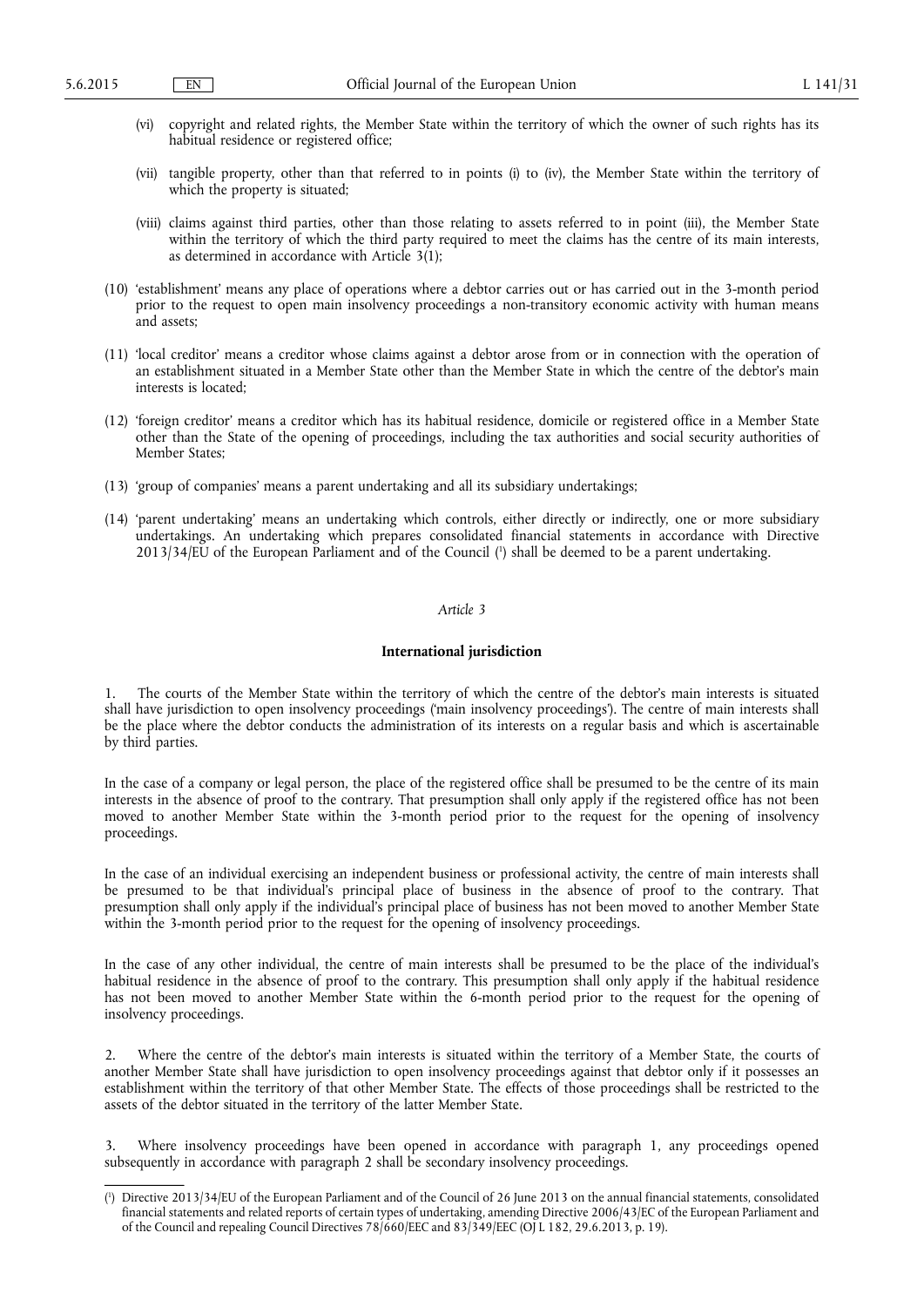(vi) copyright and related rights, the Member State within the territory of which the owner of such rights has its habitual residence or registered office;

(vii) tangible property, other than that referred to in points (i) to (iv), the Member State within the territory of which the property is situated;

(viii) claims against third parties, other than those relating to assets referred to in point (iii), the Member State within the territory of which the third party required to meet the claims has the centre of its main interests, as determined in accordance with Article 3(1);

(10) 'establishment' means any place of operations where a debtor carries out or has carried out in the 3-month period prior to the request to open main insolvency proceedings a non-transitory economic activity with human means and assets;

(11) 'local creditor' means a creditor whose claims against a debtor arose from or in connection with the operation of an establishment situated in a Member State other than the Member State in which the centre of the debtor's main interests is located;

(12) 'foreign creditor' means a creditor which has its habitual residence, domicile or registered office in a Member State other than the State of the opening of proceedings, including the tax authorities and social security authorities of Member States;

(13) 'group of companies' means a parent undertaking and all its subsidiary undertakings;

(14) 'parent undertaking' means an undertaking which controls, either directly or indirectly, one or more subsidiary undertakings. An undertaking which prepares consolidated financial statements in accordance with Directive 2013/34/EU of the European Parliament and of the Council [1] shall be deemed to be a parent undertaking.

*Article 3*

**International jurisdiction**

1. The courts of the Member State within the territory of which the centre of the debtor's main interests is situated shall have jurisdiction to open insolvency proceedings ('main insolvency proceedings'). The centre of main interests shall be the place where the debtor conducts the administration of its interests on a regular basis and which is ascertainable by third parties.

In the case of a company or legal person, the place of the registered office shall be presumed to be the centre of its main interests in the absence of proof to the contrary. That presumption shall only apply if the registered office has not been moved to another Member State within the 3-month period prior to the request for the opening of insolvency proceedings.

In the case of an individual exercising an independent business or professional activity, the centre of main interests shall be presumed to be that individual's principal place of business in the absence of proof to the contrary. That presumption shall only apply if the individual's principal place of business has not been moved to another Member State within the 3-month period prior to the request for the opening of insolvency proceedings.

In the case of any other individual, the centre of main interests shall be presumed to be the place of the individual's habitual residence in the absence of proof to the contrary. This presumption shall only apply if the habitual residence has not been moved to another Member State within the 6-month period prior to the request for the opening of insolvency proceedings.

2. Where the centre of the debtor's main interests is situated within the territory of a Member State, the courts of another Member State shall have jurisdiction to open insolvency proceedings against that debtor only if it possesses an establishment within the territory of that other Member State. The effects of those proceedings shall be restricted to the assets of the debtor situated in the territory of the latter Member State.

3. Where insolvency proceedings have been opened in accordance with paragraph 1, any proceedings opened subsequently in accordance with paragraph 2 shall be secondary insolvency proceedings.

---

[1] Directive 2013/34/EU of the European Parliament and of the Council of 26 June 2013 on the annual financial statements, consolidated financial statements and related reports of certain types of undertaking, amending Directive 2006/43/EC of the European Parliament and of the Council and repealing Council Directives 78/660/EEC and 83/349/EEC (OJ L 182, 29.6.2013, p. 19).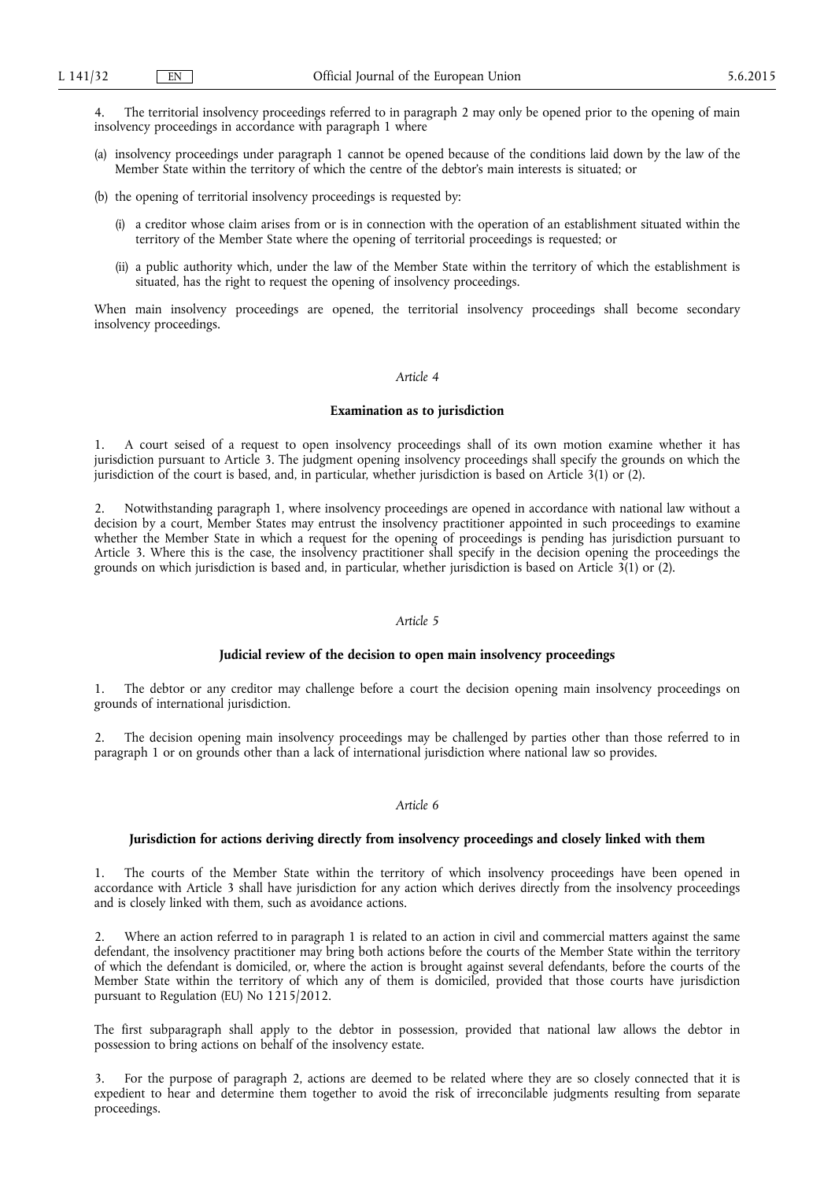4. The territorial insolvency proceedings referred to in paragraph 2 may only be opened prior to the opening of main insolvency proceedings in accordance with paragraph 1 where

(a) insolvency proceedings under paragraph 1 cannot be opened because of the conditions laid down by the law of the Member State within the territory of which the centre of the debtor's main interests is situated; or

(b) the opening of territorial insolvency proceedings is requested by:

   (i) a creditor whose claim arises from or is in connection with the operation of an establishment situated within the territory of the Member State where the opening of territorial proceedings is requested; or

   (ii) a public authority which, under the law of the Member State within the territory of which the establishment is situated, has the right to request the opening of insolvency proceedings.

When main insolvency proceedings are opened, the territorial insolvency proceedings shall become secondary insolvency proceedings.

### *Article 4*

### Examination as to jurisdiction

1. A court seised of a request to open insolvency proceedings shall of its own motion examine whether it has jurisdiction pursuant to Article 3. The judgment opening insolvency proceedings shall specify the grounds on which the jurisdiction of the court is based, and, in particular, whether jurisdiction is based on Article 3(1) or (2).

2. Notwithstanding paragraph 1, where insolvency proceedings are opened in accordance with national law without a decision by a court, Member States may entrust the insolvency practitioner appointed in such proceedings to examine whether the Member State in which a request for the opening of proceedings is pending has jurisdiction pursuant to Article 3. Where this is the case, the insolvency practitioner shall specify in the decision opening the proceedings the grounds on which jurisdiction is based and, in particular, whether jurisdiction is based on Article 3(1) or (2).

### *Article 5*

### Judicial review of the decision to open main insolvency proceedings

1. The debtor or any creditor may challenge before a court the decision opening main insolvency proceedings on grounds of international jurisdiction.

2. The decision opening main insolvency proceedings may be challenged by parties other than those referred to in paragraph 1 or on grounds other than a lack of international jurisdiction where national law so provides.

### *Article 6*

### Jurisdiction for actions deriving directly from insolvency proceedings and closely linked with them

1. The courts of the Member State within the territory of which insolvency proceedings have been opened in accordance with Article 3 shall have jurisdiction for any action which derives directly from the insolvency proceedings and is closely linked with them, such as avoidance actions.

2. Where an action referred to in paragraph 1 is related to an action in civil and commercial matters against the same defendant, the insolvency practitioner may bring both actions before the courts of the Member State within the territory of which the defendant is domiciled, or, where the action is brought against several defendants, before the courts of the Member State within the territory of which any of them is domiciled, provided that those courts have jurisdiction pursuant to Regulation (EU) No 1215/2012.

The first subparagraph shall apply to the debtor in possession, provided that national law allows the debtor in possession to bring actions on behalf of the insolvency estate.

3. For the purpose of paragraph 2, actions are deemed to be related where they are so closely connected that it is expedient to hear and determine them together to avoid the risk of irreconcilable judgments resulting from separate proceedings.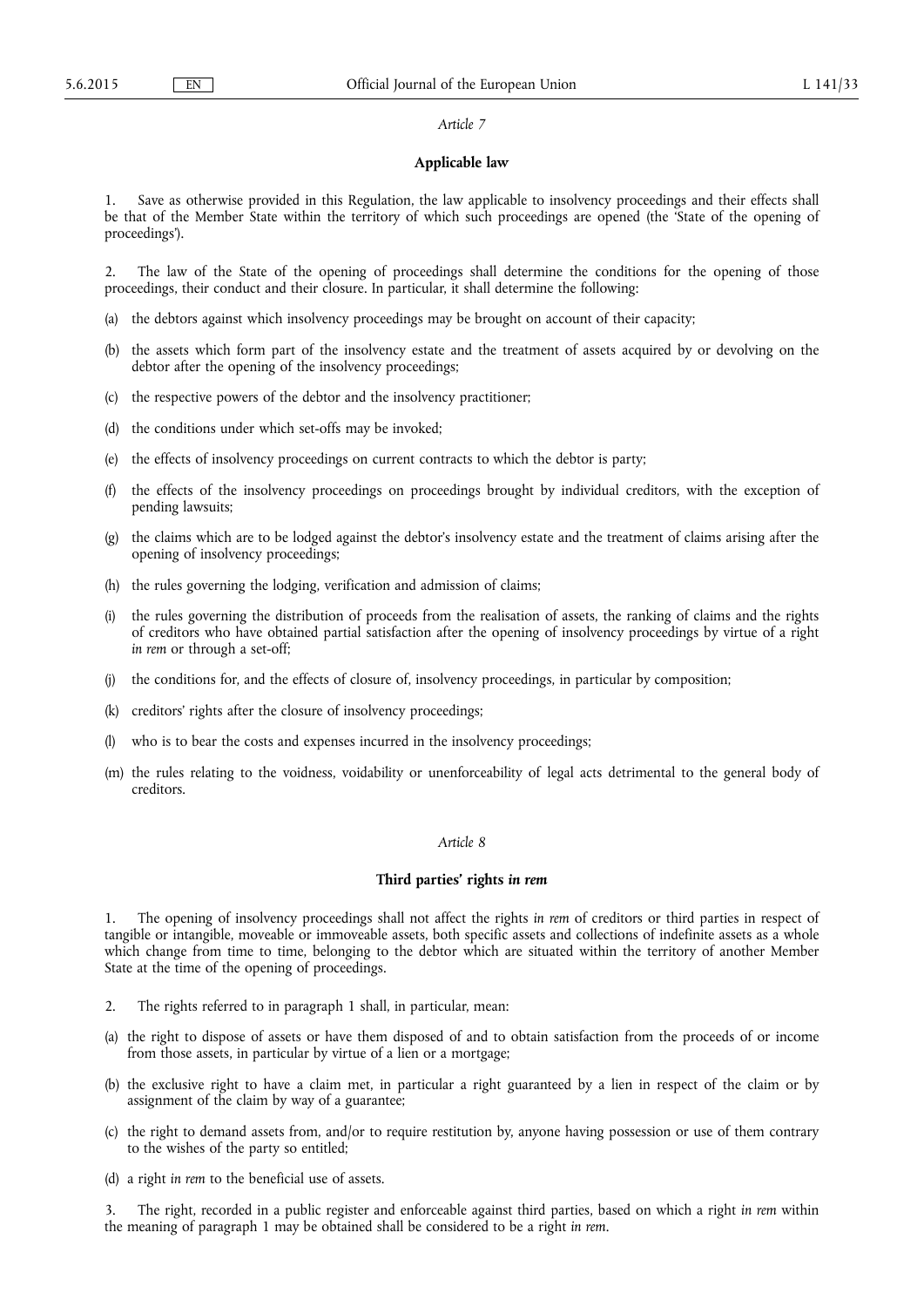*Article 7*

**Applicable law**

1. Save as otherwise provided in this Regulation, the law applicable to insolvency proceedings and their effects shall be that of the Member State within the territory of which such proceedings are opened (the 'State of the opening of proceedings').

2. The law of the State of the opening of proceedings shall determine the conditions for the opening of those proceedings, their conduct and their closure. In particular, it shall determine the following:

(a) the debtors against which insolvency proceedings may be brought on account of their capacity;

(b) the assets which form part of the insolvency estate and the treatment of assets acquired by or devolving on the debtor after the opening of the insolvency proceedings;

(c) the respective powers of the debtor and the insolvency practitioner;

(d) the conditions under which set-offs may be invoked;

(e) the effects of insolvency proceedings on current contracts to which the debtor is party;

(f) the effects of the insolvency proceedings on proceedings brought by individual creditors, with the exception of pending lawsuits;

(g) the claims which are to be lodged against the debtor's insolvency estate and the treatment of claims arising after the opening of insolvency proceedings;

(h) the rules governing the lodging, verification and admission of claims;

(i) the rules governing the distribution of proceeds from the realisation of assets, the ranking of claims and the rights of creditors who have obtained partial satisfaction after the opening of insolvency proceedings by virtue of a right *in rem* or through a set-off;

(j) the conditions for, and the effects of closure of, insolvency proceedings, in particular by composition;

(k) creditors' rights after the closure of insolvency proceedings;

(l) who is to bear the costs and expenses incurred in the insolvency proceedings;

(m) the rules relating to the voidness, voidability or unenforceability of legal acts detrimental to the general body of creditors.

*Article 8*

**Third parties' rights *in rem***

1. The opening of insolvency proceedings shall not affect the rights *in rem* of creditors or third parties in respect of tangible or intangible, moveable or immoveable assets, both specific assets and collections of indefinite assets as a whole which change from time to time, belonging to the debtor which are situated within the territory of another Member State at the time of the opening of proceedings.

2. The rights referred to in paragraph 1 shall, in particular, mean:

(a) the right to dispose of assets or have them disposed of and to obtain satisfaction from the proceeds of or income from those assets, in particular by virtue of a lien or a mortgage;

(b) the exclusive right to have a claim met, in particular a right guaranteed by a lien in respect of the claim or by assignment of the claim by way of a guarantee;

(c) the right to demand assets from, and/or to require restitution by, anyone having possession or use of them contrary to the wishes of the party so entitled;

(d) a right *in rem* to the beneficial use of assets.

3. The right, recorded in a public register and enforceable against third parties, based on which a right *in rem* within the meaning of paragraph 1 may be obtained shall be considered to be a right *in rem*.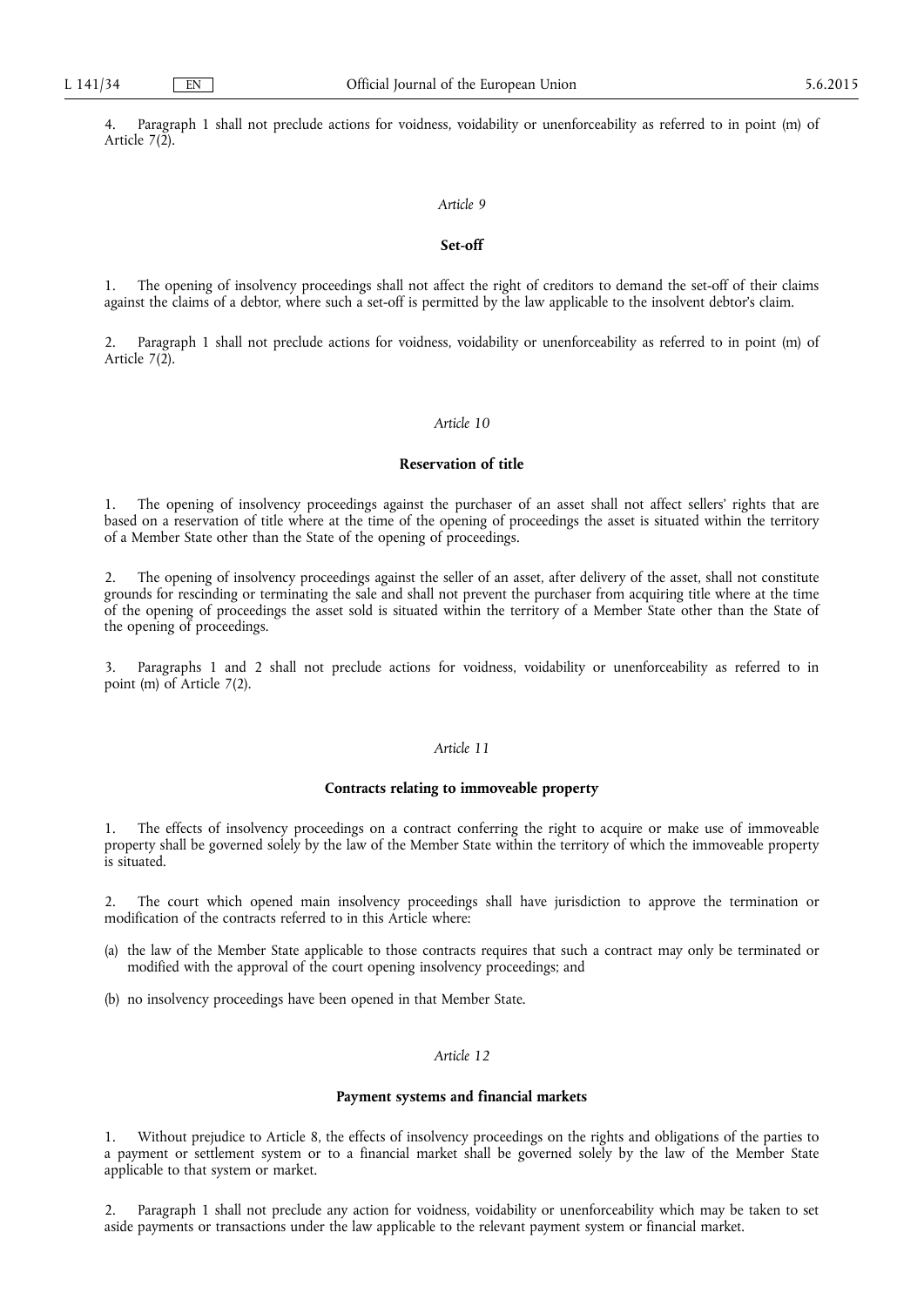4. Paragraph 1 shall not preclude actions for voidness, voidability or unenforceability as referred to in point (m) of Article 7(2).

*Article 9*

**Set-off**

1. The opening of insolvency proceedings shall not affect the right of creditors to demand the set-off of their claims against the claims of a debtor, where such a set-off is permitted by the law applicable to the insolvent debtor's claim.

2. Paragraph 1 shall not preclude actions for voidness, voidability or unenforceability as referred to in point (m) of Article 7(2).

*Article 10*

**Reservation of title**

1. The opening of insolvency proceedings against the purchaser of an asset shall not affect sellers' rights that are based on a reservation of title where at the time of the opening of proceedings the asset is situated within the territory of a Member State other than the State of the opening of proceedings.

2. The opening of insolvency proceedings against the seller of an asset, after delivery of the asset, shall not constitute grounds for rescinding or terminating the sale and shall not prevent the purchaser from acquiring title where at the time of the opening of proceedings the asset sold is situated within the territory of a Member State other than the State of the opening of proceedings.

3. Paragraphs 1 and 2 shall not preclude actions for voidness, voidability or unenforceability as referred to in point (m) of Article 7(2).

*Article 11*

**Contracts relating to immoveable property**

1. The effects of insolvency proceedings on a contract conferring the right to acquire or make use of immoveable property shall be governed solely by the law of the Member State within the territory of which the immoveable property is situated.

2. The court which opened main insolvency proceedings shall have jurisdiction to approve the termination or modification of the contracts referred to in this Article where:

(a) the law of the Member State applicable to those contracts requires that such a contract may only be terminated or modified with the approval of the court opening insolvency proceedings; and

(b) no insolvency proceedings have been opened in that Member State.

*Article 12*

**Payment systems and financial markets**

1. Without prejudice to Article 8, the effects of insolvency proceedings on the rights and obligations of the parties to a payment or settlement system or to a financial market shall be governed solely by the law of the Member State applicable to that system or market.

2. Paragraph 1 shall not preclude any action for voidness, voidability or unenforceability which may be taken to set aside payments or transactions under the law applicable to the relevant payment system or financial market.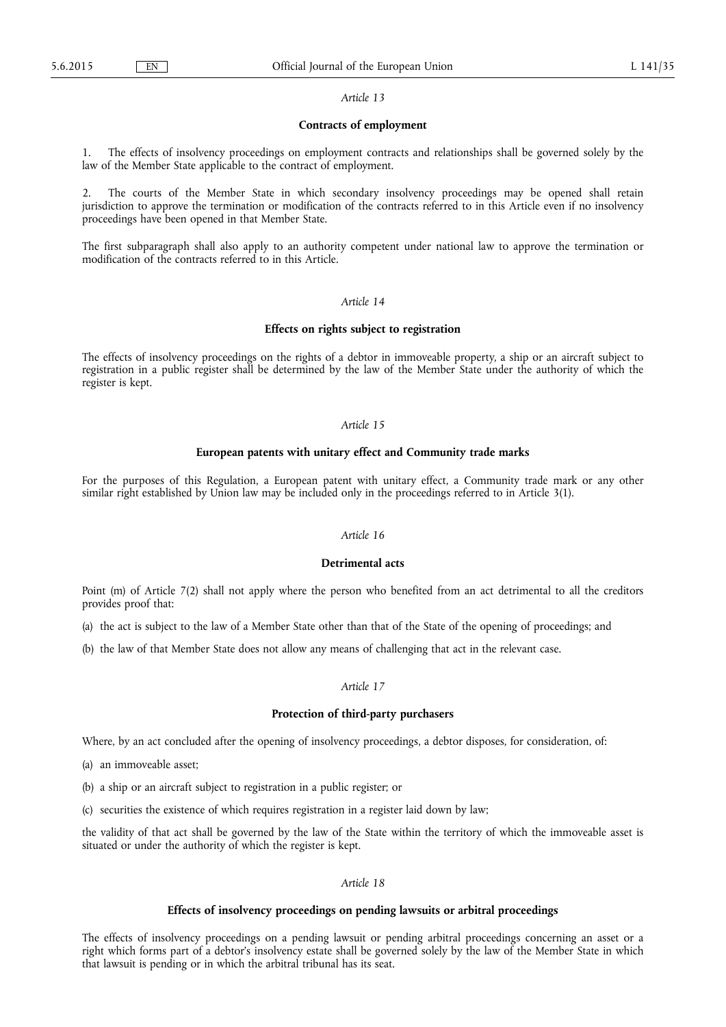*Article 13*

**Contracts of employment**

1. The effects of insolvency proceedings on employment contracts and relationships shall be governed solely by the law of the Member State applicable to the contract of employment.

2. The courts of the Member State in which secondary insolvency proceedings may be opened shall retain jurisdiction to approve the termination or modification of the contracts referred to in this Article even if no insolvency proceedings have been opened in that Member State.

The first subparagraph shall also apply to an authority competent under national law to approve the termination or modification of the contracts referred to in this Article.

*Article 14*

**Effects on rights subject to registration**

The effects of insolvency proceedings on the rights of a debtor in immoveable property, a ship or an aircraft subject to registration in a public register shall be determined by the law of the Member State under the authority of which the register is kept.

*Article 15*

**European patents with unitary effect and Community trade marks**

For the purposes of this Regulation, a European patent with unitary effect, a Community trade mark or any other similar right established by Union law may be included only in the proceedings referred to in Article 3(1).

*Article 16*

**Detrimental acts**

Point (m) of Article 7(2) shall not apply where the person who benefited from an act detrimental to all the creditors provides proof that:

(a) the act is subject to the law of a Member State other than that of the State of the opening of proceedings; and

(b) the law of that Member State does not allow any means of challenging that act in the relevant case.

*Article 17*

**Protection of third-party purchasers**

Where, by an act concluded after the opening of insolvency proceedings, a debtor disposes, for consideration, of:

(a) an immoveable asset;

(b) a ship or an aircraft subject to registration in a public register; or

(c) securities the existence of which requires registration in a register laid down by law;

the validity of that act shall be governed by the law of the State within the territory of which the immoveable asset is situated or under the authority of which the register is kept.

*Article 18*

**Effects of insolvency proceedings on pending lawsuits or arbitral proceedings**

The effects of insolvency proceedings on a pending lawsuit or pending arbitral proceedings concerning an asset or a right which forms part of a debtor's insolvency estate shall be governed solely by the law of the Member State in which that lawsuit is pending or in which the arbitral tribunal has its seat.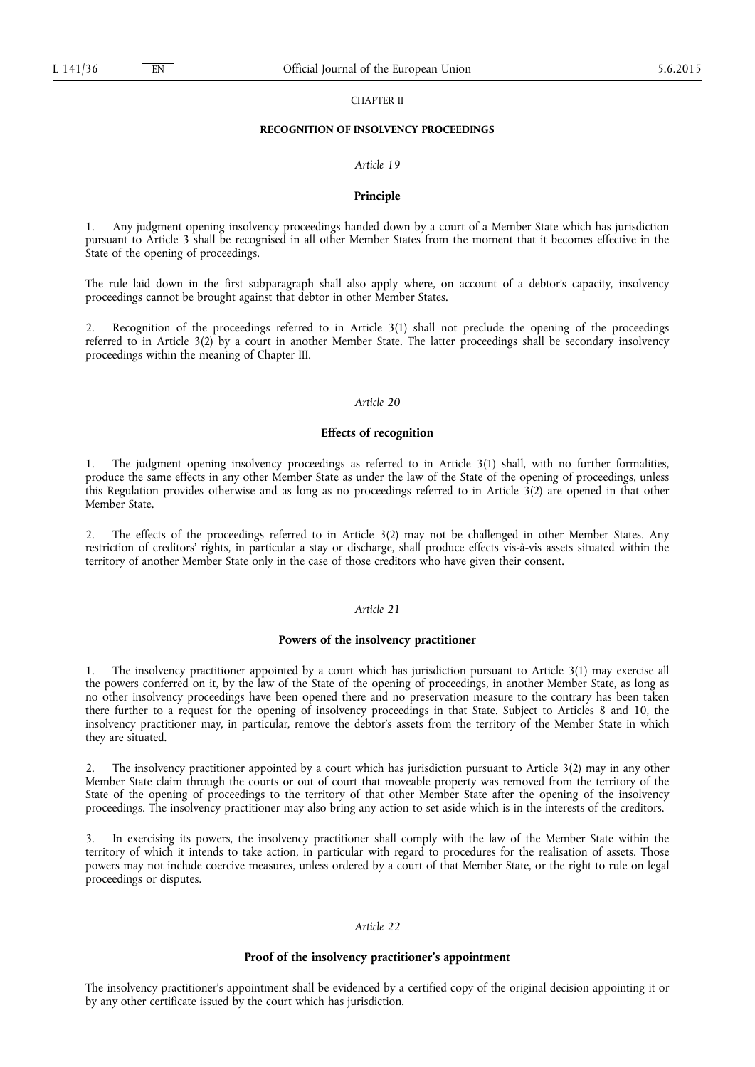CHAPTER II

**RECOGNITION OF INSOLVENCY PROCEEDINGS**

*Article 19*

**Principle**

1. Any judgment opening insolvency proceedings handed down by a court of a Member State which has jurisdiction pursuant to Article 3 shall be recognised in all other Member States from the moment that it becomes effective in the State of the opening of proceedings.

The rule laid down in the first subparagraph shall also apply where, on account of a debtor's capacity, insolvency proceedings cannot be brought against that debtor in other Member States.

2. Recognition of the proceedings referred to in Article 3(1) shall not preclude the opening of the proceedings referred to in Article 3(2) by a court in another Member State. The latter proceedings shall be secondary insolvency proceedings within the meaning of Chapter III.

*Article 20*

**Effects of recognition**

1. The judgment opening insolvency proceedings as referred to in Article 3(1) shall, with no further formalities, produce the same effects in any other Member State as under the law of the State of the opening of proceedings, unless this Regulation provides otherwise and as long as no proceedings referred to in Article 3(2) are opened in that other Member State.

2. The effects of the proceedings referred to in Article 3(2) may not be challenged in other Member States. Any restriction of creditors' rights, in particular a stay or discharge, shall produce effects vis-à-vis assets situated within the territory of another Member State only in the case of those creditors who have given their consent.

*Article 21*

**Powers of the insolvency practitioner**

1. The insolvency practitioner appointed by a court which has jurisdiction pursuant to Article 3(1) may exercise all the powers conferred on it, by the law of the State of the opening of proceedings, in another Member State, as long as no other insolvency proceedings have been opened there and no preservation measure to the contrary has been taken there further to a request for the opening of insolvency proceedings in that State. Subject to Articles 8 and 10, the insolvency practitioner may, in particular, remove the debtor's assets from the territory of the Member State in which they are situated.

2. The insolvency practitioner appointed by a court which has jurisdiction pursuant to Article 3(2) may in any other Member State claim through the courts or out of court that moveable property was removed from the territory of the State of the opening of proceedings to the territory of that other Member State after the opening of the insolvency proceedings. The insolvency practitioner may also bring any action to set aside which is in the interests of the creditors.

3. In exercising its powers, the insolvency practitioner shall comply with the law of the Member State within the territory of which it intends to take action, in particular with regard to procedures for the realisation of assets. Those powers may not include coercive measures, unless ordered by a court of that Member State, or the right to rule on legal proceedings or disputes.

*Article 22*

**Proof of the insolvency practitioner's appointment**

The insolvency practitioner's appointment shall be evidenced by a certified copy of the original decision appointing it or by any other certificate issued by the court which has jurisdiction.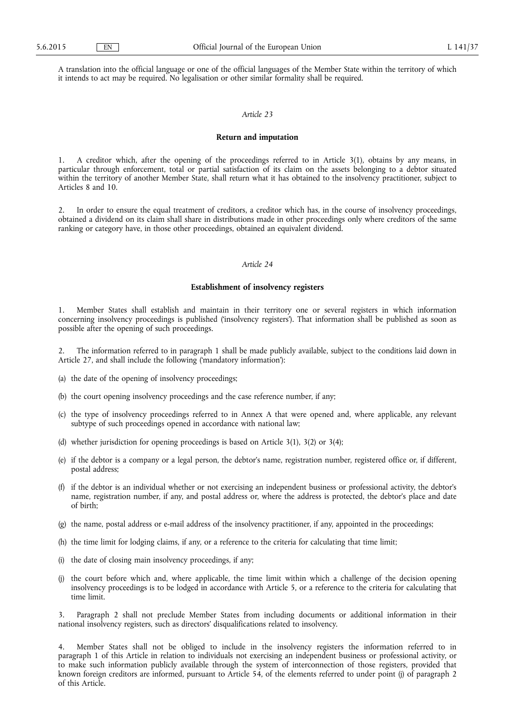A translation into the official language or one of the official languages of the Member State within the territory of which it intends to act may be required. No legalisation or other similar formality shall be required.

*Article 23*

**Return and imputation**

1. A creditor which, after the opening of the proceedings referred to in Article 3(1), obtains by any means, in particular through enforcement, total or partial satisfaction of its claim on the assets belonging to a debtor situated within the territory of another Member State, shall return what it has obtained to the insolvency practitioner, subject to Articles 8 and 10.

2. In order to ensure the equal treatment of creditors, a creditor which has, in the course of insolvency proceedings, obtained a dividend on its claim shall share in distributions made in other proceedings only where creditors of the same ranking or category have, in those other proceedings, obtained an equivalent dividend.

*Article 24*

**Establishment of insolvency registers**

1. Member States shall establish and maintain in their territory one or several registers in which information concerning insolvency proceedings is published ('insolvency registers'). That information shall be published as soon as possible after the opening of such proceedings.

2. The information referred to in paragraph 1 shall be made publicly available, subject to the conditions laid down in Article 27, and shall include the following ('mandatory information'):

(a) the date of the opening of insolvency proceedings;

(b) the court opening insolvency proceedings and the case reference number, if any;

(c) the type of insolvency proceedings referred to in Annex A that were opened and, where applicable, any relevant subtype of such proceedings opened in accordance with national law;

(d) whether jurisdiction for opening proceedings is based on Article 3(1), 3(2) or 3(4);

(e) if the debtor is a company or a legal person, the debtor's name, registration number, registered office or, if different, postal address;

(f) if the debtor is an individual whether or not exercising an independent business or professional activity, the debtor's name, registration number, if any, and postal address or, where the address is protected, the debtor's place and date of birth;

(g) the name, postal address or e-mail address of the insolvency practitioner, if any, appointed in the proceedings;

(h) the time limit for lodging claims, if any, or a reference to the criteria for calculating that time limit;

(i) the date of closing main insolvency proceedings, if any;

(j) the court before which and, where applicable, the time limit within which a challenge of the decision opening insolvency proceedings is to be lodged in accordance with Article 5, or a reference to the criteria for calculating that time limit.

3. Paragraph 2 shall not preclude Member States from including documents or additional information in their national insolvency registers, such as directors' disqualifications related to insolvency.

4. Member States shall not be obliged to include in the insolvency registers the information referred to in paragraph 1 of this Article in relation to individuals not exercising an independent business or professional activity, or to make such information publicly available through the system of interconnection of those registers, provided that known foreign creditors are informed, pursuant to Article 54, of the elements referred to under point (j) of paragraph 2 of this Article.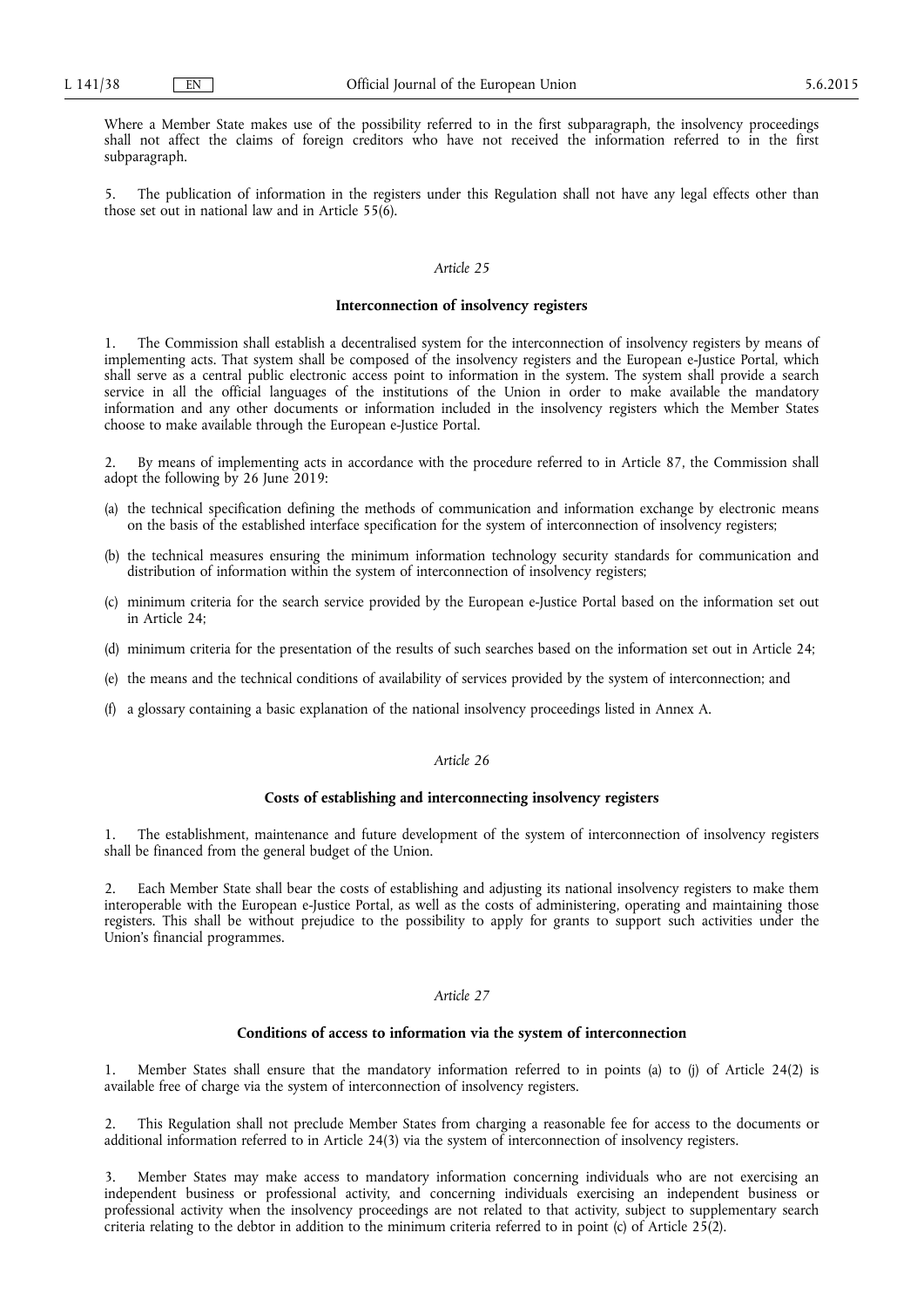Where a Member State makes use of the possibility referred to in the first subparagraph, the insolvency proceedings shall not affect the claims of foreign creditors who have not received the information referred to in the first subparagraph.

5. The publication of information in the registers under this Regulation shall not have any legal effects other than those set out in national law and in Article 55(6).

*Article 25*

**Interconnection of insolvency registers**

1. The Commission shall establish a decentralised system for the interconnection of insolvency registers by means of implementing acts. That system shall be composed of the insolvency registers and the European e-Justice Portal, which shall serve as a central public electronic access point to information in the system. The system shall provide a search service in all the official languages of the institutions of the Union in order to make available the mandatory information and any other documents or information included in the insolvency registers which the Member States choose to make available through the European e-Justice Portal.

2. By means of implementing acts in accordance with the procedure referred to in Article 87, the Commission shall adopt the following by 26 June 2019:

(a) the technical specification defining the methods of communication and information exchange by electronic means on the basis of the established interface specification for the system of interconnection of insolvency registers;

(b) the technical measures ensuring the minimum information technology security standards for communication and distribution of information within the system of interconnection of insolvency registers;

(c) minimum criteria for the search service provided by the European e-Justice Portal based on the information set out in Article 24;

(d) minimum criteria for the presentation of the results of such searches based on the information set out in Article 24;

(e) the means and the technical conditions of availability of services provided by the system of interconnection; and

(f) a glossary containing a basic explanation of the national insolvency proceedings listed in Annex A.

*Article 26*

**Costs of establishing and interconnecting insolvency registers**

1. The establishment, maintenance and future development of the system of interconnection of insolvency registers shall be financed from the general budget of the Union.

2. Each Member State shall bear the costs of establishing and adjusting its national insolvency registers to make them interoperable with the European e-Justice Portal, as well as the costs of administering, operating and maintaining those registers. This shall be without prejudice to the possibility to apply for grants to support such activities under the Union's financial programmes.

*Article 27*

**Conditions of access to information via the system of interconnection**

1. Member States shall ensure that the mandatory information referred to in points (a) to (j) of Article 24(2) is available free of charge via the system of interconnection of insolvency registers.

2. This Regulation shall not preclude Member States from charging a reasonable fee for access to the documents or additional information referred to in Article 24(3) via the system of interconnection of insolvency registers.

3. Member States may make access to mandatory information concerning individuals who are not exercising an independent business or professional activity, and concerning individuals exercising an independent business or professional activity when the insolvency proceedings are not related to that activity, subject to supplementary search criteria relating to the debtor in addition to the minimum criteria referred to in point (c) of Article 25(2).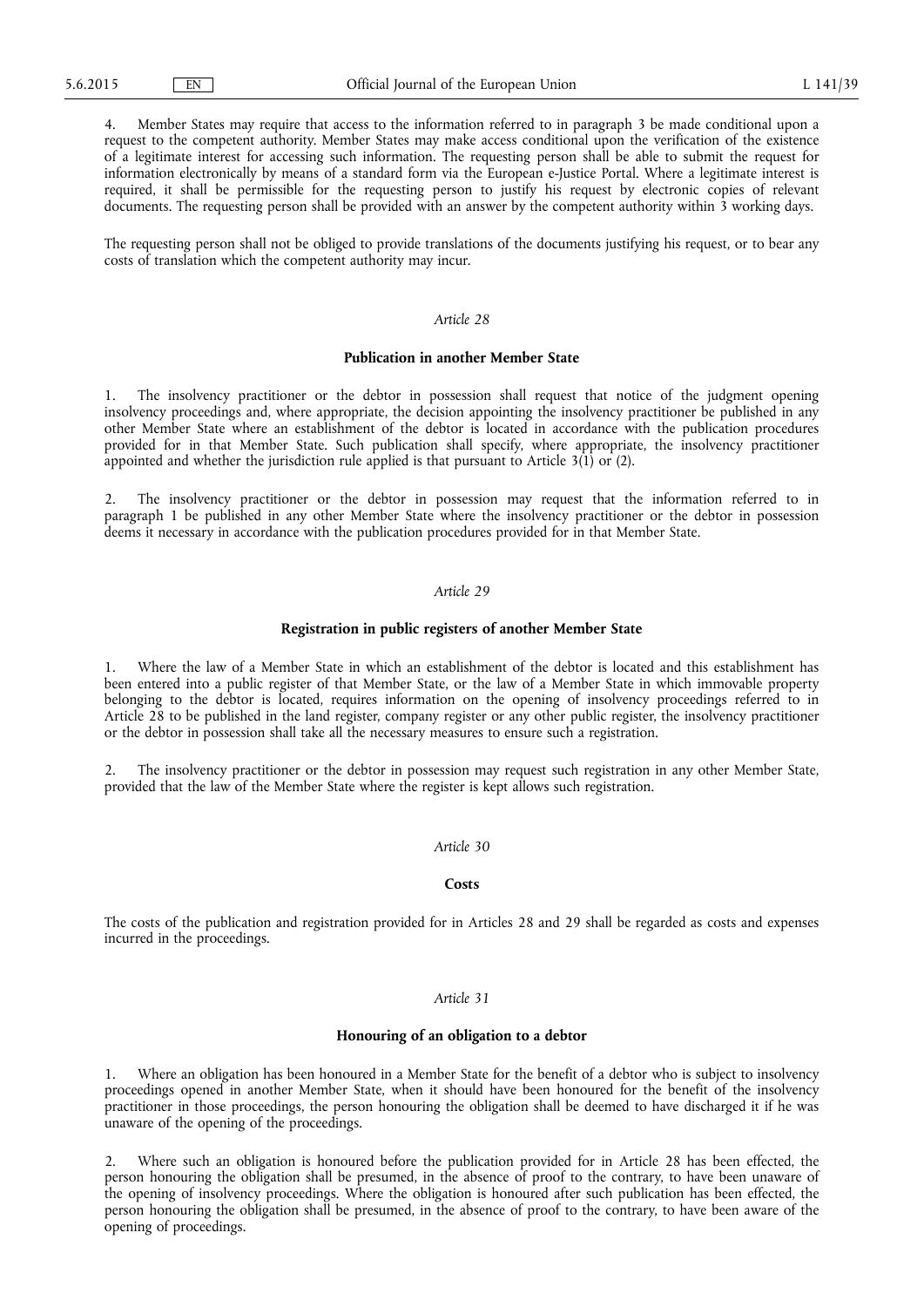4. Member States may require that access to the information referred to in paragraph 3 be made conditional upon a request to the competent authority. Member States may make access conditional upon the verification of the existence of a legitimate interest for accessing such information. The requesting person shall be able to submit the request for information electronically by means of a standard form via the European e-Justice Portal. Where a legitimate interest is required, it shall be permissible for the requesting person to justify his request by electronic copies of relevant documents. The requesting person shall be provided with an answer by the competent authority within 3 working days.

The requesting person shall not be obliged to provide translations of the documents justifying his request, or to bear any costs of translation which the competent authority may incur.

*Article 28*

**Publication in another Member State**

1. The insolvency practitioner or the debtor in possession shall request that notice of the judgment opening insolvency proceedings and, where appropriate, the decision appointing the insolvency practitioner be published in any other Member State where an establishment of the debtor is located in accordance with the publication procedures provided for in that Member State. Such publication shall specify, where appropriate, the insolvency practitioner appointed and whether the jurisdiction rule applied is that pursuant to Article 3(1) or (2).

2. The insolvency practitioner or the debtor in possession may request that the information referred to in paragraph 1 be published in any other Member State where the insolvency practitioner or the debtor in possession deems it necessary in accordance with the publication procedures provided for in that Member State.

*Article 29*

**Registration in public registers of another Member State**

1. Where the law of a Member State in which an establishment of the debtor is located and this establishment has been entered into a public register of that Member State, or the law of a Member State in which immovable property belonging to the debtor is located, requires information on the opening of insolvency proceedings referred to in Article 28 to be published in the land register, company register or any other public register, the insolvency practitioner or the debtor in possession shall take all the necessary measures to ensure such a registration.

2. The insolvency practitioner or the debtor in possession may request such registration in any other Member State, provided that the law of the Member State where the register is kept allows such registration.

*Article 30*

**Costs**

The costs of the publication and registration provided for in Articles 28 and 29 shall be regarded as costs and expenses incurred in the proceedings.

*Article 31*

**Honouring of an obligation to a debtor**

1. Where an obligation has been honoured in a Member State for the benefit of a debtor who is subject to insolvency proceedings opened in another Member State, when it should have been honoured for the benefit of the insolvency practitioner in those proceedings, the person honouring the obligation shall be deemed to have discharged it if he was unaware of the opening of the proceedings.

2. Where such an obligation is honoured before the publication provided for in Article 28 has been effected, the person honouring the obligation shall be presumed, in the absence of proof to the contrary, to have been unaware of the opening of insolvency proceedings. Where the obligation is honoured after such publication has been effected, the person honouring the obligation shall be presumed, in the absence of proof to the contrary, to have been aware of the opening of proceedings.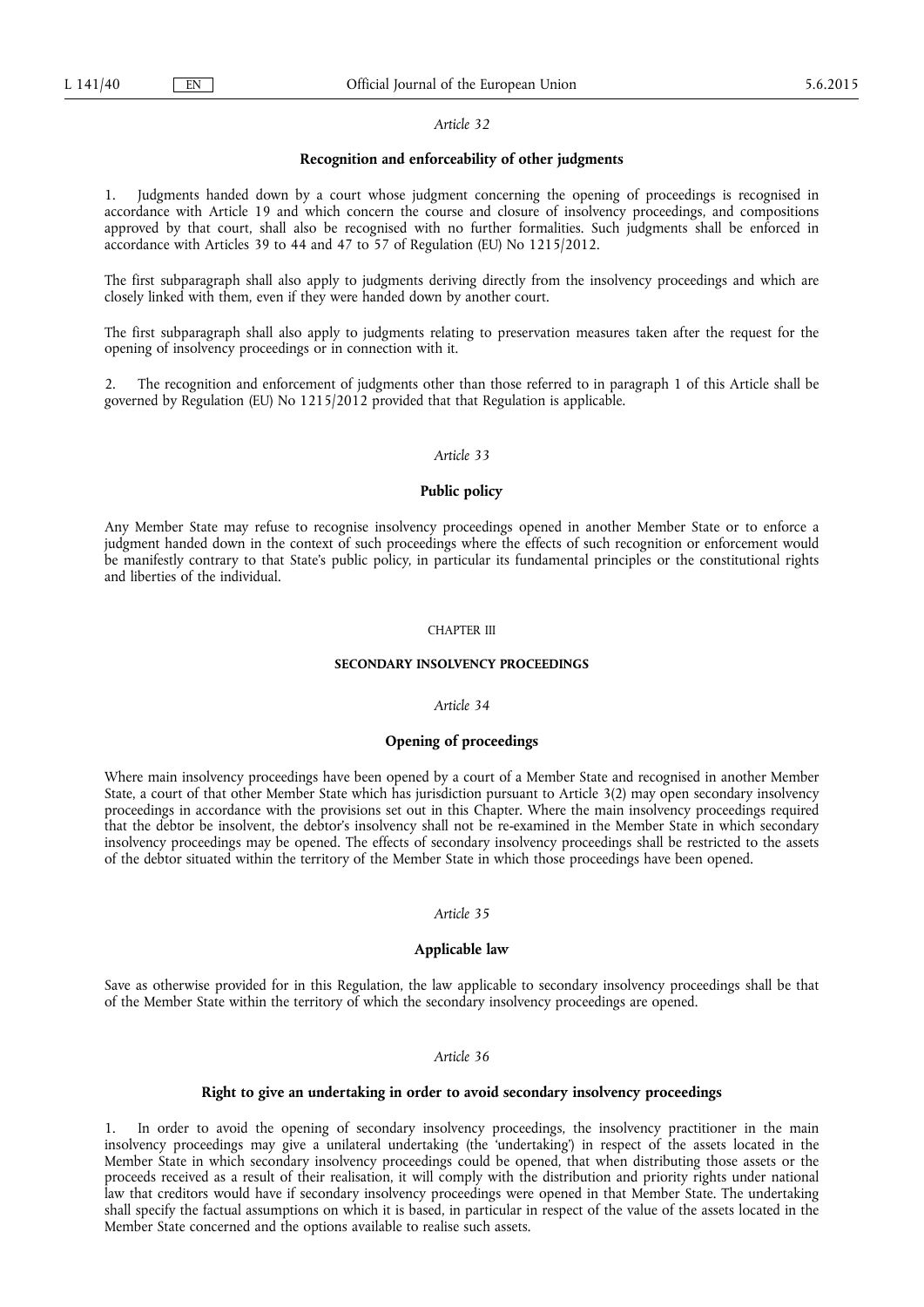*Article 32*

**Recognition and enforceability of other judgments**

1. Judgments handed down by a court whose judgment concerning the opening of proceedings is recognised in accordance with Article 19 and which concern the course and closure of insolvency proceedings, and compositions approved by that court, shall also be recognised with no further formalities. Such judgments shall be enforced in accordance with Articles 39 to 44 and 47 to 57 of Regulation (EU) No 1215/2012.

The first subparagraph shall also apply to judgments deriving directly from the insolvency proceedings and which are closely linked with them, even if they were handed down by another court.

The first subparagraph shall also apply to judgments relating to preservation measures taken after the request for the opening of insolvency proceedings or in connection with it.

2. The recognition and enforcement of judgments other than those referred to in paragraph 1 of this Article shall be governed by Regulation (EU) No 1215/2012 provided that that Regulation is applicable.

*Article 33*

**Public policy**

Any Member State may refuse to recognise insolvency proceedings opened in another Member State or to enforce a judgment handed down in the context of such proceedings where the effects of such recognition or enforcement would be manifestly contrary to that State's public policy, in particular its fundamental principles or the constitutional rights and liberties of the individual.

CHAPTER III

**SECONDARY INSOLVENCY PROCEEDINGS**

*Article 34*

**Opening of proceedings**

Where main insolvency proceedings have been opened by a court of a Member State and recognised in another Member State, a court of that other Member State which has jurisdiction pursuant to Article 3(2) may open secondary insolvency proceedings in accordance with the provisions set out in this Chapter. Where the main insolvency proceedings required that the debtor be insolvent, the debtor's insolvency shall not be re-examined in the Member State in which secondary insolvency proceedings may be opened. The effects of secondary insolvency proceedings shall be restricted to the assets of the debtor situated within the territory of the Member State in which those proceedings have been opened.

*Article 35*

**Applicable law**

Save as otherwise provided for in this Regulation, the law applicable to secondary insolvency proceedings shall be that of the Member State within the territory of which the secondary insolvency proceedings are opened.

*Article 36*

**Right to give an undertaking in order to avoid secondary insolvency proceedings**

1. In order to avoid the opening of secondary insolvency proceedings, the insolvency practitioner in the main insolvency proceedings may give a unilateral undertaking (the 'undertaking') in respect of the assets located in the Member State in which secondary insolvency proceedings could be opened, that when distributing those assets or the proceeds received as a result of their realisation, it will comply with the distribution and priority rights under national law that creditors would have if secondary insolvency proceedings were opened in that Member State. The undertaking shall specify the factual assumptions on which it is based, in particular in respect of the value of the assets located in the Member State concerned and the options available to realise such assets.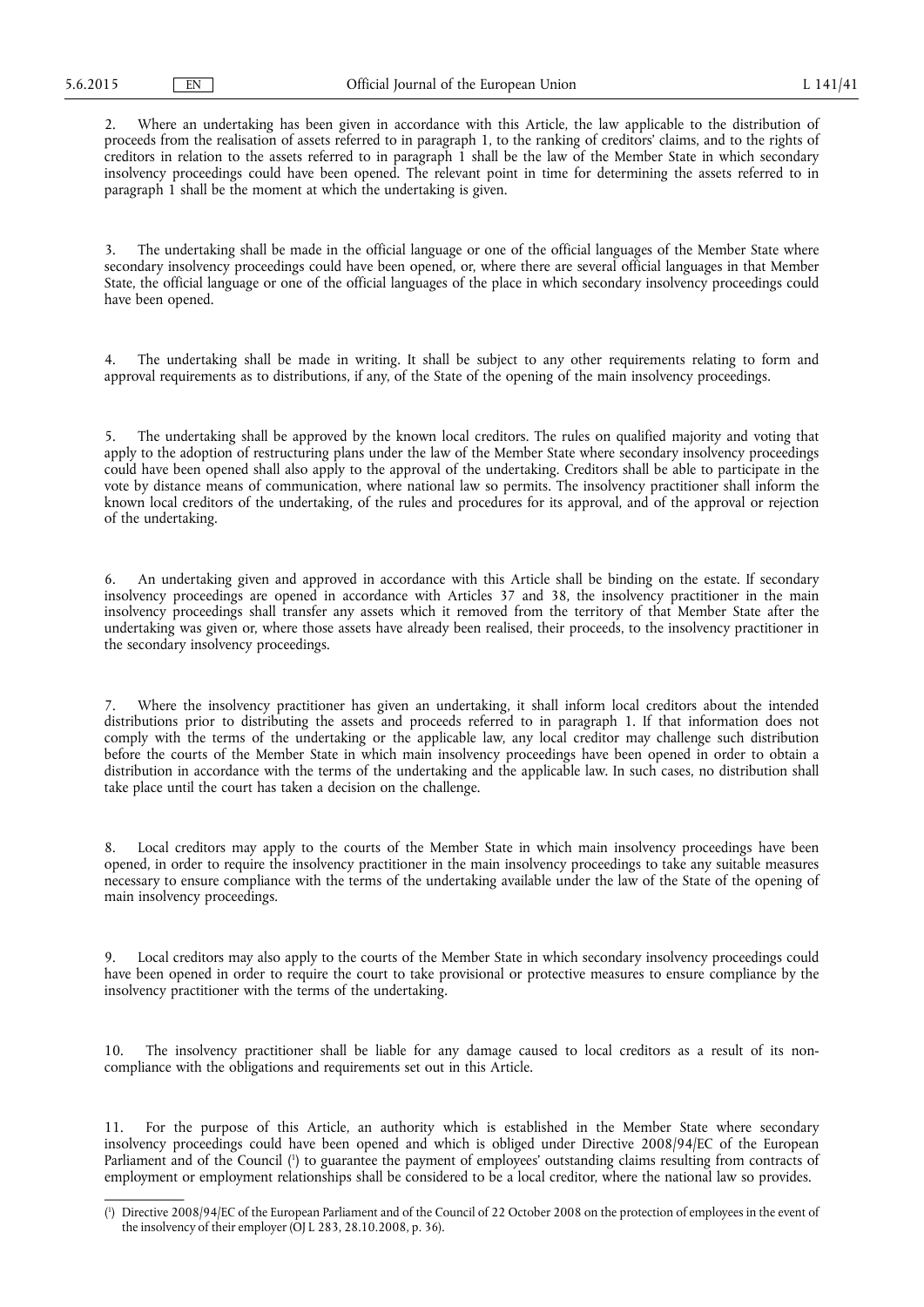2. Where an undertaking has been given in accordance with this Article, the law applicable to the distribution of proceeds from the realisation of assets referred to in paragraph 1, to the ranking of creditors' claims, and to the rights of creditors in relation to the assets referred to in paragraph 1 shall be the law of the Member State in which secondary insolvency proceedings could have been opened. The relevant point in time for determining the assets referred to in paragraph 1 shall be the moment at which the undertaking is given.

3. The undertaking shall be made in the official language or one of the official languages of the Member State where secondary insolvency proceedings could have been opened, or, where there are several official languages in that Member State, the official language or one of the official languages of the place in which secondary insolvency proceedings could have been opened.

4. The undertaking shall be made in writing. It shall be subject to any other requirements relating to form and approval requirements as to distributions, if any, of the State of the opening of the main insolvency proceedings.

5. The undertaking shall be approved by the known local creditors. The rules on qualified majority and voting that apply to the adoption of restructuring plans under the law of the Member State where secondary insolvency proceedings could have been opened shall also apply to the approval of the undertaking. Creditors shall be able to participate in the vote by distance means of communication, where national law so permits. The insolvency practitioner shall inform the known local creditors of the undertaking, of the rules and procedures for its approval, and of the approval or rejection of the undertaking.

6. An undertaking given and approved in accordance with this Article shall be binding on the estate. If secondary insolvency proceedings are opened in accordance with Articles 37 and 38, the insolvency practitioner in the main insolvency proceedings shall transfer any assets which it removed from the territory of that Member State after the undertaking was given or, where those assets have already been realised, their proceeds, to the insolvency practitioner in the secondary insolvency proceedings.

7. Where the insolvency practitioner has given an undertaking, it shall inform local creditors about the intended distributions prior to distributing the assets and proceeds referred to in paragraph 1. If that information does not comply with the terms of the undertaking or the applicable law, any local creditor may challenge such distribution before the courts of the Member State in which main insolvency proceedings have been opened in order to obtain a distribution in accordance with the terms of the undertaking and the applicable law. In such cases, no distribution shall take place until the court has taken a decision on the challenge.

8. Local creditors may apply to the courts of the Member State in which main insolvency proceedings have been opened, in order to require the insolvency practitioner in the main insolvency proceedings to take any suitable measures necessary to ensure compliance with the terms of the undertaking available under the law of the State of the opening of main insolvency proceedings.

9. Local creditors may also apply to the courts of the Member State in which secondary insolvency proceedings could have been opened in order to require the court to take provisional or protective measures to ensure compliance by the insolvency practitioner with the terms of the undertaking.

10. The insolvency practitioner shall be liable for any damage caused to local creditors as a result of its non-compliance with the obligations and requirements set out in this Article.

11. For the purpose of this Article, an authority which is established in the Member State where secondary insolvency proceedings could have been opened and which is obliged under Directive 2008/94/EC of the European Parliament and of the Council [1] to guarantee the payment of employees' outstanding claims resulting from contracts of employment or employment relationships shall be considered to be a local creditor, where the national law so provides.

---

[1] Directive 2008/94/EC of the European Parliament and of the Council of 22 October 2008 on the protection of employees in the event of the insolvency of their employer (OJ L 283, 28.10.2008, p. 36).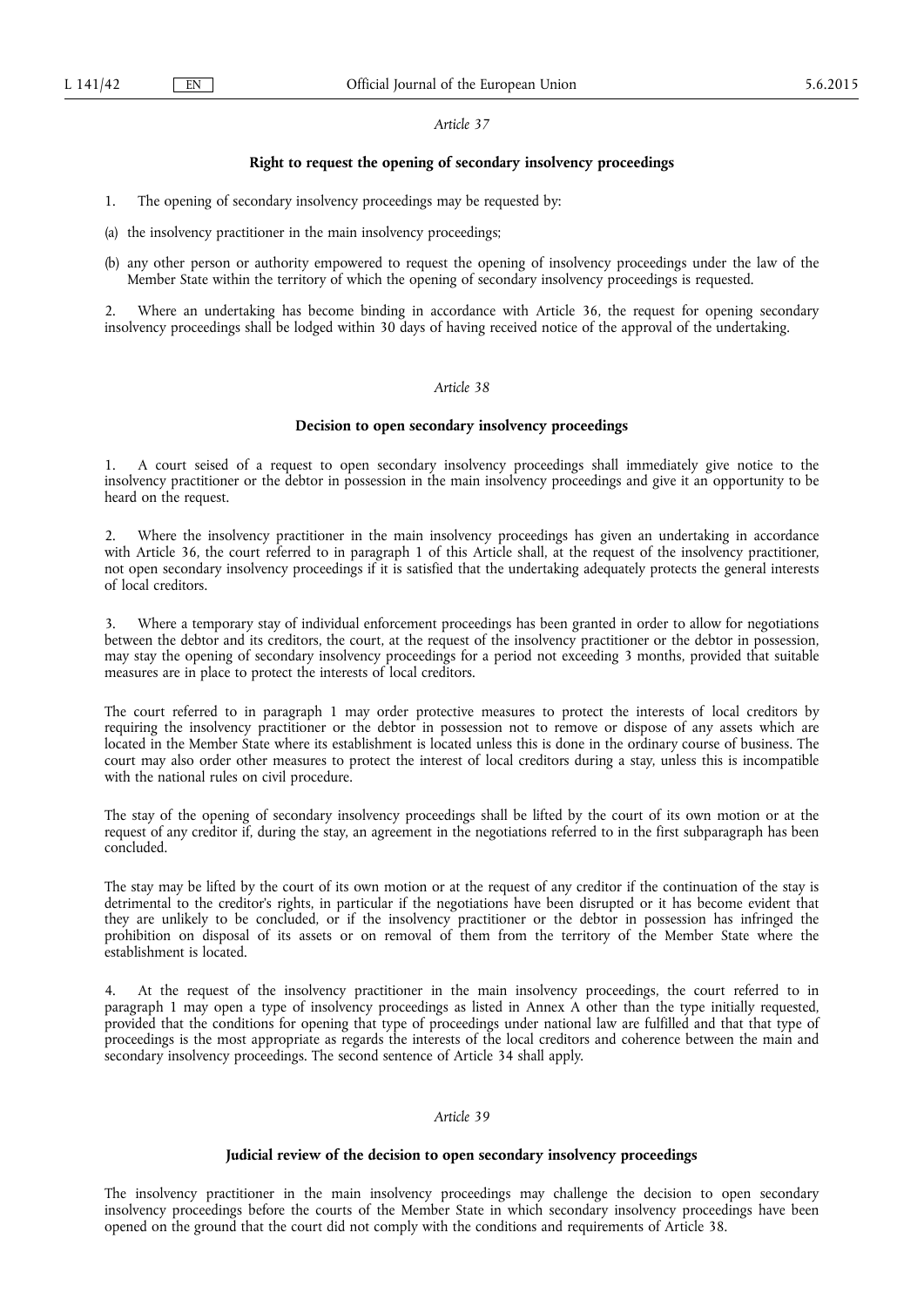*Article 37*

**Right to request the opening of secondary insolvency proceedings**

1. The opening of secondary insolvency proceedings may be requested by:

(a) the insolvency practitioner in the main insolvency proceedings;

(b) any other person or authority empowered to request the opening of insolvency proceedings under the law of the Member State within the territory of which the opening of secondary insolvency proceedings is requested.

2. Where an undertaking has become binding in accordance with Article 36, the request for opening secondary insolvency proceedings shall be lodged within 30 days of having received notice of the approval of the undertaking.

*Article 38*

**Decision to open secondary insolvency proceedings**

1. A court seised of a request to open secondary insolvency proceedings shall immediately give notice to the insolvency practitioner or the debtor in possession in the main insolvency proceedings and give it an opportunity to be heard on the request.

2. Where the insolvency practitioner in the main insolvency proceedings has given an undertaking in accordance with Article 36, the court referred to in paragraph 1 of this Article shall, at the request of the insolvency practitioner, not open secondary insolvency proceedings if it is satisfied that the undertaking adequately protects the general interests of local creditors.

3. Where a temporary stay of individual enforcement proceedings has been granted in order to allow for negotiations between the debtor and its creditors, the court, at the request of the insolvency practitioner or the debtor in possession, may stay the opening of secondary insolvency proceedings for a period not exceeding 3 months, provided that suitable measures are in place to protect the interests of local creditors.

The court referred to in paragraph 1 may order protective measures to protect the interests of local creditors by requiring the insolvency practitioner or the debtor in possession not to remove or dispose of any assets which are located in the Member State where its establishment is located unless this is done in the ordinary course of business. The court may also order other measures to protect the interest of local creditors during a stay, unless this is incompatible with the national rules on civil procedure.

The stay of the opening of secondary insolvency proceedings shall be lifted by the court of its own motion or at the request of any creditor if, during the stay, an agreement in the negotiations referred to in the first subparagraph has been concluded.

The stay may be lifted by the court of its own motion or at the request of any creditor if the continuation of the stay is detrimental to the creditor's rights, in particular if the negotiations have been disrupted or it has become evident that they are unlikely to be concluded, or if the insolvency practitioner or the debtor in possession has infringed the prohibition on disposal of its assets or on removal of them from the territory of the Member State where the establishment is located.

4. At the request of the insolvency practitioner in the main insolvency proceedings, the court referred to in paragraph 1 may open a type of insolvency proceedings as listed in Annex A other than the type initially requested, provided that the conditions for opening that type of proceedings under national law are fulfilled and that that type of proceedings is the most appropriate as regards the interests of the local creditors and coherence between the main and secondary insolvency proceedings. The second sentence of Article 34 shall apply.

*Article 39*

**Judicial review of the decision to open secondary insolvency proceedings**

The insolvency practitioner in the main insolvency proceedings may challenge the decision to open secondary insolvency proceedings before the courts of the Member State in which secondary insolvency proceedings have been opened on the ground that the court did not comply with the conditions and requirements of Article 38.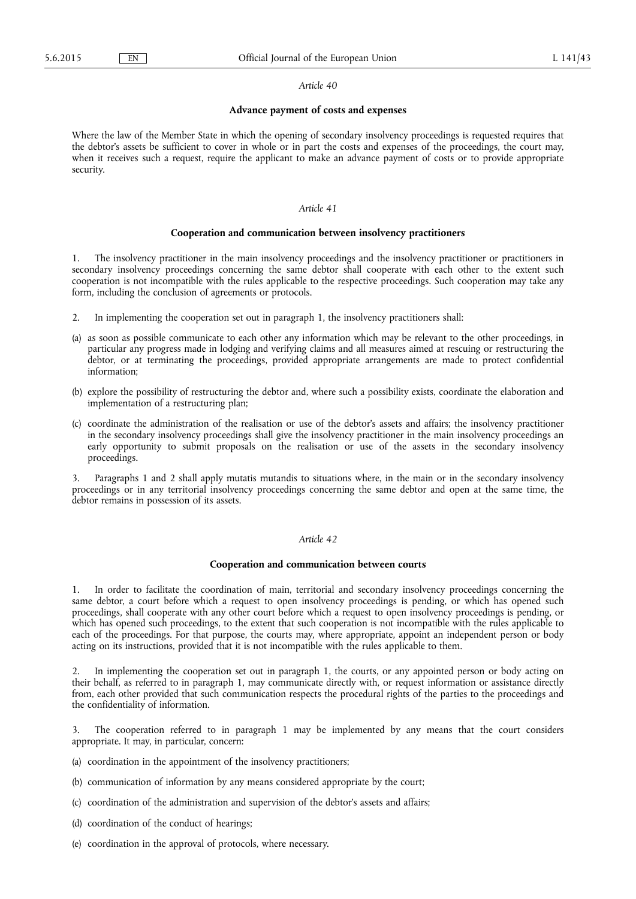*Article 40*

**Advance payment of costs and expenses**

Where the law of the Member State in which the opening of secondary insolvency proceedings is requested requires that the debtor's assets be sufficient to cover in whole or in part the costs and expenses of the proceedings, the court may, when it receives such a request, require the applicant to make an advance payment of costs or to provide appropriate security.

*Article 41*

**Cooperation and communication between insolvency practitioners**

1. The insolvency practitioner in the main insolvency proceedings and the insolvency practitioner or practitioners in secondary insolvency proceedings concerning the same debtor shall cooperate with each other to the extent such cooperation is not incompatible with the rules applicable to the respective proceedings. Such cooperation may take any form, including the conclusion of agreements or protocols.

2. In implementing the cooperation set out in paragraph 1, the insolvency practitioners shall:

(a) as soon as possible communicate to each other any information which may be relevant to the other proceedings, in particular any progress made in lodging and verifying claims and all measures aimed at rescuing or restructuring the debtor, or at terminating the proceedings, provided appropriate arrangements are made to protect confidential information;

(b) explore the possibility of restructuring the debtor and, where such a possibility exists, coordinate the elaboration and implementation of a restructuring plan;

(c) coordinate the administration of the realisation or use of the debtor's assets and affairs; the insolvency practitioner in the secondary insolvency proceedings shall give the insolvency practitioner in the main insolvency proceedings an early opportunity to submit proposals on the realisation or use of the assets in the secondary insolvency proceedings.

3. Paragraphs 1 and 2 shall apply mutatis mutandis to situations where, in the main or in the secondary insolvency proceedings or in any territorial insolvency proceedings concerning the same debtor and open at the same time, the debtor remains in possession of its assets.

*Article 42*

**Cooperation and communication between courts**

1. In order to facilitate the coordination of main, territorial and secondary insolvency proceedings concerning the same debtor, a court before which a request to open insolvency proceedings is pending, or which has opened such proceedings, shall cooperate with any other court before which a request to open insolvency proceedings is pending, or which has opened such proceedings, to the extent that such cooperation is not incompatible with the rules applicable to each of the proceedings. For that purpose, the courts may, where appropriate, appoint an independent person or body acting on its instructions, provided that it is not incompatible with the rules applicable to them.

2. In implementing the cooperation set out in paragraph 1, the courts, or any appointed person or body acting on their behalf, as referred to in paragraph 1, may communicate directly with, or request information or assistance directly from, each other provided that such communication respects the procedural rights of the parties to the proceedings and the confidentiality of information.

3. The cooperation referred to in paragraph 1 may be implemented by any means that the court considers appropriate. It may, in particular, concern:

(a) coordination in the appointment of the insolvency practitioners;

(b) communication of information by any means considered appropriate by the court;

(c) coordination of the administration and supervision of the debtor's assets and affairs;

(d) coordination of the conduct of hearings;

(e) coordination in the approval of protocols, where necessary.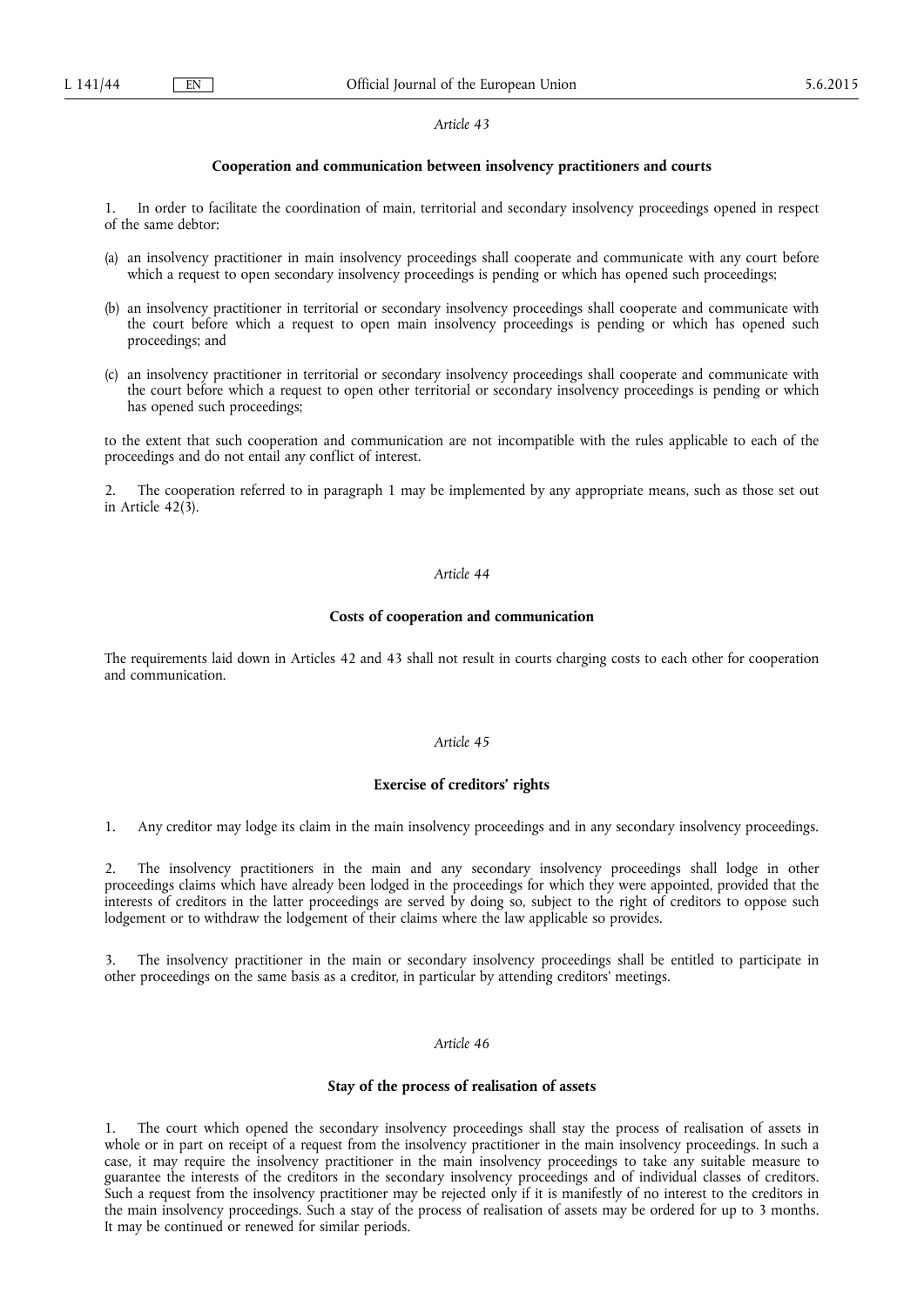*Article 43*

**Cooperation and communication between insolvency practitioners and courts**

1. In order to facilitate the coordination of main, territorial and secondary insolvency proceedings opened in respect of the same debtor:

(a) an insolvency practitioner in main insolvency proceedings shall cooperate and communicate with any court before which a request to open secondary insolvency proceedings is pending or which has opened such proceedings;

(b) an insolvency practitioner in territorial or secondary insolvency proceedings shall cooperate and communicate with the court before which a request to open main insolvency proceedings is pending or which has opened such proceedings; and

(c) an insolvency practitioner in territorial or secondary insolvency proceedings shall cooperate and communicate with the court before which a request to open other territorial or secondary insolvency proceedings is pending or which has opened such proceedings;

to the extent that such cooperation and communication are not incompatible with the rules applicable to each of the proceedings and do not entail any conflict of interest.

2. The cooperation referred to in paragraph 1 may be implemented by any appropriate means, such as those set out in Article 42(3).

*Article 44*

**Costs of cooperation and communication**

The requirements laid down in Articles 42 and 43 shall not result in courts charging costs to each other for cooperation and communication.

*Article 45*

**Exercise of creditors' rights**

1. Any creditor may lodge its claim in the main insolvency proceedings and in any secondary insolvency proceedings.

2. The insolvency practitioners in the main and any secondary insolvency proceedings shall lodge in other proceedings claims which have already been lodged in the proceedings for which they were appointed, provided that the interests of creditors in the latter proceedings are served by doing so, subject to the right of creditors to oppose such lodgement or to withdraw the lodgement of their claims where the law applicable so provides.

3. The insolvency practitioner in the main or secondary insolvency proceedings shall be entitled to participate in other proceedings on the same basis as a creditor, in particular by attending creditors' meetings.

*Article 46*

**Stay of the process of realisation of assets**

1. The court which opened the secondary insolvency proceedings shall stay the process of realisation of assets in whole or in part on receipt of a request from the insolvency practitioner in the main insolvency proceedings. In such a case, it may require the insolvency practitioner in the main insolvency proceedings to take any suitable measure to guarantee the interests of the creditors in the secondary insolvency proceedings and of individual classes of creditors. Such a request from the insolvency practitioner may be rejected only if it is manifestly of no interest to the creditors in the main insolvency proceedings. Such a stay of the process of realisation of assets may be ordered for up to 3 months. It may be continued or renewed for similar periods.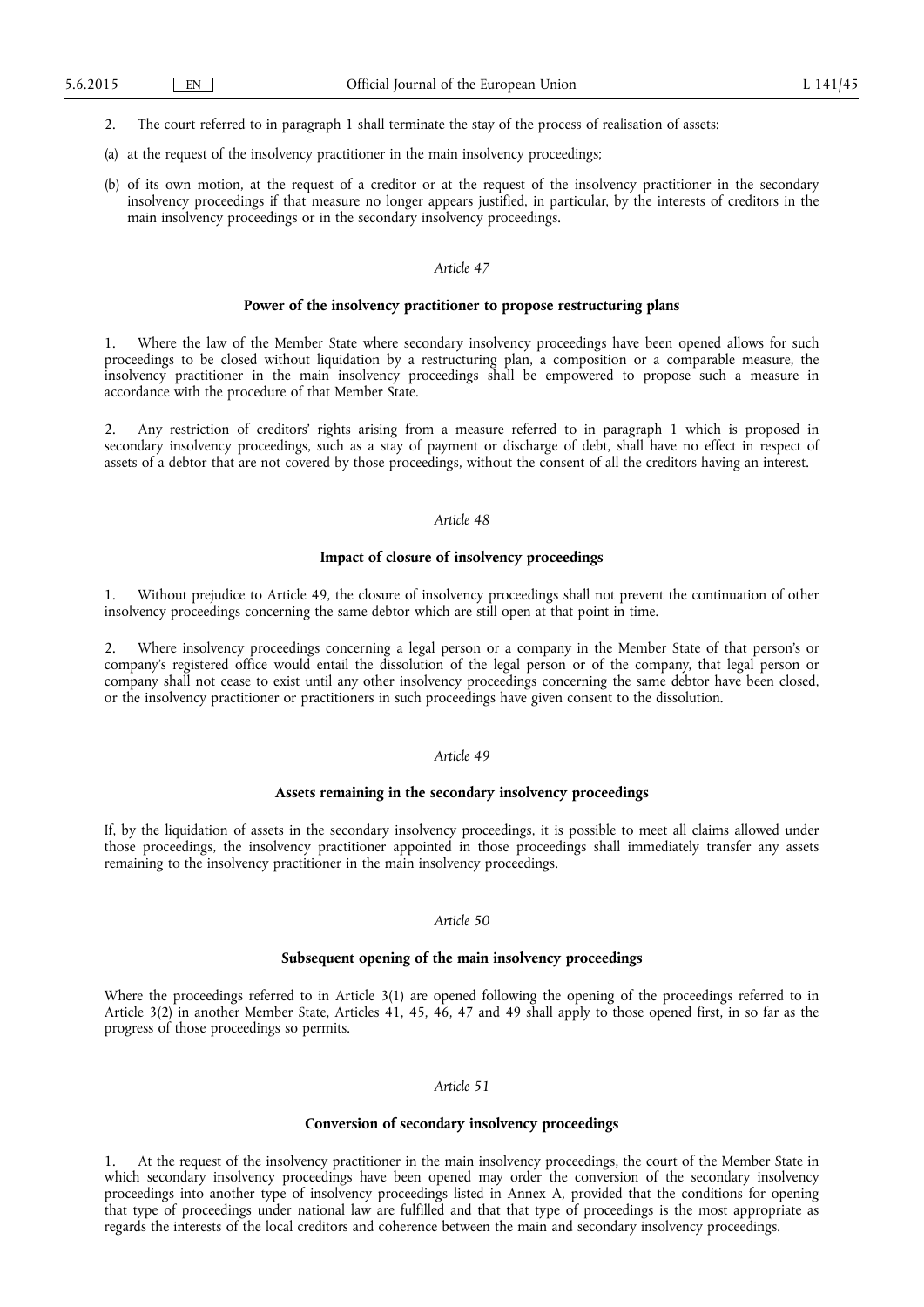2. The court referred to in paragraph 1 shall terminate the stay of the process of realisation of assets:

(a) at the request of the insolvency practitioner in the main insolvency proceedings;

(b) of its own motion, at the request of a creditor or at the request of the insolvency practitioner in the secondary insolvency proceedings if that measure no longer appears justified, in particular, by the interests of creditors in the main insolvency proceedings or in the secondary insolvency proceedings.

*Article 47*

**Power of the insolvency practitioner to propose restructuring plans**

1. Where the law of the Member State where secondary insolvency proceedings have been opened allows for such proceedings to be closed without liquidation by a restructuring plan, a composition or a comparable measure, the insolvency practitioner in the main insolvency proceedings shall be empowered to propose such a measure in accordance with the procedure of that Member State.

2. Any restriction of creditors' rights arising from a measure referred to in paragraph 1 which is proposed in secondary insolvency proceedings, such as a stay of payment or discharge of debt, shall have no effect in respect of assets of a debtor that are not covered by those proceedings, without the consent of all the creditors having an interest.

*Article 48*

**Impact of closure of insolvency proceedings**

1. Without prejudice to Article 49, the closure of insolvency proceedings shall not prevent the continuation of other insolvency proceedings concerning the same debtor which are still open at that point in time.

2. Where insolvency proceedings concerning a legal person or a company in the Member State of that person's or company's registered office would entail the dissolution of the legal person or of the company, that legal person or company shall not cease to exist until any other insolvency proceedings concerning the same debtor have been closed, or the insolvency practitioner or practitioners in such proceedings have given consent to the dissolution.

*Article 49*

**Assets remaining in the secondary insolvency proceedings**

If, by the liquidation of assets in the secondary insolvency proceedings, it is possible to meet all claims allowed under those proceedings, the insolvency practitioner appointed in those proceedings shall immediately transfer any assets remaining to the insolvency practitioner in the main insolvency proceedings.

*Article 50*

**Subsequent opening of the main insolvency proceedings**

Where the proceedings referred to in Article 3(1) are opened following the opening of the proceedings referred to in Article 3(2) in another Member State, Articles 41, 45, 46, 47 and 49 shall apply to those opened first, in so far as the progress of those proceedings so permits.

*Article 51*

**Conversion of secondary insolvency proceedings**

1. At the request of the insolvency practitioner in the main insolvency proceedings, the court of the Member State in which secondary insolvency proceedings have been opened may order the conversion of the secondary insolvency proceedings into another type of insolvency proceedings listed in Annex A, provided that the conditions for opening that type of proceedings under national law are fulfilled and that that type of proceedings is the most appropriate as regards the interests of the local creditors and coherence between the main and secondary insolvency proceedings.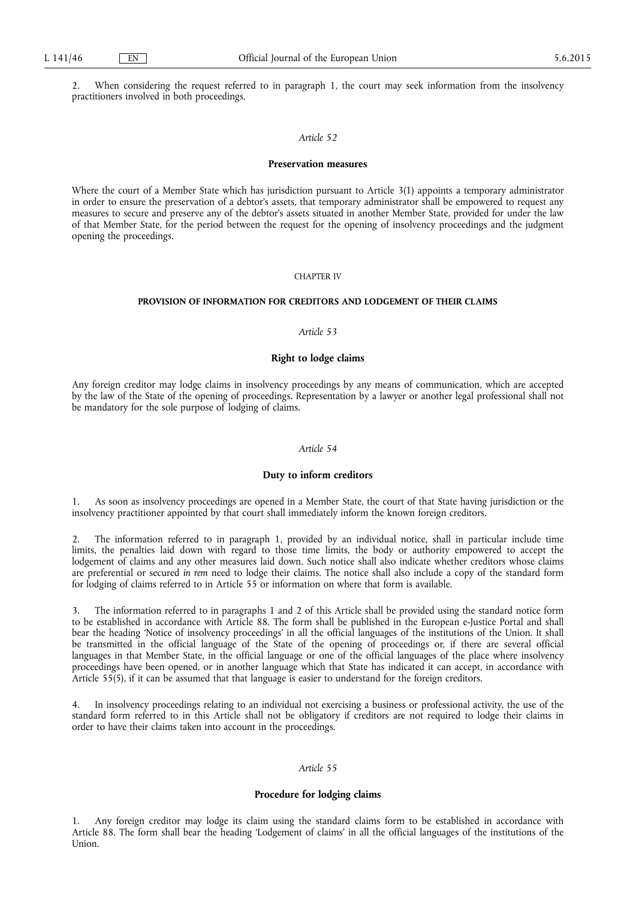2. When considering the request referred to in paragraph 1, the court may seek information from the insolvency practitioners involved in both proceedings.

*Article 52*

**Preservation measures**

Where the court of a Member State which has jurisdiction pursuant to Article 3(1) appoints a temporary administrator in order to ensure the preservation of a debtor's assets, that temporary administrator shall be empowered to request any measures to secure and preserve any of the debtor's assets situated in another Member State, provided for under the law of that Member State, for the period between the request for the opening of insolvency proceedings and the judgment opening the proceedings.

CHAPTER IV

**PROVISION OF INFORMATION FOR CREDITORS AND LODGEMENT OF THEIR CLAIMS**

*Article 53*

**Right to lodge claims**

Any foreign creditor may lodge claims in insolvency proceedings by any means of communication, which are accepted by the law of the State of the opening of proceedings. Representation by a lawyer or another legal professional shall not be mandatory for the sole purpose of lodging of claims.

*Article 54*

**Duty to inform creditors**

1. As soon as insolvency proceedings are opened in a Member State, the court of that State having jurisdiction or the insolvency practitioner appointed by that court shall immediately inform the known foreign creditors.

2. The information referred to in paragraph 1, provided by an individual notice, shall in particular include time limits, the penalties laid down with regard to those time limits, the body or authority empowered to accept the lodgement of claims and any other measures laid down. Such notice shall also indicate whether creditors whose claims are preferential or secured *in rem* need to lodge their claims. The notice shall also include a copy of the standard form for lodging of claims referred to in Article 55 or information on where that form is available.

3. The information referred to in paragraphs 1 and 2 of this Article shall be provided using the standard notice form to be established in accordance with Article 88. The form shall be published in the European e-Justice Portal and shall bear the heading 'Notice of insolvency proceedings' in all the official languages of the institutions of the Union. It shall be transmitted in the official language of the State of the opening of proceedings or, if there are several official languages in that Member State, in the official language or one of the official languages of the place where insolvency proceedings have been opened, or in another language which that State has indicated it can accept, in accordance with Article 55(5), if it can be assumed that that language is easier to understand for the foreign creditors.

4. In insolvency proceedings relating to an individual not exercising a business or professional activity, the use of the standard form referred to in this Article shall not be obligatory if creditors are not required to lodge their claims in order to have their claims taken into account in the proceedings.

*Article 55*

**Procedure for lodging claims**

1. Any foreign creditor may lodge its claim using the standard claims form to be established in accordance with Article 88. The form shall bear the heading 'Lodgement of claims' in all the official languages of the institutions of the Union.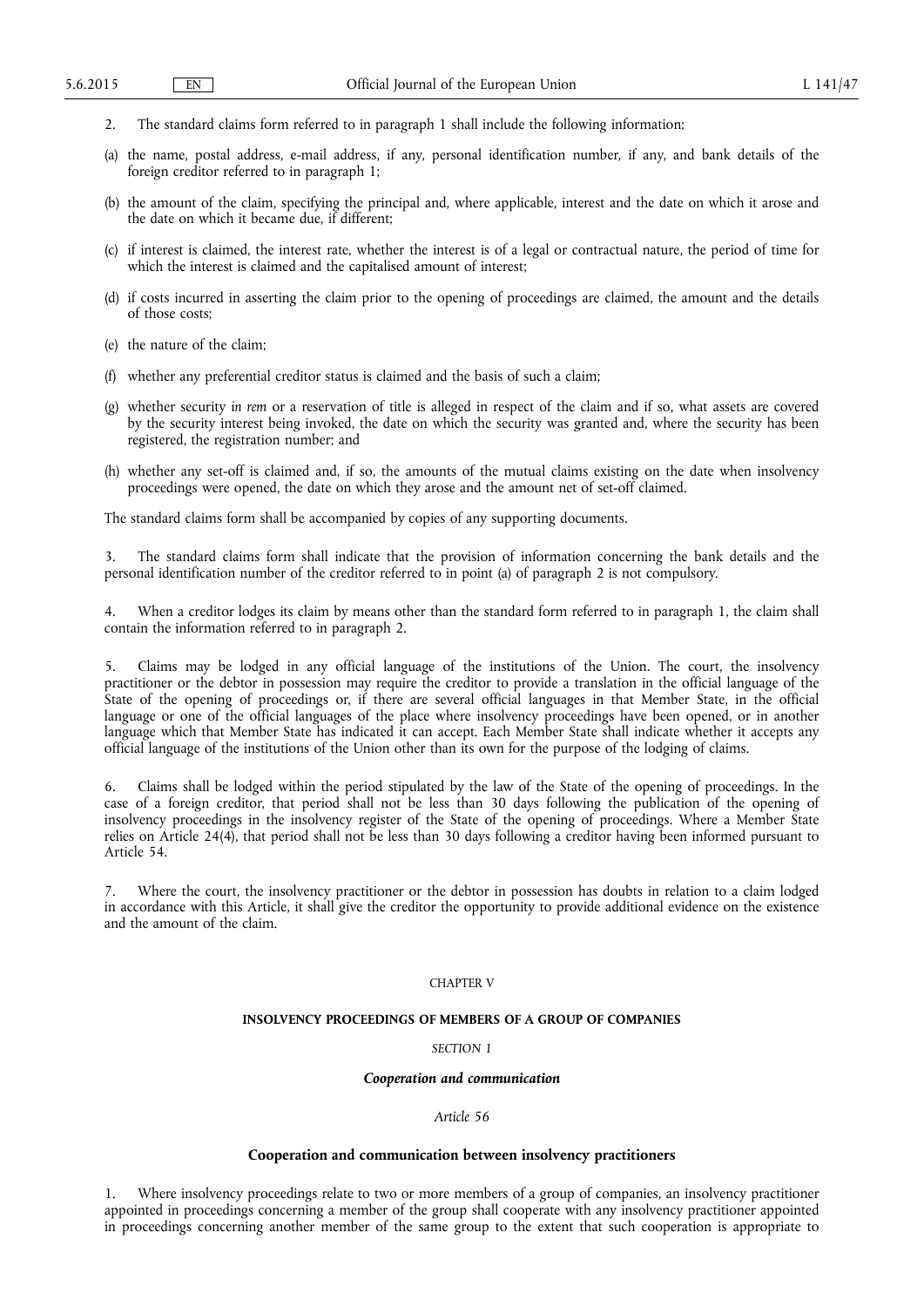2. The standard claims form referred to in paragraph 1 shall include the following information:

(a) the name, postal address, e-mail address, if any, personal identification number, if any, and bank details of the foreign creditor referred to in paragraph 1;

(b) the amount of the claim, specifying the principal and, where applicable, interest and the date on which it arose and the date on which it became due, if different;

(c) if interest is claimed, the interest rate, whether the interest is of a legal or contractual nature, the period of time for which the interest is claimed and the capitalised amount of interest;

(d) if costs incurred in asserting the claim prior to the opening of proceedings are claimed, the amount and the details of those costs;

(e) the nature of the claim;

(f) whether any preferential creditor status is claimed and the basis of such a claim;

(g) whether security *in rem* or a reservation of title is alleged in respect of the claim and if so, what assets are covered by the security interest being invoked, the date on which the security was granted and, where the security has been registered, the registration number; and

(h) whether any set-off is claimed and, if so, the amounts of the mutual claims existing on the date when insolvency proceedings were opened, the date on which they arose and the amount net of set-off claimed.

The standard claims form shall be accompanied by copies of any supporting documents.

3. The standard claims form shall indicate that the provision of information concerning the bank details and the personal identification number of the creditor referred to in point (a) of paragraph 2 is not compulsory.

4. When a creditor lodges its claim by means other than the standard form referred to in paragraph 1, the claim shall contain the information referred to in paragraph 2.

5. Claims may be lodged in any official language of the institutions of the Union. The court, the insolvency practitioner or the debtor in possession may require the creditor to provide a translation in the official language of the State of the opening of proceedings or, if there are several official languages in that Member State, in the official language or one of the official languages of the place where insolvency proceedings have been opened, or in another language which that Member State has indicated it can accept. Each Member State shall indicate whether it accepts any official language of the institutions of the Union other than its own for the purpose of the lodging of claims.

6. Claims shall be lodged within the period stipulated by the law of the State of the opening of proceedings. In the case of a foreign creditor, that period shall not be less than 30 days following the publication of the opening of insolvency proceedings in the insolvency register of the State of the opening of proceedings. Where a Member State relies on Article 24(4), that period shall not be less than 30 days following a creditor having been informed pursuant to Article 54.

7. Where the court, the insolvency practitioner or the debtor in possession has doubts in relation to a claim lodged in accordance with this Article, it shall give the creditor the opportunity to provide additional evidence on the existence and the amount of the claim.

## CHAPTER V

## INSOLVENCY PROCEEDINGS OF MEMBERS OF A GROUP OF COMPANIES

### *SECTION 1*

### ***Cooperation and communication***

#### *Article 56*

#### **Cooperation and communication between insolvency practitioners**

1. Where insolvency proceedings relate to two or more members of a group of companies, an insolvency practitioner appointed in proceedings concerning a member of the group shall cooperate with any insolvency practitioner appointed in proceedings concerning another member of the same group to the extent that such cooperation is appropriate to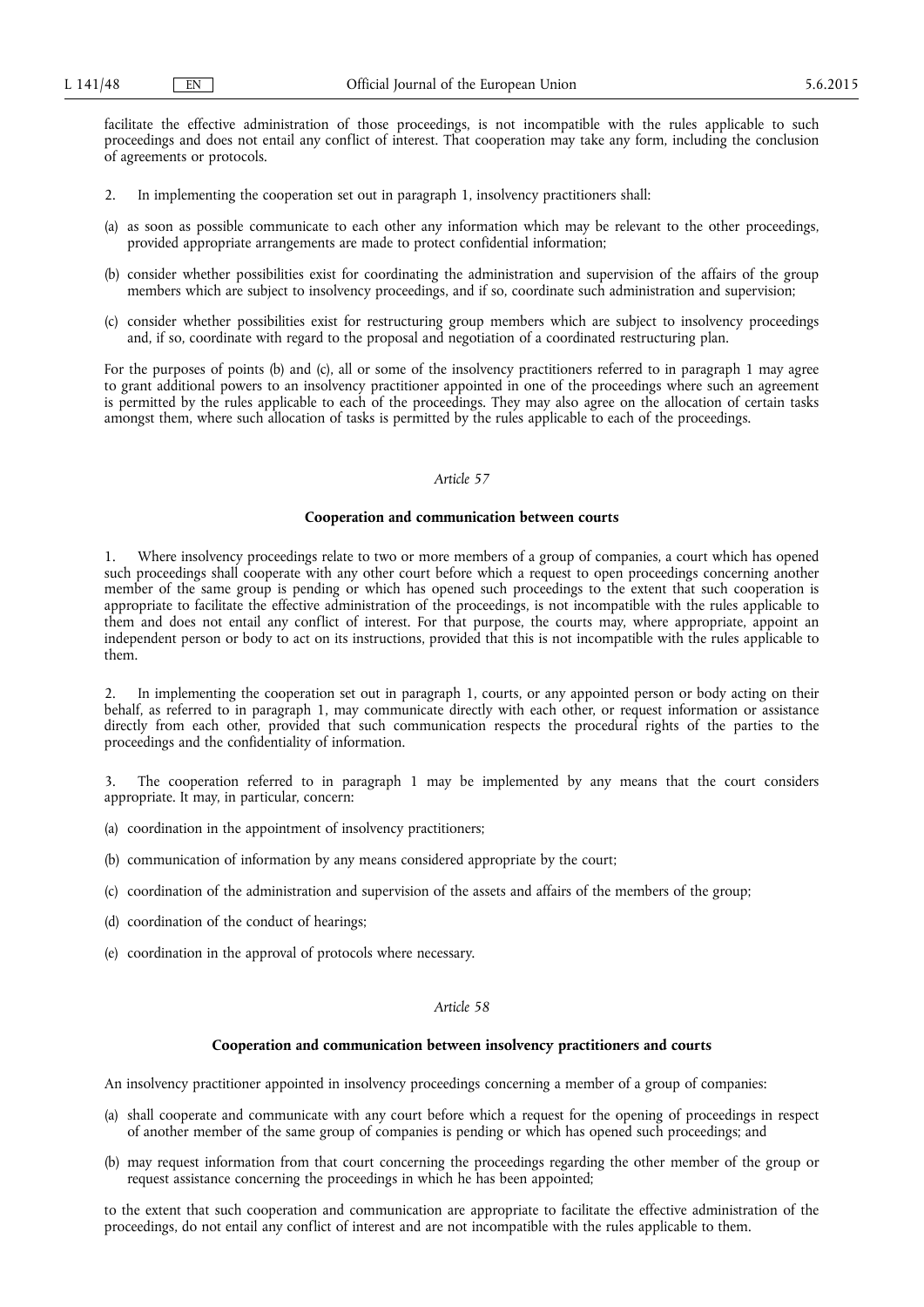facilitate the effective administration of those proceedings, is not incompatible with the rules applicable to such proceedings and does not entail any conflict of interest. That cooperation may take any form, including the conclusion of agreements or protocols.

2. In implementing the cooperation set out in paragraph 1, insolvency practitioners shall:

(a) as soon as possible communicate to each other any information which may be relevant to the other proceedings, provided appropriate arrangements are made to protect confidential information;

(b) consider whether possibilities exist for coordinating the administration and supervision of the affairs of the group members which are subject to insolvency proceedings, and if so, coordinate such administration and supervision;

(c) consider whether possibilities exist for restructuring group members which are subject to insolvency proceedings and, if so, coordinate with regard to the proposal and negotiation of a coordinated restructuring plan.

For the purposes of points (b) and (c), all or some of the insolvency practitioners referred to in paragraph 1 may agree to grant additional powers to an insolvency practitioner appointed in one of the proceedings where such an agreement is permitted by the rules applicable to each of the proceedings. They may also agree on the allocation of certain tasks amongst them, where such allocation of tasks is permitted by the rules applicable to each of the proceedings.

*Article 57*

**Cooperation and communication between courts**

1. Where insolvency proceedings relate to two or more members of a group of companies, a court which has opened such proceedings shall cooperate with any other court before which a request to open proceedings concerning another member of the same group is pending or which has opened such proceedings to the extent that such cooperation is appropriate to facilitate the effective administration of the proceedings, is not incompatible with the rules applicable to them and does not entail any conflict of interest. For that purpose, the courts may, where appropriate, appoint an independent person or body to act on its instructions, provided that this is not incompatible with the rules applicable to them.

2. In implementing the cooperation set out in paragraph 1, courts, or any appointed person or body acting on their behalf, as referred to in paragraph 1, may communicate directly with each other, or request information or assistance directly from each other, provided that such communication respects the procedural rights of the parties to the proceedings and the confidentiality of information.

3. The cooperation referred to in paragraph 1 may be implemented by any means that the court considers appropriate. It may, in particular, concern:

(a) coordination in the appointment of insolvency practitioners;

(b) communication of information by any means considered appropriate by the court;

(c) coordination of the administration and supervision of the assets and affairs of the members of the group;

(d) coordination of the conduct of hearings;

(e) coordination in the approval of protocols where necessary.

*Article 58*

**Cooperation and communication between insolvency practitioners and courts**

An insolvency practitioner appointed in insolvency proceedings concerning a member of a group of companies:

(a) shall cooperate and communicate with any court before which a request for the opening of proceedings in respect of another member of the same group of companies is pending or which has opened such proceedings; and

(b) may request information from that court concerning the proceedings regarding the other member of the group or request assistance concerning the proceedings in which he has been appointed;

to the extent that such cooperation and communication are appropriate to facilitate the effective administration of the proceedings, do not entail any conflict of interest and are not incompatible with the rules applicable to them.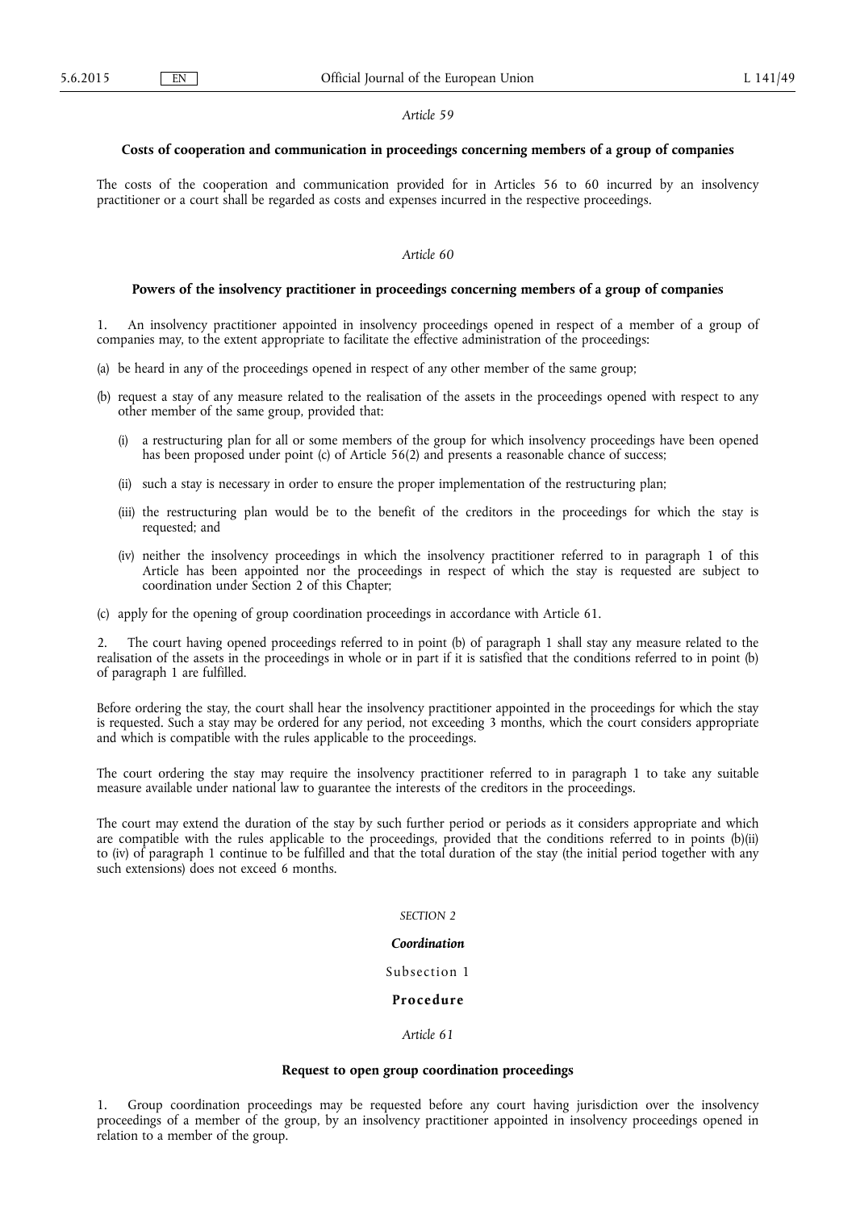*Article 59*

**Costs of cooperation and communication in proceedings concerning members of a group of companies**

The costs of the cooperation and communication provided for in Articles 56 to 60 incurred by an insolvency practitioner or a court shall be regarded as costs and expenses incurred in the respective proceedings.

*Article 60*

**Powers of the insolvency practitioner in proceedings concerning members of a group of companies**

1. An insolvency practitioner appointed in insolvency proceedings opened in respect of a member of a group of companies may, to the extent appropriate to facilitate the effective administration of the proceedings:

(a) be heard in any of the proceedings opened in respect of any other member of the same group;

(b) request a stay of any measure related to the realisation of the assets in the proceedings opened with respect to any other member of the same group, provided that:

   (i) a restructuring plan for all or some members of the group for which insolvency proceedings have been opened has been proposed under point (c) of Article 56(2) and presents a reasonable chance of success;

   (ii) such a stay is necessary in order to ensure the proper implementation of the restructuring plan;

   (iii) the restructuring plan would be to the benefit of the creditors in the proceedings for which the stay is requested; and

   (iv) neither the insolvency proceedings in which the insolvency practitioner referred to in paragraph 1 of this Article has been appointed nor the proceedings in respect of which the stay is requested are subject to coordination under Section 2 of this Chapter;

(c) apply for the opening of group coordination proceedings in accordance with Article 61.

2. The court having opened proceedings referred to in point (b) of paragraph 1 shall stay any measure related to the realisation of the assets in the proceedings in whole or in part if it is satisfied that the conditions referred to in point (b) of paragraph 1 are fulfilled.

Before ordering the stay, the court shall hear the insolvency practitioner appointed in the proceedings for which the stay is requested. Such a stay may be ordered for any period, not exceeding 3 months, which the court considers appropriate and which is compatible with the rules applicable to the proceedings.

The court ordering the stay may require the insolvency practitioner referred to in paragraph 1 to take any suitable measure available under national law to guarantee the interests of the creditors in the proceedings.

The court may extend the duration of the stay by such further period or periods as it considers appropriate and which are compatible with the rules applicable to the proceedings, provided that the conditions referred to in points (b)(ii) to (iv) of paragraph 1 continue to be fulfilled and that the total duration of the stay (the initial period together with any such extensions) does not exceed 6 months.

## *SECTION 2*

## ***Coordination***

### Subsection 1

### **Procedure**

*Article 61*

**Request to open group coordination proceedings**

1. Group coordination proceedings may be requested before any court having jurisdiction over the insolvency proceedings of a member of the group, by an insolvency practitioner appointed in insolvency proceedings opened in relation to a member of the group.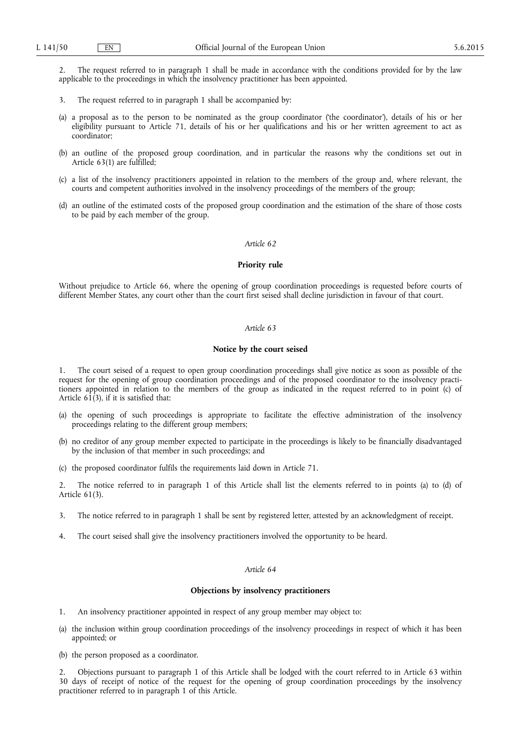2. The request referred to in paragraph 1 shall be made in accordance with the conditions provided for by the law applicable to the proceedings in which the insolvency practitioner has been appointed.

3. The request referred to in paragraph 1 shall be accompanied by:

(a) a proposal as to the person to be nominated as the group coordinator ('the coordinator'), details of his or her eligibility pursuant to Article 71, details of his or her qualifications and his or her written agreement to act as coordinator;

(b) an outline of the proposed group coordination, and in particular the reasons why the conditions set out in Article 63(1) are fulfilled;

(c) a list of the insolvency practitioners appointed in relation to the members of the group and, where relevant, the courts and competent authorities involved in the insolvency proceedings of the members of the group;

(d) an outline of the estimated costs of the proposed group coordination and the estimation of the share of those costs to be paid by each member of the group.

*Article 62*

**Priority rule**

Without prejudice to Article 66, where the opening of group coordination proceedings is requested before courts of different Member States, any court other than the court first seised shall decline jurisdiction in favour of that court.

*Article 63*

**Notice by the court seised**

1. The court seised of a request to open group coordination proceedings shall give notice as soon as possible of the request for the opening of group coordination proceedings and of the proposed coordinator to the insolvency practitioners appointed in relation to the members of the group as indicated in the request referred to in point (c) of Article 61(3), if it is satisfied that:

(a) the opening of such proceedings is appropriate to facilitate the effective administration of the insolvency proceedings relating to the different group members;

(b) no creditor of any group member expected to participate in the proceedings is likely to be financially disadvantaged by the inclusion of that member in such proceedings; and

(c) the proposed coordinator fulfils the requirements laid down in Article 71.

2. The notice referred to in paragraph 1 of this Article shall list the elements referred to in points (a) to (d) of Article 61(3).

3. The notice referred to in paragraph 1 shall be sent by registered letter, attested by an acknowledgment of receipt.

4. The court seised shall give the insolvency practitioners involved the opportunity to be heard.

*Article 64*

**Objections by insolvency practitioners**

1. An insolvency practitioner appointed in respect of any group member may object to:

(a) the inclusion within group coordination proceedings of the insolvency proceedings in respect of which it has been appointed; or

(b) the person proposed as a coordinator.

2. Objections pursuant to paragraph 1 of this Article shall be lodged with the court referred to in Article 63 within 30 days of receipt of notice of the request for the opening of group coordination proceedings by the insolvency practitioner referred to in paragraph 1 of this Article.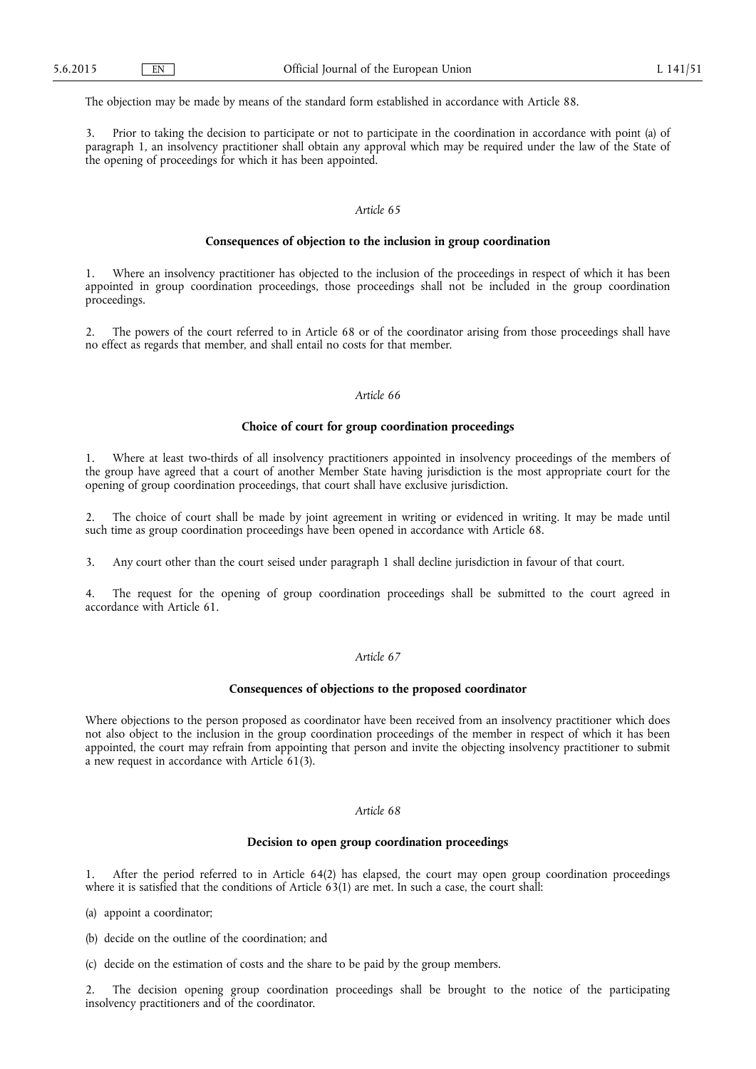The objection may be made by means of the standard form established in accordance with Article 88.

3. Prior to taking the decision to participate or not to participate in the coordination in accordance with point (a) of paragraph 1, an insolvency practitioner shall obtain any approval which may be required under the law of the State of the opening of proceedings for which it has been appointed.

*Article 65*

**Consequences of objection to the inclusion in group coordination**

1. Where an insolvency practitioner has objected to the inclusion of the proceedings in respect of which it has been appointed in group coordination proceedings, those proceedings shall not be included in the group coordination proceedings.

2. The powers of the court referred to in Article 68 or of the coordinator arising from those proceedings shall have no effect as regards that member, and shall entail no costs for that member.

*Article 66*

**Choice of court for group coordination proceedings**

1. Where at least two-thirds of all insolvency practitioners appointed in insolvency proceedings of the members of the group have agreed that a court of another Member State having jurisdiction is the most appropriate court for the opening of group coordination proceedings, that court shall have exclusive jurisdiction.

2. The choice of court shall be made by joint agreement in writing or evidenced in writing. It may be made until such time as group coordination proceedings have been opened in accordance with Article 68.

3. Any court other than the court seised under paragraph 1 shall decline jurisdiction in favour of that court.

4. The request for the opening of group coordination proceedings shall be submitted to the court agreed in accordance with Article 61.

*Article 67*

**Consequences of objections to the proposed coordinator**

Where objections to the person proposed as coordinator have been received from an insolvency practitioner which does not also object to the inclusion in the group coordination proceedings of the member in respect of which it has been appointed, the court may refrain from appointing that person and invite the objecting insolvency practitioner to submit a new request in accordance with Article 61(3).

*Article 68*

**Decision to open group coordination proceedings**

1. After the period referred to in Article 64(2) has elapsed, the court may open group coordination proceedings where it is satisfied that the conditions of Article 63(1) are met. In such a case, the court shall:

(a) appoint a coordinator;

(b) decide on the outline of the coordination; and

(c) decide on the estimation of costs and the share to be paid by the group members.

2. The decision opening group coordination proceedings shall be brought to the notice of the participating insolvency practitioners and of the coordinator.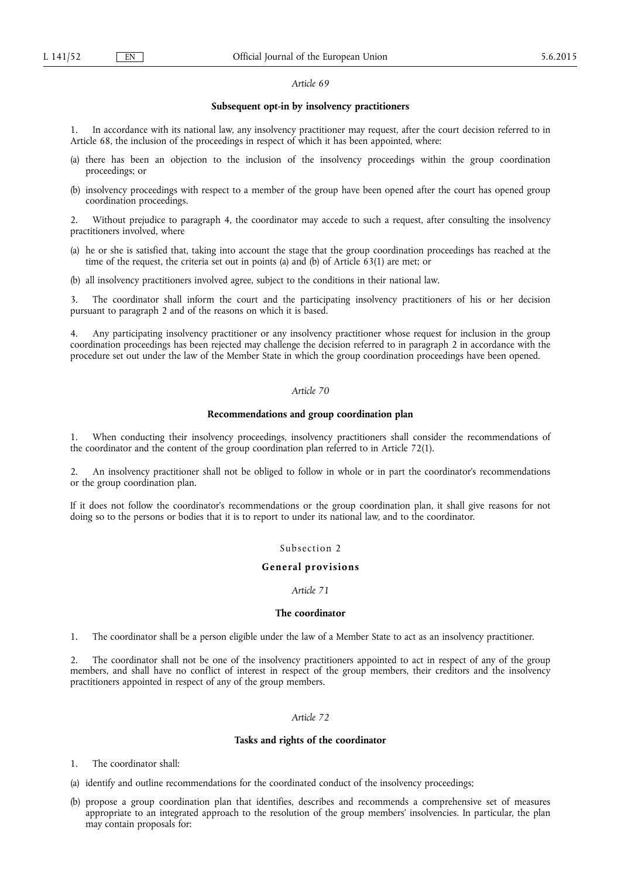*Article 69*

**Subsequent opt-in by insolvency practitioners**

1. In accordance with its national law, any insolvency practitioner may request, after the court decision referred to in Article 68, the inclusion of the proceedings in respect of which it has been appointed, where:

(a) there has been an objection to the inclusion of the insolvency proceedings within the group coordination proceedings; or

(b) insolvency proceedings with respect to a member of the group have been opened after the court has opened group coordination proceedings.

2. Without prejudice to paragraph 4, the coordinator may accede to such a request, after consulting the insolvency practitioners involved, where

(a) he or she is satisfied that, taking into account the stage that the group coordination proceedings has reached at the time of the request, the criteria set out in points (a) and (b) of Article 63(1) are met; or

(b) all insolvency practitioners involved agree, subject to the conditions in their national law.

3. The coordinator shall inform the court and the participating insolvency practitioners of his or her decision pursuant to paragraph 2 and of the reasons on which it is based.

4. Any participating insolvency practitioner or any insolvency practitioner whose request for inclusion in the group coordination proceedings has been rejected may challenge the decision referred to in paragraph 2 in accordance with the procedure set out under the law of the Member State in which the group coordination proceedings have been opened.

*Article 70*

**Recommendations and group coordination plan**

1. When conducting their insolvency proceedings, insolvency practitioners shall consider the recommendations of the coordinator and the content of the group coordination plan referred to in Article 72(1).

2. An insolvency practitioner shall not be obliged to follow in whole or in part the coordinator's recommendations or the group coordination plan.

If it does not follow the coordinator's recommendations or the group coordination plan, it shall give reasons for not doing so to the persons or bodies that it is to report to under its national law, and to the coordinator.

Subsection 2

**General provisions**

*Article 71*

**The coordinator**

1. The coordinator shall be a person eligible under the law of a Member State to act as an insolvency practitioner.

2. The coordinator shall not be one of the insolvency practitioners appointed to act in respect of any of the group members, and shall have no conflict of interest in respect of the group members, their creditors and the insolvency practitioners appointed in respect of any of the group members.

*Article 72*

**Tasks and rights of the coordinator**

1. The coordinator shall:

(a) identify and outline recommendations for the coordinated conduct of the insolvency proceedings;

(b) propose a group coordination plan that identifies, describes and recommends a comprehensive set of measures appropriate to an integrated approach to the resolution of the group members' insolvencies. In particular, the plan may contain proposals for: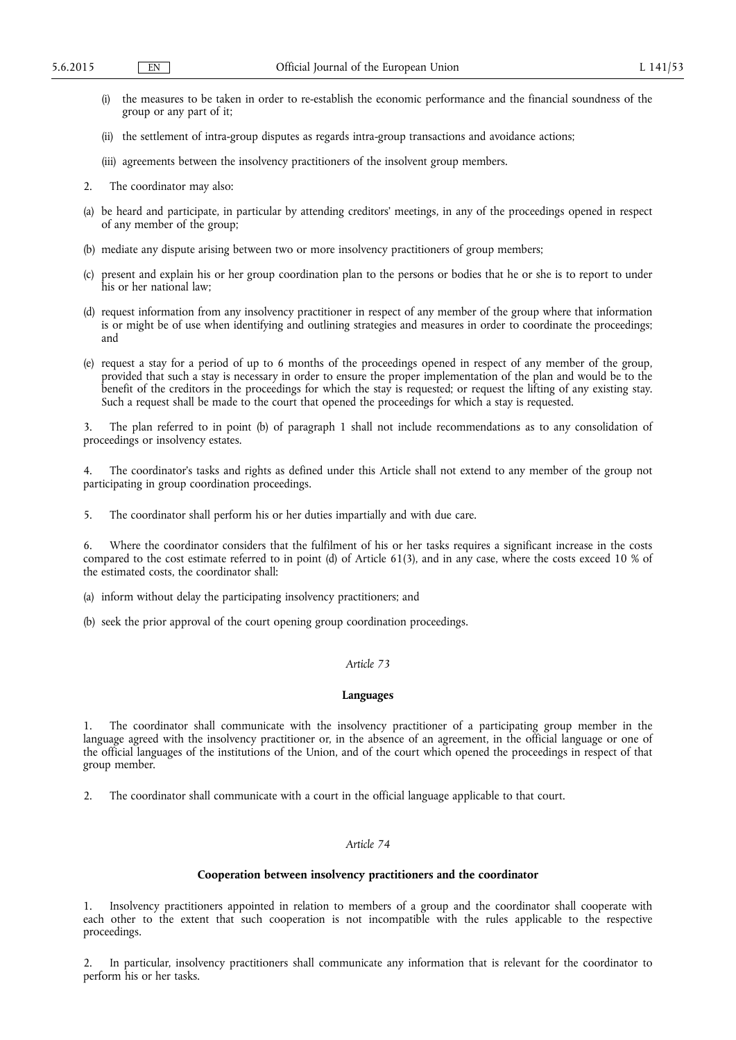(i) the measures to be taken in order to re-establish the economic performance and the financial soundness of the group or any part of it;

(ii) the settlement of intra-group disputes as regards intra-group transactions and avoidance actions;

(iii) agreements between the insolvency practitioners of the insolvent group members.

2. The coordinator may also:

(a) be heard and participate, in particular by attending creditors' meetings, in any of the proceedings opened in respect of any member of the group;

(b) mediate any dispute arising between two or more insolvency practitioners of group members;

(c) present and explain his or her group coordination plan to the persons or bodies that he or she is to report to under his or her national law;

(d) request information from any insolvency practitioner in respect of any member of the group where that information is or might be of use when identifying and outlining strategies and measures in order to coordinate the proceedings; and

(e) request a stay for a period of up to 6 months of the proceedings opened in respect of any member of the group, provided that such a stay is necessary in order to ensure the proper implementation of the plan and would be to the benefit of the creditors in the proceedings for which the stay is requested; or request the lifting of any existing stay. Such a request shall be made to the court that opened the proceedings for which a stay is requested.

3. The plan referred to in point (b) of paragraph 1 shall not include recommendations as to any consolidation of proceedings or insolvency estates.

4. The coordinator's tasks and rights as defined under this Article shall not extend to any member of the group not participating in group coordination proceedings.

5. The coordinator shall perform his or her duties impartially and with due care.

6. Where the coordinator considers that the fulfilment of his or her tasks requires a significant increase in the costs compared to the cost estimate referred to in point (d) of Article 61(3), and in any case, where the costs exceed 10 % of the estimated costs, the coordinator shall:

(a) inform without delay the participating insolvency practitioners; and

(b) seek the prior approval of the court opening group coordination proceedings.

*Article 73*

**Languages**

1. The coordinator shall communicate with the insolvency practitioner of a participating group member in the language agreed with the insolvency practitioner or, in the absence of an agreement, in the official language or one of the official languages of the institutions of the Union, and of the court which opened the proceedings in respect of that group member.

2. The coordinator shall communicate with a court in the official language applicable to that court.

*Article 74*

**Cooperation between insolvency practitioners and the coordinator**

1. Insolvency practitioners appointed in relation to members of a group and the coordinator shall cooperate with each other to the extent that such cooperation is not incompatible with the rules applicable to the respective proceedings.

2. In particular, insolvency practitioners shall communicate any information that is relevant for the coordinator to perform his or her tasks.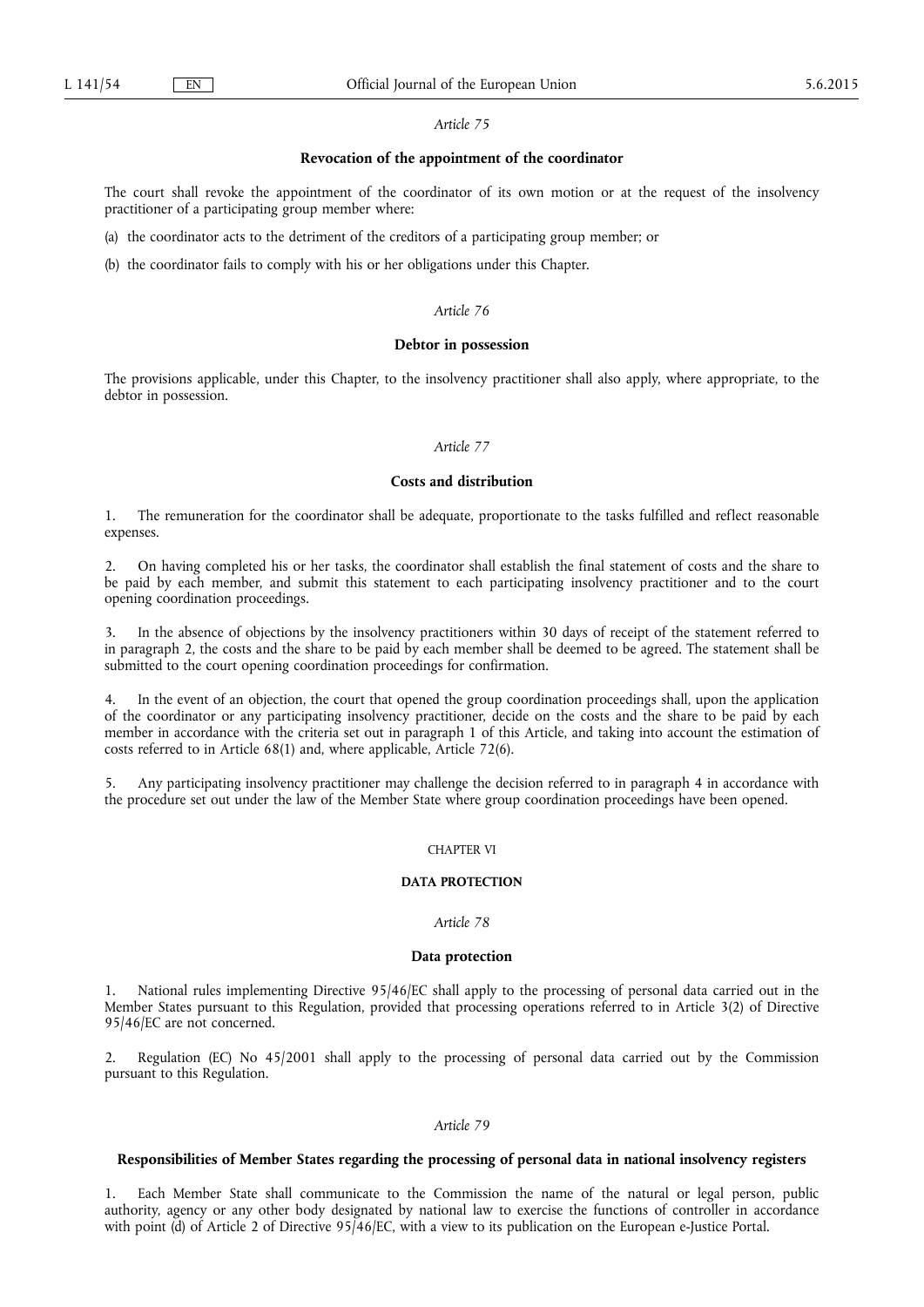*Article 75*

**Revocation of the appointment of the coordinator**

The court shall revoke the appointment of the coordinator of its own motion or at the request of the insolvency practitioner of a participating group member where:

(a) the coordinator acts to the detriment of the creditors of a participating group member; or

(b) the coordinator fails to comply with his or her obligations under this Chapter.

*Article 76*

**Debtor in possession**

The provisions applicable, under this Chapter, to the insolvency practitioner shall also apply, where appropriate, to the debtor in possession.

*Article 77*

**Costs and distribution**

1. The remuneration for the coordinator shall be adequate, proportionate to the tasks fulfilled and reflect reasonable expenses.

2. On having completed his or her tasks, the coordinator shall establish the final statement of costs and the share to be paid by each member, and submit this statement to each participating insolvency practitioner and to the court opening coordination proceedings.

3. In the absence of objections by the insolvency practitioners within 30 days of receipt of the statement referred to in paragraph 2, the costs and the share to be paid by each member shall be deemed to be agreed. The statement shall be submitted to the court opening coordination proceedings for confirmation.

4. In the event of an objection, the court that opened the group coordination proceedings shall, upon the application of the coordinator or any participating insolvency practitioner, decide on the costs and the share to be paid by each member in accordance with the criteria set out in paragraph 1 of this Article, and taking into account the estimation of costs referred to in Article 68(1) and, where applicable, Article 72(6).

5. Any participating insolvency practitioner may challenge the decision referred to in paragraph 4 in accordance with the procedure set out under the law of the Member State where group coordination proceedings have been opened.

CHAPTER VI

**DATA PROTECTION**

*Article 78*

**Data protection**

1. National rules implementing Directive 95/46/EC shall apply to the processing of personal data carried out in the Member States pursuant to this Regulation, provided that processing operations referred to in Article 3(2) of Directive 95/46/EC are not concerned.

2. Regulation (EC) No 45/2001 shall apply to the processing of personal data carried out by the Commission pursuant to this Regulation.

*Article 79*

**Responsibilities of Member States regarding the processing of personal data in national insolvency registers**

1. Each Member State shall communicate to the Commission the name of the natural or legal person, public authority, agency or any other body designated by national law to exercise the functions of controller in accordance with point (d) of Article 2 of Directive 95/46/EC, with a view to its publication on the European e-Justice Portal.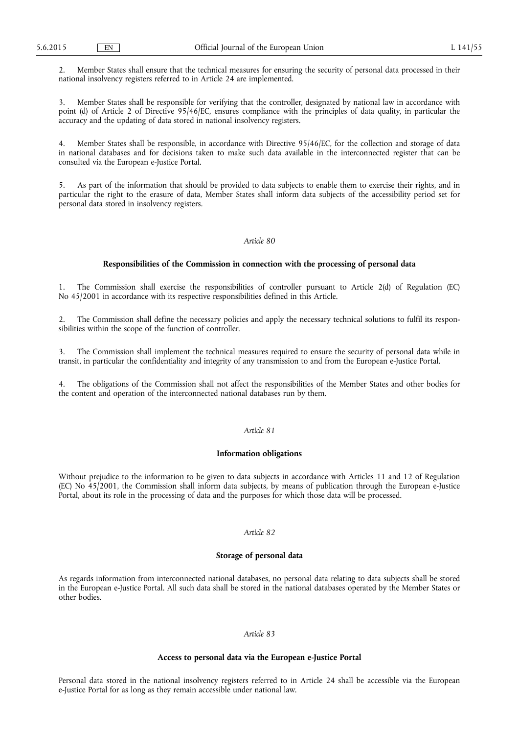2. Member States shall ensure that the technical measures for ensuring the security of personal data processed in their national insolvency registers referred to in Article 24 are implemented.

3. Member States shall be responsible for verifying that the controller, designated by national law in accordance with point (d) of Article 2 of Directive 95/46/EC, ensures compliance with the principles of data quality, in particular the accuracy and the updating of data stored in national insolvency registers.

4. Member States shall be responsible, in accordance with Directive 95/46/EC, for the collection and storage of data in national databases and for decisions taken to make such data available in the interconnected register that can be consulted via the European e-Justice Portal.

5. As part of the information that should be provided to data subjects to enable them to exercise their rights, and in particular the right to the erasure of data, Member States shall inform data subjects of the accessibility period set for personal data stored in insolvency registers.

*Article 80*

**Responsibilities of the Commission in connection with the processing of personal data**

1. The Commission shall exercise the responsibilities of controller pursuant to Article 2(d) of Regulation (EC) No 45/2001 in accordance with its respective responsibilities defined in this Article.

2. The Commission shall define the necessary policies and apply the necessary technical solutions to fulfil its responsibilities within the scope of the function of controller.

3. The Commission shall implement the technical measures required to ensure the security of personal data while in transit, in particular the confidentiality and integrity of any transmission to and from the European e-Justice Portal.

4. The obligations of the Commission shall not affect the responsibilities of the Member States and other bodies for the content and operation of the interconnected national databases run by them.

*Article 81*

**Information obligations**

Without prejudice to the information to be given to data subjects in accordance with Articles 11 and 12 of Regulation (EC) No 45/2001, the Commission shall inform data subjects, by means of publication through the European e-Justice Portal, about its role in the processing of data and the purposes for which those data will be processed.

*Article 82*

**Storage of personal data**

As regards information from interconnected national databases, no personal data relating to data subjects shall be stored in the European e-Justice Portal. All such data shall be stored in the national databases operated by the Member States or other bodies.

*Article 83*

**Access to personal data via the European e-Justice Portal**

Personal data stored in the national insolvency registers referred to in Article 24 shall be accessible via the European e-Justice Portal for as long as they remain accessible under national law.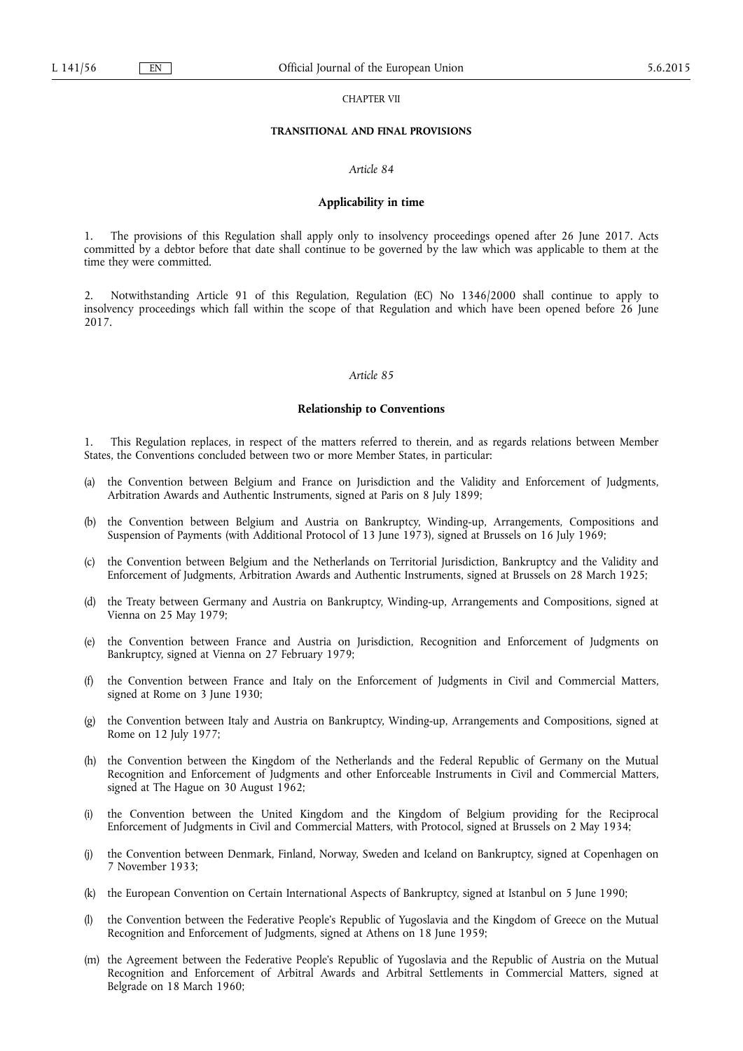CHAPTER VII

## TRANSITIONAL AND FINAL PROVISIONS

*Article 84*

### Applicability in time

1. The provisions of this Regulation shall apply only to insolvency proceedings opened after 26 June 2017. Acts committed by a debtor before that date shall continue to be governed by the law which was applicable to them at the time they were committed.

2. Notwithstanding Article 91 of this Regulation, Regulation (EC) No 1346/2000 shall continue to apply to insolvency proceedings which fall within the scope of that Regulation and which have been opened before 26 June 2017.

*Article 85*

### Relationship to Conventions

1. This Regulation replaces, in respect of the matters referred to therein, and as regards relations between Member States, the Conventions concluded between two or more Member States, in particular:

(a) the Convention between Belgium and France on Jurisdiction and the Validity and Enforcement of Judgments, Arbitration Awards and Authentic Instruments, signed at Paris on 8 July 1899;

(b) the Convention between Belgium and Austria on Bankruptcy, Winding-up, Arrangements, Compositions and Suspension of Payments (with Additional Protocol of 13 June 1973), signed at Brussels on 16 July 1969;

(c) the Convention between Belgium and the Netherlands on Territorial Jurisdiction, Bankruptcy and the Validity and Enforcement of Judgments, Arbitration Awards and Authentic Instruments, signed at Brussels on 28 March 1925;

(d) the Treaty between Germany and Austria on Bankruptcy, Winding-up, Arrangements and Compositions, signed at Vienna on 25 May 1979;

(e) the Convention between France and Austria on Jurisdiction, Recognition and Enforcement of Judgments on Bankruptcy, signed at Vienna on 27 February 1979;

(f) the Convention between France and Italy on the Enforcement of Judgments in Civil and Commercial Matters, signed at Rome on 3 June 1930;

(g) the Convention between Italy and Austria on Bankruptcy, Winding-up, Arrangements and Compositions, signed at Rome on 12 July 1977;

(h) the Convention between the Kingdom of the Netherlands and the Federal Republic of Germany on the Mutual Recognition and Enforcement of Judgments and other Enforceable Instruments in Civil and Commercial Matters, signed at The Hague on 30 August 1962;

(i) the Convention between the United Kingdom and the Kingdom of Belgium providing for the Reciprocal Enforcement of Judgments in Civil and Commercial Matters, with Protocol, signed at Brussels on 2 May 1934;

(j) the Convention between Denmark, Finland, Norway, Sweden and Iceland on Bankruptcy, signed at Copenhagen on 7 November 1933;

(k) the European Convention on Certain International Aspects of Bankruptcy, signed at Istanbul on 5 June 1990;

(l) the Convention between the Federative People's Republic of Yugoslavia and the Kingdom of Greece on the Mutual Recognition and Enforcement of Judgments, signed at Athens on 18 June 1959;

(m) the Agreement between the Federative People's Republic of Yugoslavia and the Republic of Austria on the Mutual Recognition and Enforcement of Arbitral Awards and Arbitral Settlements in Commercial Matters, signed at Belgrade on 18 March 1960;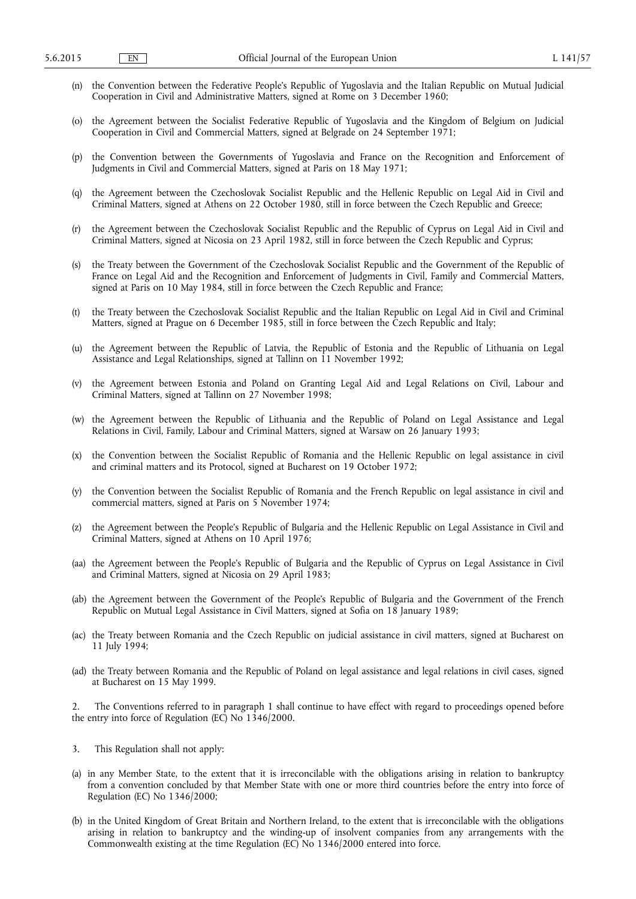(n) the Convention between the Federative People's Republic of Yugoslavia and the Italian Republic on Mutual Judicial Cooperation in Civil and Administrative Matters, signed at Rome on 3 December 1960;

(o) the Agreement between the Socialist Federative Republic of Yugoslavia and the Kingdom of Belgium on Judicial Cooperation in Civil and Commercial Matters, signed at Belgrade on 24 September 1971;

(p) the Convention between the Governments of Yugoslavia and France on the Recognition and Enforcement of Judgments in Civil and Commercial Matters, signed at Paris on 18 May 1971;

(q) the Agreement between the Czechoslovak Socialist Republic and the Hellenic Republic on Legal Aid in Civil and Criminal Matters, signed at Athens on 22 October 1980, still in force between the Czech Republic and Greece;

(r) the Agreement between the Czechoslovak Socialist Republic and the Republic of Cyprus on Legal Aid in Civil and Criminal Matters, signed at Nicosia on 23 April 1982, still in force between the Czech Republic and Cyprus;

(s) the Treaty between the Government of the Czechoslovak Socialist Republic and the Government of the Republic of France on Legal Aid and the Recognition and Enforcement of Judgments in Civil, Family and Commercial Matters, signed at Paris on 10 May 1984, still in force between the Czech Republic and France;

(t) the Treaty between the Czechoslovak Socialist Republic and the Italian Republic on Legal Aid in Civil and Criminal Matters, signed at Prague on 6 December 1985, still in force between the Czech Republic and Italy;

(u) the Agreement between the Republic of Latvia, the Republic of Estonia and the Republic of Lithuania on Legal Assistance and Legal Relationships, signed at Tallinn on 11 November 1992;

(v) the Agreement between Estonia and Poland on Granting Legal Aid and Legal Relations on Civil, Labour and Criminal Matters, signed at Tallinn on 27 November 1998;

(w) the Agreement between the Republic of Lithuania and the Republic of Poland on Legal Assistance and Legal Relations in Civil, Family, Labour and Criminal Matters, signed at Warsaw on 26 January 1993;

(x) the Convention between the Socialist Republic of Romania and the Hellenic Republic on legal assistance in civil and criminal matters and its Protocol, signed at Bucharest on 19 October 1972;

(y) the Convention between the Socialist Republic of Romania and the French Republic on legal assistance in civil and commercial matters, signed at Paris on 5 November 1974;

(z) the Agreement between the People's Republic of Bulgaria and the Hellenic Republic on Legal Assistance in Civil and Criminal Matters, signed at Athens on 10 April 1976;

(aa) the Agreement between the People's Republic of Bulgaria and the Republic of Cyprus on Legal Assistance in Civil and Criminal Matters, signed at Nicosia on 29 April 1983;

(ab) the Agreement between the Government of the People's Republic of Bulgaria and the Government of the French Republic on Mutual Legal Assistance in Civil Matters, signed at Sofia on 18 January 1989;

(ac) the Treaty between Romania and the Czech Republic on judicial assistance in civil matters, signed at Bucharest on 11 July 1994;

(ad) the Treaty between Romania and the Republic of Poland on legal assistance and legal relations in civil cases, signed at Bucharest on 15 May 1999.

2. The Conventions referred to in paragraph 1 shall continue to have effect with regard to proceedings opened before the entry into force of Regulation (EC) No 1346/2000.

3. This Regulation shall not apply:

(a) in any Member State, to the extent that it is irreconcilable with the obligations arising in relation to bankruptcy from a convention concluded by that Member State with one or more third countries before the entry into force of Regulation (EC) No 1346/2000;

(b) in the United Kingdom of Great Britain and Northern Ireland, to the extent that is irreconcilable with the obligations arising in relation to bankruptcy and the winding-up of insolvent companies from any arrangements with the Commonwealth existing at the time Regulation (EC) No 1346/2000 entered into force.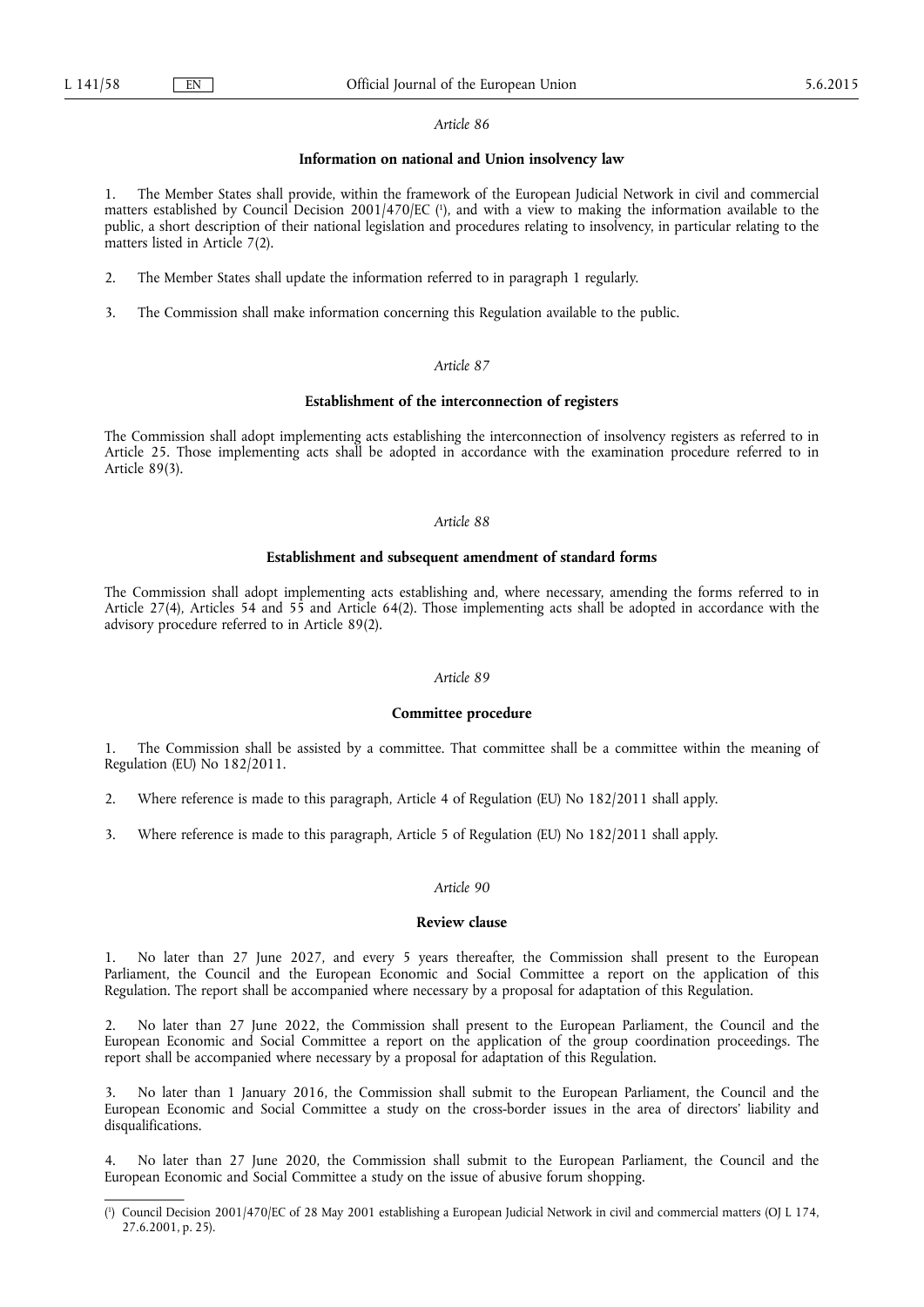*Article 86*

**Information on national and Union insolvency law**

1. The Member States shall provide, within the framework of the European Judicial Network in civil and commercial matters established by Council Decision 2001/470/EC [1], and with a view to making the information available to the public, a short description of their national legislation and procedures relating to insolvency, in particular relating to the matters listed in Article 7(2).

2. The Member States shall update the information referred to in paragraph 1 regularly.

3. The Commission shall make information concerning this Regulation available to the public.

*Article 87*

**Establishment of the interconnection of registers**

The Commission shall adopt implementing acts establishing the interconnection of insolvency registers as referred to in Article 25. Those implementing acts shall be adopted in accordance with the examination procedure referred to in Article 89(3).

*Article 88*

**Establishment and subsequent amendment of standard forms**

The Commission shall adopt implementing acts establishing and, where necessary, amending the forms referred to in Article 27(4), Articles 54 and 55 and Article 64(2). Those implementing acts shall be adopted in accordance with the advisory procedure referred to in Article 89(2).

*Article 89*

**Committee procedure**

1. The Commission shall be assisted by a committee. That committee shall be a committee within the meaning of Regulation (EU) No 182/2011.

2. Where reference is made to this paragraph, Article 4 of Regulation (EU) No 182/2011 shall apply.

3. Where reference is made to this paragraph, Article 5 of Regulation (EU) No 182/2011 shall apply.

*Article 90*

**Review clause**

1. No later than 27 June 2027, and every 5 years thereafter, the Commission shall present to the European Parliament, the Council and the European Economic and Social Committee a report on the application of this Regulation. The report shall be accompanied where necessary by a proposal for adaptation of this Regulation.

2. No later than 27 June 2022, the Commission shall present to the European Parliament, the Council and the European Economic and Social Committee a report on the application of the group coordination proceedings. The report shall be accompanied where necessary by a proposal for adaptation of this Regulation.

3. No later than 1 January 2016, the Commission shall submit to the European Parliament, the Council and the European Economic and Social Committee a study on the cross-border issues in the area of directors' liability and disqualifications.

4. No later than 27 June 2020, the Commission shall submit to the European Parliament, the Council and the European Economic and Social Committee a study on the issue of abusive forum shopping.

---

[1] Council Decision 2001/470/EC of 28 May 2001 establishing a European Judicial Network in civil and commercial matters (OJ L 174, 27.6.2001, p. 25).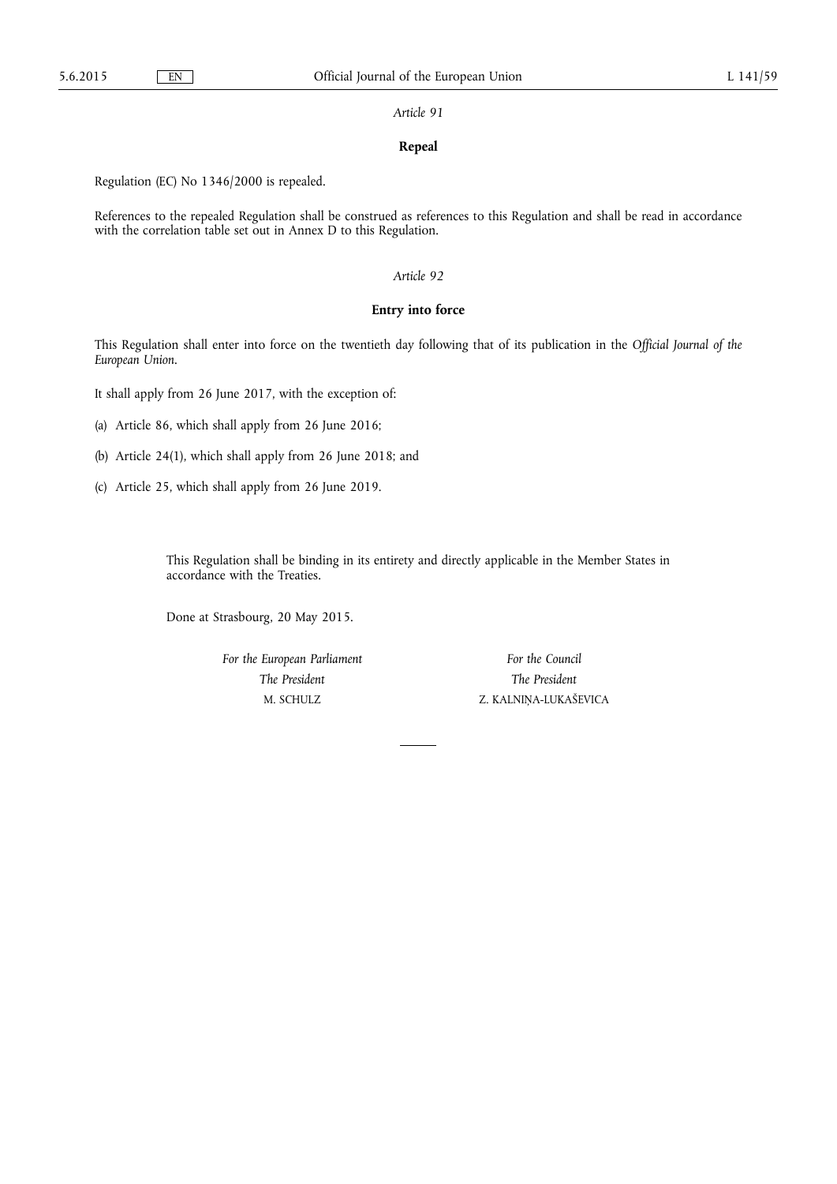*Article 91*

**Repeal**

Regulation (EC) No 1346/2000 is repealed.

References to the repealed Regulation shall be construed as references to this Regulation and shall be read in accordance with the correlation table set out in Annex D to this Regulation.

*Article 92*

**Entry into force**

This Regulation shall enter into force on the twentieth day following that of its publication in the *Official Journal of the European Union*.

It shall apply from 26 June 2017, with the exception of:

(a) Article 86, which shall apply from 26 June 2016;

(b) Article 24(1), which shall apply from 26 June 2018; and

(c) Article 25, which shall apply from 26 June 2019.

This Regulation shall be binding in its entirety and directly applicable in the Member States in accordance with the Treaties.

Done at Strasbourg, 20 May 2015.

| *For the European Parliament* | *For the Council* |
|---|---|
| *The President* | *The President* |
| M. SCHULZ | Z. KALNIŅA-LUKAŠEVICA |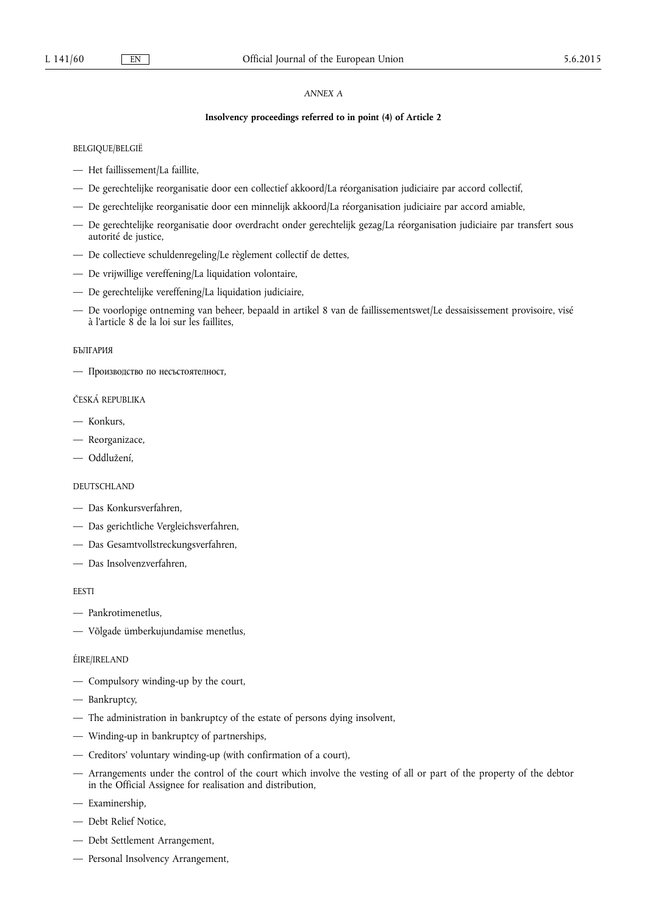*ANNEX A*

**Insolvency proceedings referred to in point (4) of Article 2**

BELGIQUE/BELGIË

- Het faillissement/La faillite,
- De gerechtelijke reorganisatie door een collectief akkoord/La réorganisation judiciaire par accord collectif,
- De gerechtelijke reorganisatie door een minnelijk akkoord/La réorganisation judiciaire par accord amiable,
- De gerechtelijke reorganisatie door overdracht onder gerechtelijk gezag/La réorganisation judiciaire par transfert sous autorité de justice,
- De collectieve schuldenregeling/Le règlement collectif de dettes,
- De vrijwillige vereffening/La liquidation volontaire,
- De gerechtelijke vereffening/La liquidation judiciaire,
- De voorlopige ontneming van beheer, bepaald in artikel 8 van de faillissementswet/Le dessaisissement provisoire, visé à l'article 8 de la loi sur les faillites,

БЪЛГАРИЯ

- Производство по несъстоятелност,

ČESKÁ REPUBLIKA

- Konkurs,
- Reorganizace,
- Oddlužení,

DEUTSCHLAND

- Das Konkursverfahren,
- Das gerichtliche Vergleichsverfahren,
- Das Gesamtvollstreckungsverfahren,
- Das Insolvenzverfahren,

EESTI

- Pankrotimenetlus,
- Võlgade ümberkujundamise menetlus,

ÉIRE/IRELAND

- Compulsory winding-up by the court,
- Bankruptcy,
- The administration in bankruptcy of the estate of persons dying insolvent,
- Winding-up in bankruptcy of partnerships,
- Creditors' voluntary winding-up (with confirmation of a court),
- Arrangements under the control of the court which involve the vesting of all or part of the property of the debtor in the Official Assignee for realisation and distribution,
- Examinership,
- Debt Relief Notice,
- Debt Settlement Arrangement,
- Personal Insolvency Arrangement,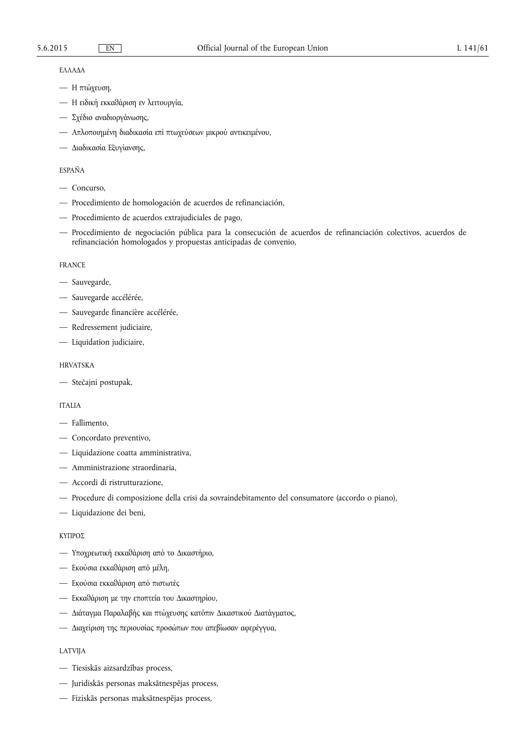ΕΛΛΑΔΑ

- Η πτώχευση,
- Η ειδική εκκαθάριση εν λειτουργία,
- Σχέδιο αναδιοργάνωσης,
- Απλοποιημένη διαδικασία επί πτωχεύσεων μικρού αντικειμένου,
- Διαδικασία Εξυγίανσης,

ESPAÑA

- Concurso,
- Procedimiento de homologación de acuerdos de refinanciación,
- Procedimiento de acuerdos extrajudiciales de pago,
- Procedimiento de negociación pública para la consecución de acuerdos de refinanciación colectivos, acuerdos de refinanciación homologados y propuestas anticipadas de convenio,

FRANCE

- Sauvegarde,
- Sauvegarde accélérée,
- Sauvegarde financière accélérée,
- Redressement judiciaire,
- Liquidation judiciaire,

HRVATSKA

- Stečajni postupak,

ITALIA

- Fallimento,
- Concordato preventivo,
- Liquidazione coatta amministrativa,
- Amministrazione straordinaria,
- Accordi di ristrutturazione,
- Procedure di composizione della crisi da sovraindebitamento del consumatore (accordo o piano),
- Liquidazione dei beni,

ΚΥΠΡΟΣ

- Υποχρεωτική εκκαθάριση από το Δικαστήριο,
- Εκούσια εκκαθάριση από μέλη,
- Εκούσια εκκαθάριση από πιστωτές
- Εκκαθάριση με την εποπτεία του Δικαστηρίου,
- Διάταγμα Παραλαβής και πτώχευσης κατόπιν Δικαστικού Διατάγματος,
- Διαχείριση της περιουσίας προσώπων που απεβίωσαν αφερέγγυα,

LATVIJA

- Tiesiskās aizsardzības process,
- Juridiskās personas maksātnespējas process,
- Fiziskās personas maksātnespējas process,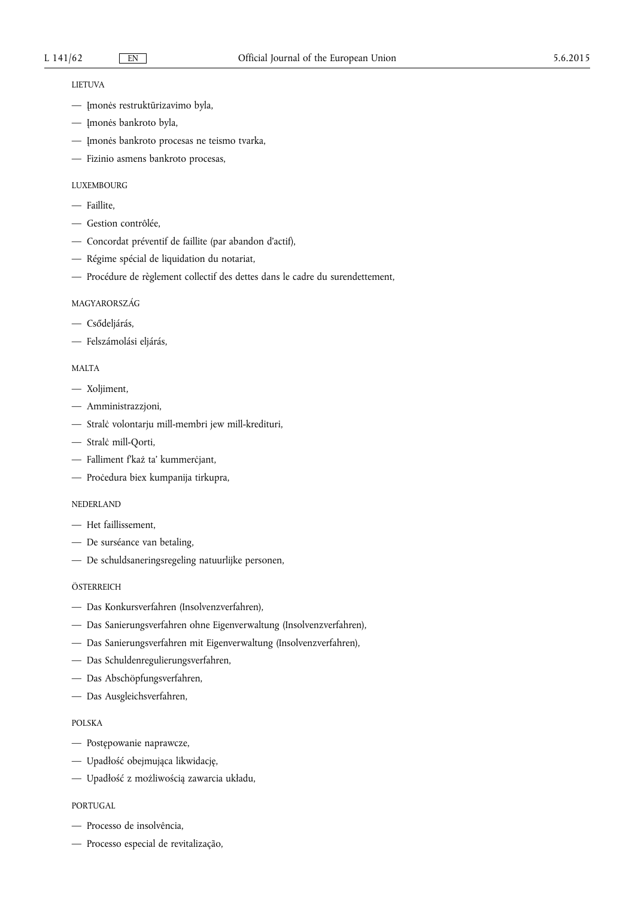LIETUVA

- — Įmonės restruktūrizavimo byla,
- — Įmonės bankroto byla,
- — Įmonės bankroto procesas ne teismo tvarka,
- — Fizinio asmens bankroto procesas,

LUXEMBOURG

- — Faillite,
- — Gestion contrôlée,
- — Concordat préventif de faillite (par abandon d'actif),
- — Régime spécial de liquidation du notariat,
- — Procédure de règlement collectif des dettes dans le cadre du surendettement,

MAGYARORSZÁG

- — Csődeljárás,
- — Felszámolási eljárás,

MALTA

- — Xoljiment,
- — Amministrazzjoni,
- — Stralċ volontarju mill-membri jew mill-kredituri,
- — Stralċ mill-Qorti,
- — Falliment f'każ ta' kummerċjant,
- — Proċedura biex kumpanija tirkupra,

NEDERLAND

- — Het faillissement,
- — De surséance van betaling,
- — De schuldsaneringsregeling natuurlijke personen,

ÖSTERREICH

- — Das Konkursverfahren (Insolvenzverfahren),
- — Das Sanierungsverfahren ohne Eigenverwaltung (Insolvenzverfahren),
- — Das Sanierungsverfahren mit Eigenverwaltung (Insolvenzverfahren),
- — Das Schuldenregulierungsverfahren,
- — Das Abschöpfungsverfahren,
- — Das Ausgleichsverfahren,

POLSKA

- — Postępowanie naprawcze,
- — Upadłość obejmująca likwidację,
- — Upadłość z możliwością zawarcia układu,

PORTUGAL

- — Processo de insolvência,
- — Processo especial de revitalização,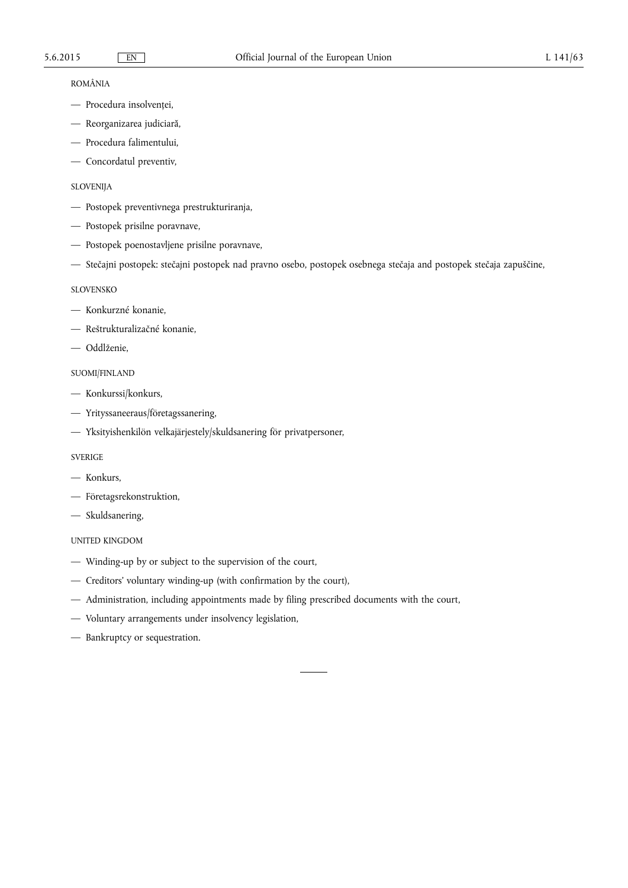ROMÂNIA

- Procedura insolvenței,
- Reorganizarea judiciară,
- Procedura falimentului,
- Concordatul preventiv,

SLOVENIJA

- Postopek preventivnega prestrukturiranja,
- Postopek prisilne poravnave,
- Postopek poenostavljene prisilne poravnave,
- Stečajni postopek: stečajni postopek nad pravno osebo, postopek osebnega stečaja and postopek stečaja zapuščine,

SLOVENSKO

- Konkurzné konanie,
- Reštrukturalizačné konanie,
- Oddlženie,

SUOMI/FINLAND

- Konkurssi/konkurs,
- Yrityssaneeraus/företagssanering,
- Yksityishenkilön velkajärjestely/skuldsanering för privatpersoner,

SVERIGE

- Konkurs,
- Företagsrekonstruktion,
- Skuldsanering,

UNITED KINGDOM

- Winding-up by or subject to the supervision of the court,
- Creditors' voluntary winding-up (with confirmation by the court),
- Administration, including appointments made by filing prescribed documents with the court,
- Voluntary arrangements under insolvency legislation,
- Bankruptcy or sequestration.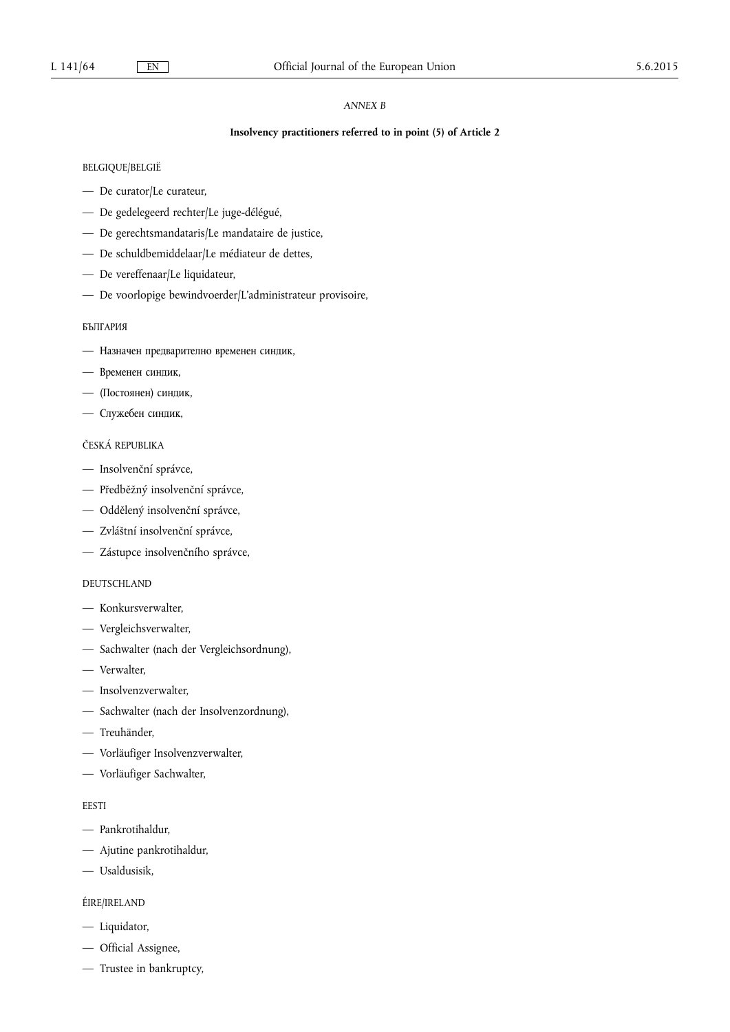*ANNEX B*

**Insolvency practitioners referred to in point (5) of Article 2**

BELGIQUE/BELGIË

- De curator/Le curateur,
- De gedelegeerd rechter/Le juge-délégué,
- De gerechtsmandataris/Le mandataire de justice,
- De schuldbemiddelaar/Le médiateur de dettes,
- De vereffenaar/Le liquidateur,
- De voorlopige bewindvoerder/L'administrateur provisoire,

БЪЛГАРИЯ

- Назначен предварително временен синдик,
- Временен синдик,
- (Постоянен) синдик,
- Служебен синдик,

ČESKÁ REPUBLIKA

- Insolvenční správce,
- Předběžný insolvenční správce,
- Oddělený insolvenční správce,
- Zvláštní insolvenční správce,
- Zástupce insolvenčního správce,

DEUTSCHLAND

- Konkursverwalter,
- Vergleichsverwalter,
- Sachwalter (nach der Vergleichsordnung),
- Verwalter,
- Insolvenzverwalter,
- Sachwalter (nach der Insolvenzordnung),
- Treuhänder,
- Vorläufiger Insolvenzverwalter,
- Vorläufiger Sachwalter,

EESTI

- Pankrotihaldur,
- Ajutine pankrotihaldur,
- Usaldusisik,

ÉIRE/IRELAND

- Liquidator,
- Official Assignee,
- Trustee in bankruptcy,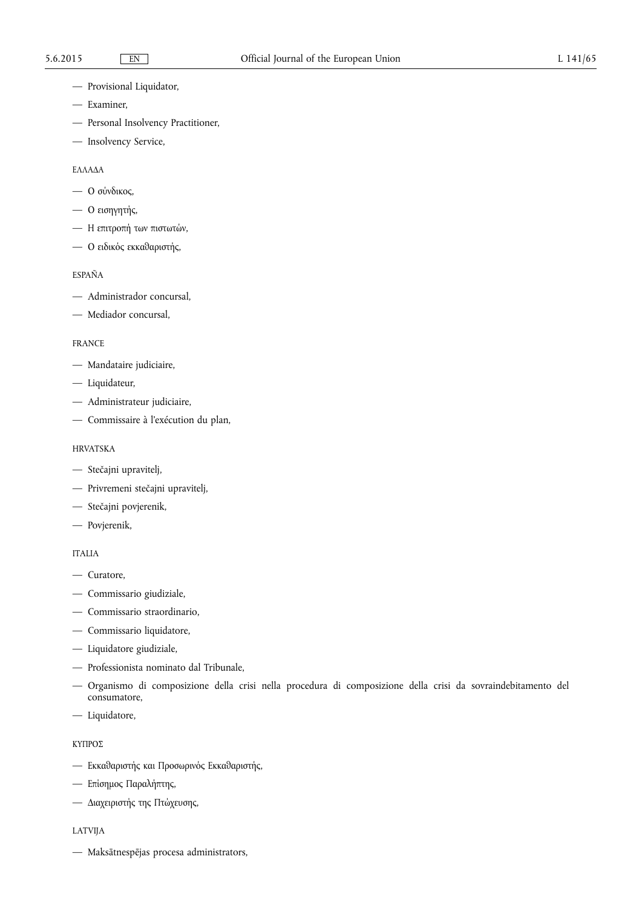— Provisional Liquidator,

— Examiner,

— Personal Insolvency Practitioner,

— Insolvency Service,

ΕΛΛΑΔΑ

— Ο σύνδικος,

— Ο εισηγητής,

— Η επιτροπή των πιστωτών,

— Ο ειδικός εκκαθαριστής,

ESPAÑA

— Administrador concursal,

— Mediador concursal,

FRANCE

— Mandataire judiciaire,

— Liquidateur,

— Administrateur judiciaire,

— Commissaire à l'exécution du plan,

HRVATSKA

— Stečajni upravitelj,

— Privremeni stečajni upravitelj,

— Stečajni povjerenik,

— Povjerenik,

ITALIA

— Curatore,

— Commissario giudiziale,

— Commissario straordinario,

— Commissario liquidatore,

— Liquidatore giudiziale,

— Professionista nominato dal Tribunale,

— Organismo di composizione della crisi nella procedura di composizione della crisi da sovraindebitamento del consumatore,

— Liquidatore,

ΚΥΠΡΟΣ

— Εκκαθαριστής και Προσωρινός Εκκαθαριστής,

— Επίσημος Παραλήπτης,

— Διαχειριστής της Πτώχευσης,

LATVIJA

— Maksātnespējas procesa administrators,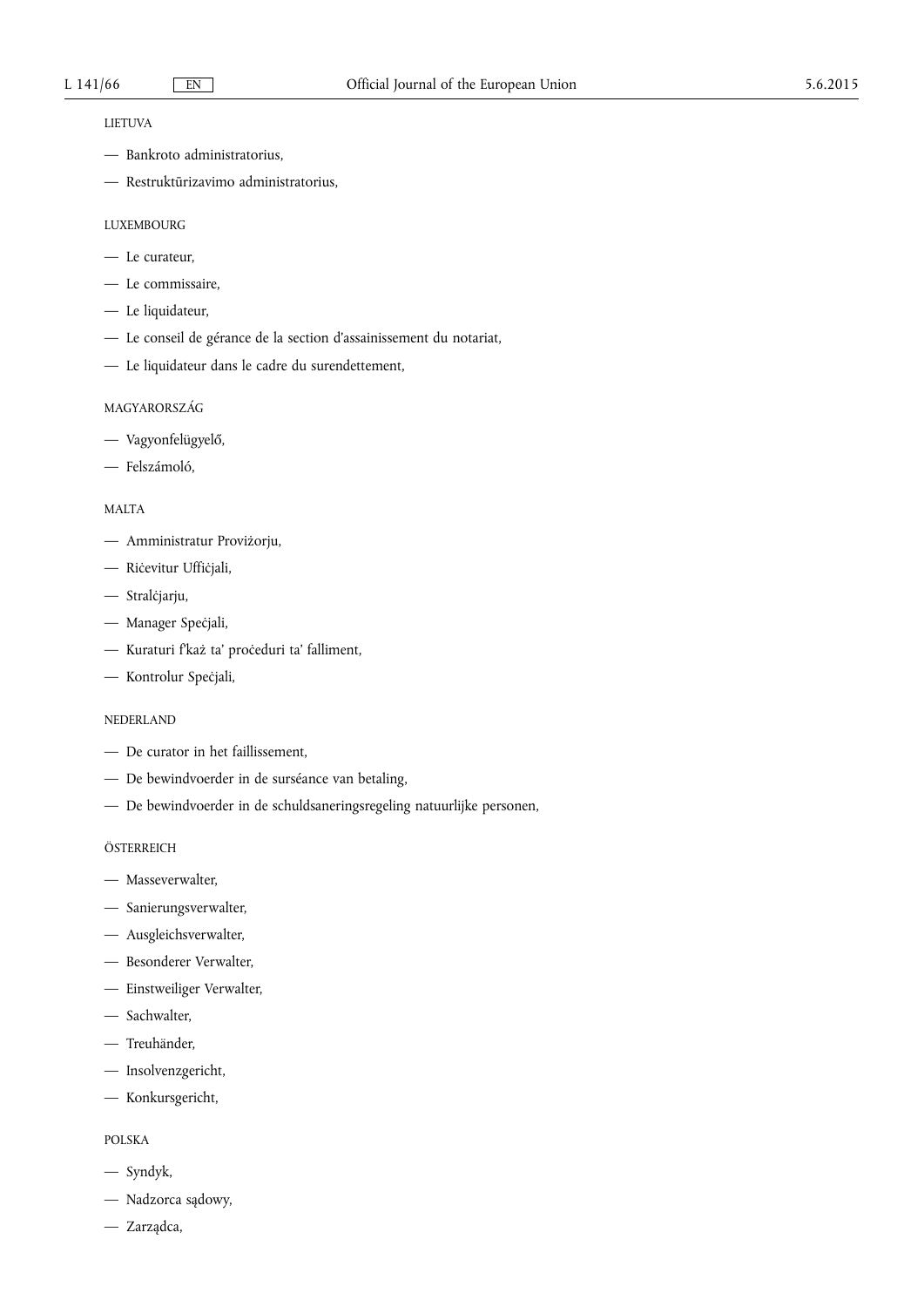LIETUVA

— Bankroto administratorius,

— Restruktūrizavimo administratorius,

LUXEMBOURG

— Le curateur,

— Le commissaire,

— Le liquidateur,

— Le conseil de gérance de la section d'assainissement du notariat,

— Le liquidateur dans le cadre du surendettement,

MAGYARORSZÁG

— Vagyonfelügyelő,

— Felszámoló,

MALTA

— Amministratur Proviżorju,

— Riċevitur Uffiċjali,

— Stralċjarju,

— Manager Speċjali,

— Kuraturi f'każ ta' proċeduri ta' falliment,

— Kontrolur Speċjali,

NEDERLAND

— De curator in het faillissement,

— De bewindvoerder in de surséance van betaling,

— De bewindvoerder in de schuldsaneringsregeling natuurlijke personen,

ÖSTERREICH

— Masseverwalter,

— Sanierungsverwalter,

— Ausgleichsverwalter,

— Besonderer Verwalter,

— Einstweiliger Verwalter,

— Sachwalter,

— Treuhänder,

— Insolvenzgericht,

— Konkursgericht,

POLSKA

— Syndyk,

— Nadzorca sądowy,

— Zarządca,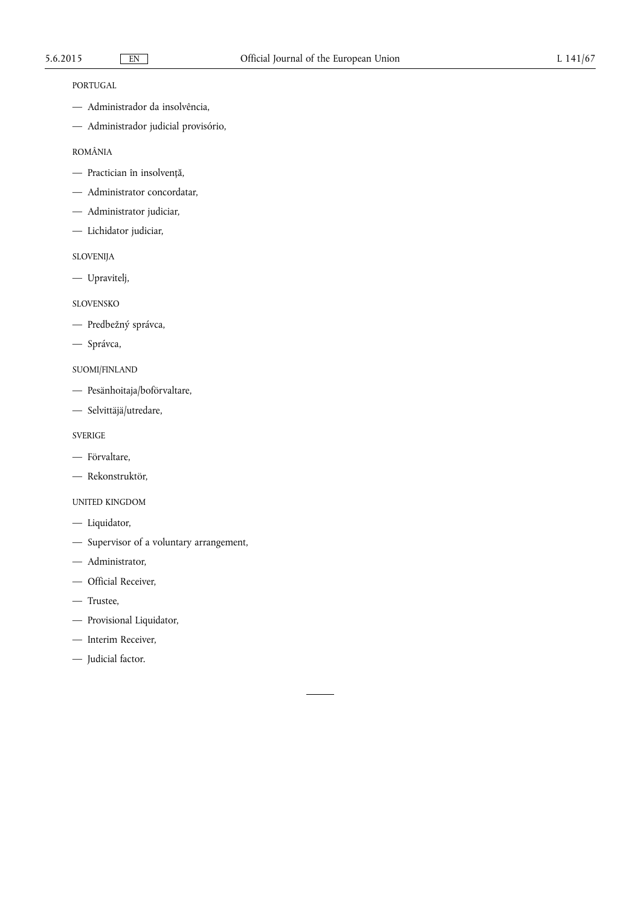PORTUGAL

— Administrador da insolvência,

— Administrador judicial provisório,

ROMÂNIA

— Practician în insolvență,

— Administrator concordatar,

— Administrator judiciar,

— Lichidator judiciar,

SLOVENIJA

— Upravitelj,

SLOVENSKO

— Predbežný správca,

— Správca,

SUOMI/FINLAND

— Pesänhoitaja/boförvaltare,

— Selvittäjä/utredare,

SVERIGE

— Förvaltare,

— Rekonstruktör,

UNITED KINGDOM

— Liquidator,

— Supervisor of a voluntary arrangement,

— Administrator,

— Official Receiver,

— Trustee,

— Provisional Liquidator,

— Interim Receiver,

— Judicial factor.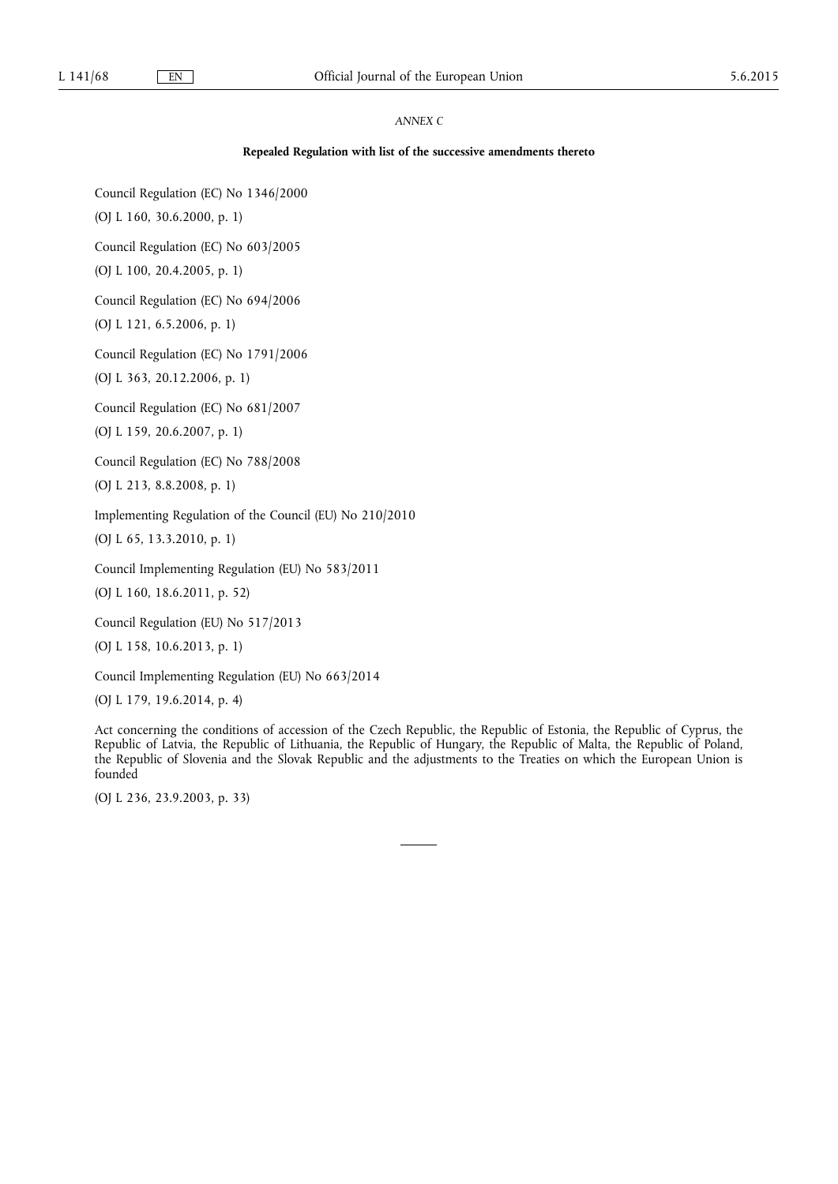*ANNEX C*

**Repealed Regulation with list of the successive amendments thereto**

Council Regulation (EC) No 1346/2000

(OJ L 160, 30.6.2000, p. 1)

Council Regulation (EC) No 603/2005

(OJ L 100, 20.4.2005, p. 1)

Council Regulation (EC) No 694/2006

(OJ L 121, 6.5.2006, p. 1)

Council Regulation (EC) No 1791/2006

(OJ L 363, 20.12.2006, p. 1)

Council Regulation (EC) No 681/2007

(OJ L 159, 20.6.2007, p. 1)

Council Regulation (EC) No 788/2008

(OJ L 213, 8.8.2008, p. 1)

Implementing Regulation of the Council (EU) No 210/2010

(OJ L 65, 13.3.2010, p. 1)

Council Implementing Regulation (EU) No 583/2011

(OJ L 160, 18.6.2011, p. 52)

Council Regulation (EU) No 517/2013

(OJ L 158, 10.6.2013, p. 1)

Council Implementing Regulation (EU) No 663/2014

(OJ L 179, 19.6.2014, p. 4)

Act concerning the conditions of accession of the Czech Republic, the Republic of Estonia, the Republic of Cyprus, the Republic of Latvia, the Republic of Lithuania, the Republic of Hungary, the Republic of Malta, the Republic of Poland, the Republic of Slovenia and the Slovak Republic and the adjustments to the Treaties on which the European Union is founded

(OJ L 236, 23.9.2003, p. 33)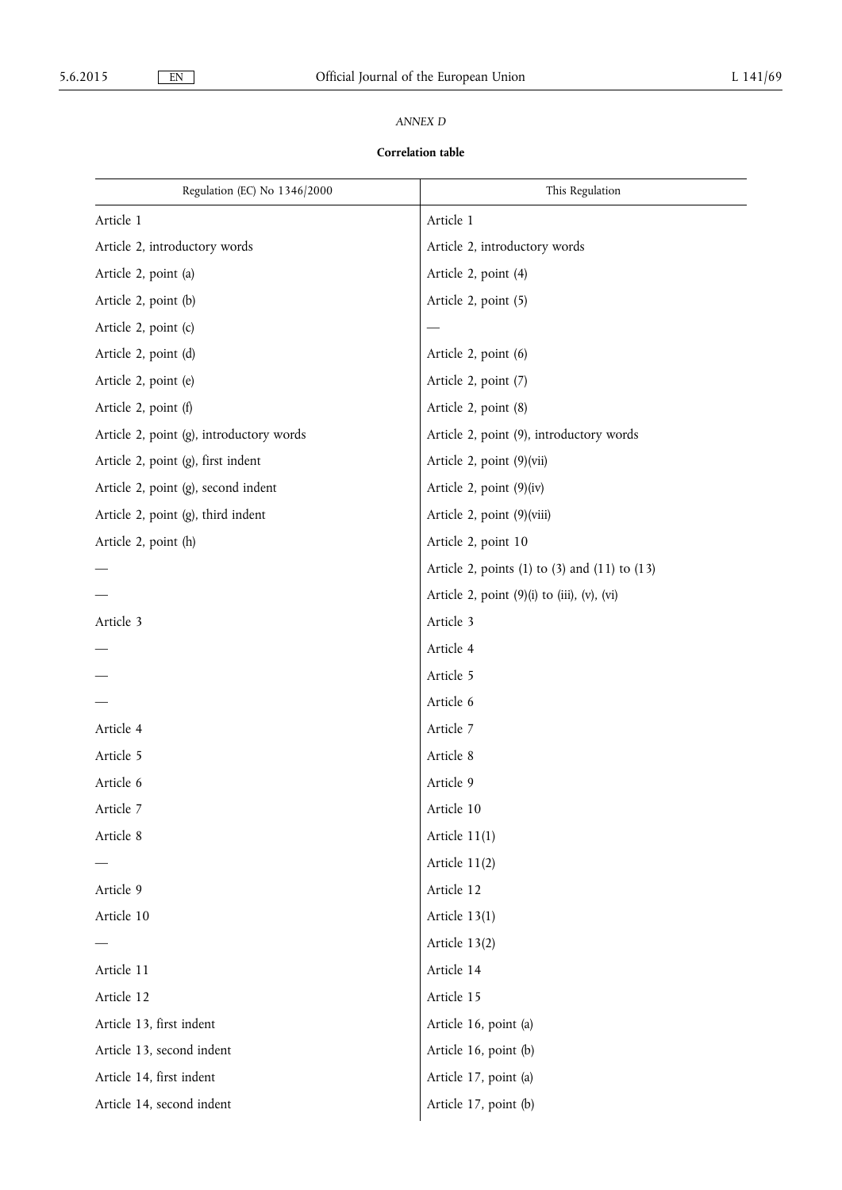*ANNEX D*

**Correlation table**

| Regulation (EC) No 1346/2000 | This Regulation |
|---|---|
| Article 1 | Article 1 |
| Article 2, introductory words | Article 2, introductory words |
| Article 2, point (a) | Article 2, point (4) |
| Article 2, point (b) | Article 2, point (5) |
| Article 2, point (c) | — |
| Article 2, point (d) | Article 2, point (6) |
| Article 2, point (e) | Article 2, point (7) |
| Article 2, point (f) | Article 2, point (8) |
| Article 2, point (g), introductory words | Article 2, point (9), introductory words |
| Article 2, point (g), first indent | Article 2, point (9)(vii) |
| Article 2, point (g), second indent | Article 2, point (9)(iv) |
| Article 2, point (g), third indent | Article 2, point (9)(viii) |
| Article 2, point (h) | Article 2, point 10 |
| — | Article 2, points (1) to (3) and (11) to (13) |
| — | Article 2, point (9)(i) to (iii), (v), (vi) |
| Article 3 | Article 3 |
| — | Article 4 |
| — | Article 5 |
| — | Article 6 |
| Article 4 | Article 7 |
| Article 5 | Article 8 |
| Article 6 | Article 9 |
| Article 7 | Article 10 |
| Article 8 | Article 11(1) |
| — | Article 11(2) |
| Article 9 | Article 12 |
| Article 10 | Article 13(1) |
| — | Article 13(2) |
| Article 11 | Article 14 |
| Article 12 | Article 15 |
| Article 13, first indent | Article 16, point (a) |
| Article 13, second indent | Article 16, point (b) |
| Article 14, first indent | Article 17, point (a) |
| Article 14, second indent | Article 17, point (b) |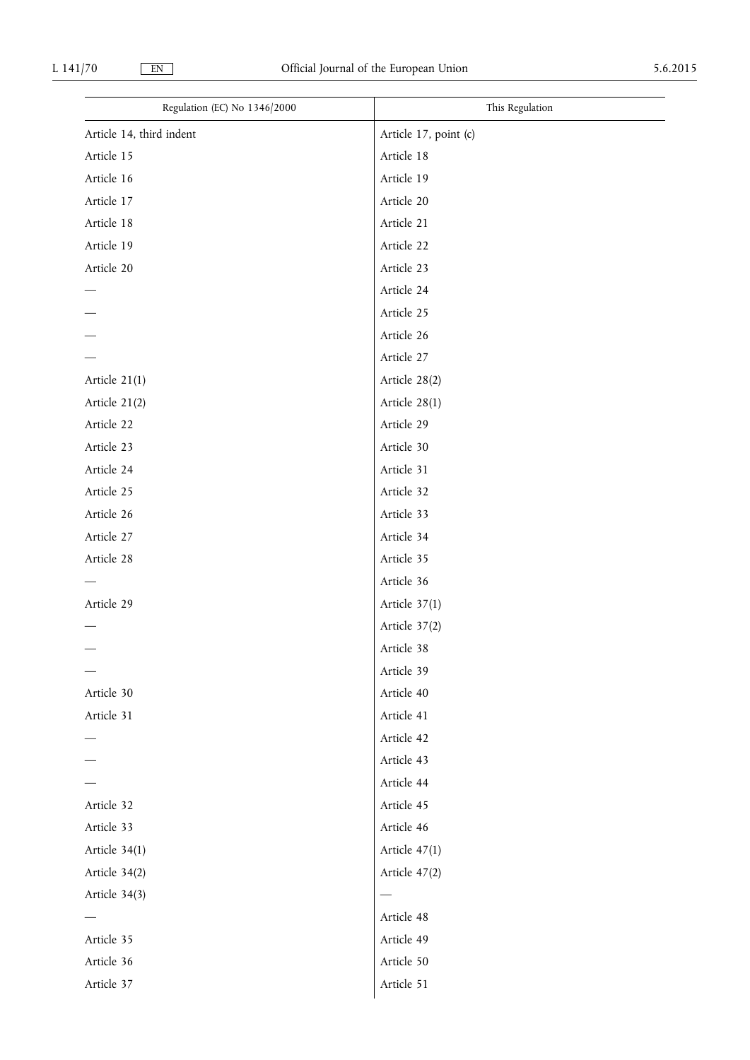| Regulation (EC) No 1346/2000 | This Regulation |
| --- | --- |
| Article 14, third indent | Article 17, point (c) |
| Article 15 | Article 18 |
| Article 16 | Article 19 |
| Article 17 | Article 20 |
| Article 18 | Article 21 |
| Article 19 | Article 22 |
| Article 20 | Article 23 |
| — | Article 24 |
| — | Article 25 |
| — | Article 26 |
| — | Article 27 |
| Article 21(1) | Article 28(2) |
| Article 21(2) | Article 28(1) |
| Article 22 | Article 29 |
| Article 23 | Article 30 |
| Article 24 | Article 31 |
| Article 25 | Article 32 |
| Article 26 | Article 33 |
| Article 27 | Article 34 |
| Article 28 | Article 35 |
| — | Article 36 |
| Article 29 | Article 37(1) |
| — | Article 37(2) |
| — | Article 38 |
| — | Article 39 |
| Article 30 | Article 40 |
| Article 31 | Article 41 |
| — | Article 42 |
| — | Article 43 |
| — | Article 44 |
| Article 32 | Article 45 |
| Article 33 | Article 46 |
| Article 34(1) | Article 47(1) |
| Article 34(2) | Article 47(2) |
| Article 34(3) | — |
| — | Article 48 |
| Article 35 | Article 49 |
| Article 36 | Article 50 |
| Article 37 | Article 51 |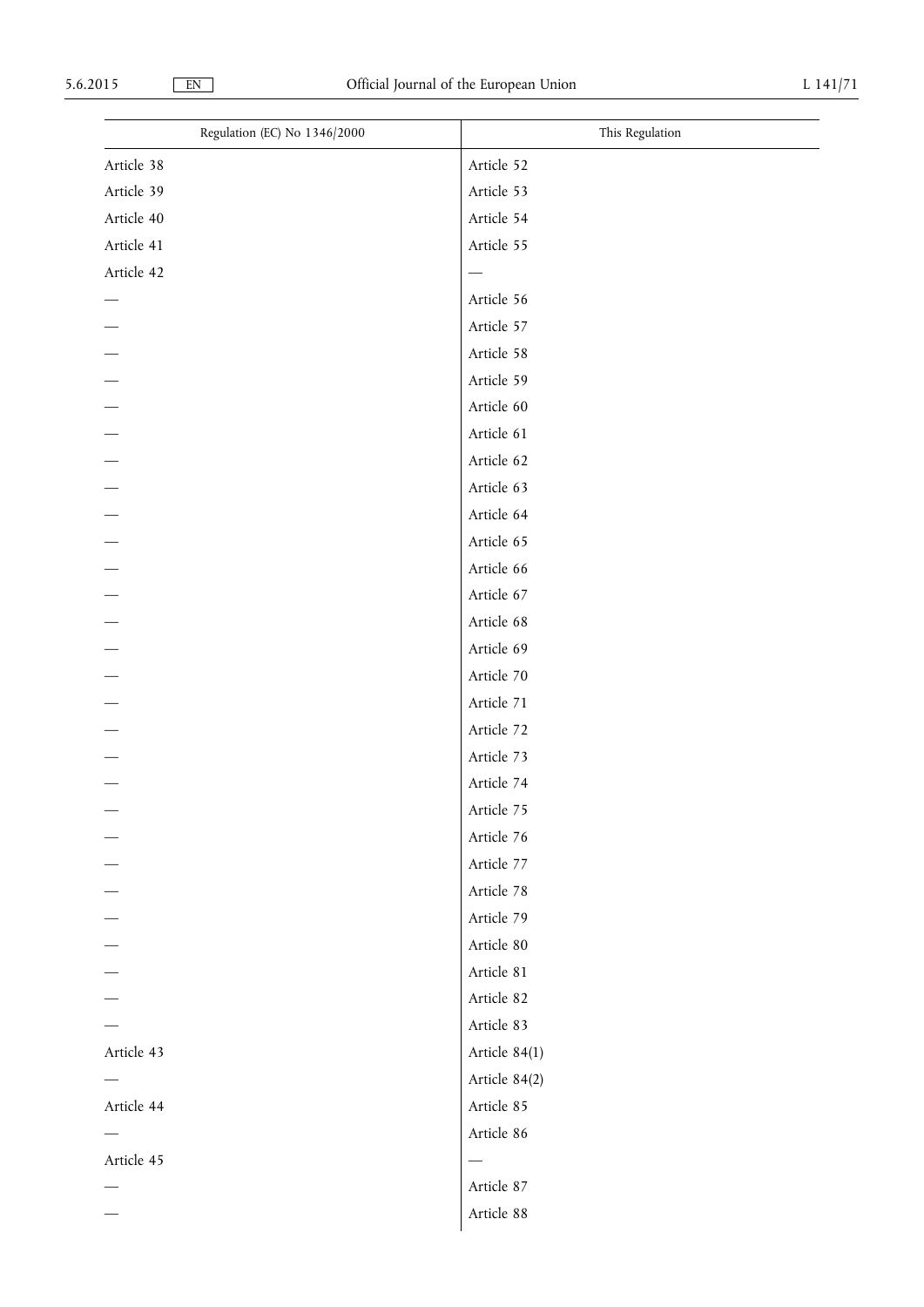| Regulation (EC) No 1346/2000 | This Regulation |
|---|---|
| Article 38 | Article 52 |
| Article 39 | Article 53 |
| Article 40 | Article 54 |
| Article 41 | Article 55 |
| Article 42 | — |
| — | Article 56 |
| — | Article 57 |
| — | Article 58 |
| — | Article 59 |
| — | Article 60 |
| — | Article 61 |
| — | Article 62 |
| — | Article 63 |
| — | Article 64 |
| — | Article 65 |
| — | Article 66 |
| — | Article 67 |
| — | Article 68 |
| — | Article 69 |
| — | Article 70 |
| — | Article 71 |
| — | Article 72 |
| — | Article 73 |
| — | Article 74 |
| — | Article 75 |
| — | Article 76 |
| — | Article 77 |
| — | Article 78 |
| — | Article 79 |
| — | Article 80 |
| — | Article 81 |
| — | Article 82 |
| — | Article 83 |
| Article 43 | Article 84(1) |
| — | Article 84(2) |
| Article 44 | Article 85 |
| — | Article 86 |
| Article 45 | — |
| — | Article 87 |
| — | Article 88 |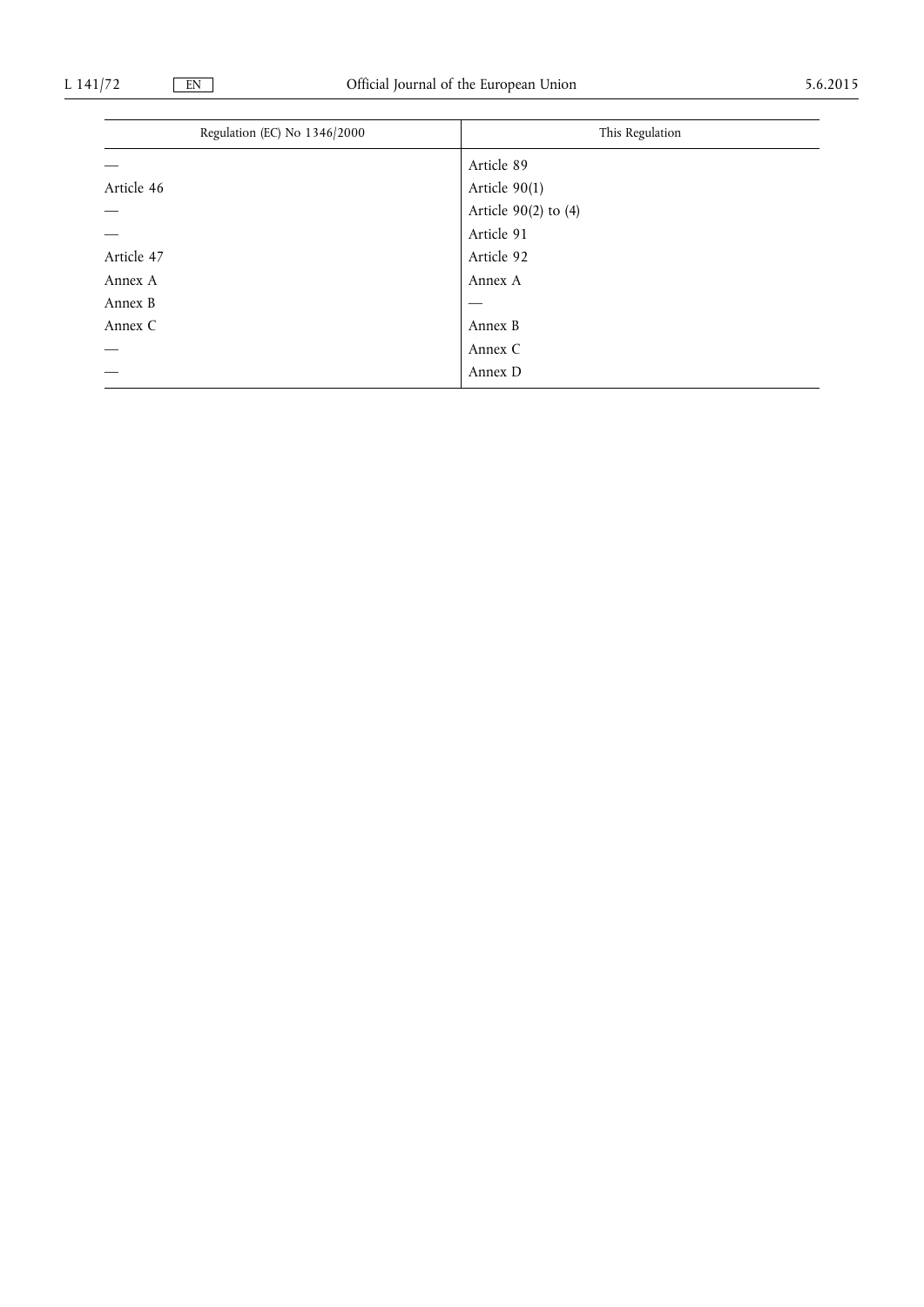| Regulation (EC) No 1346/2000 | This Regulation |
|---|---|
| — | Article 89 |
| Article 46 | Article 90(1) |
| — | Article 90(2) to (4) |
| — | Article 91 |
| Article 47 | Article 92 |
| Annex A | Annex A |
| Annex B | — |
| Annex C | Annex B |
| — | Annex C |
| — | Annex D |